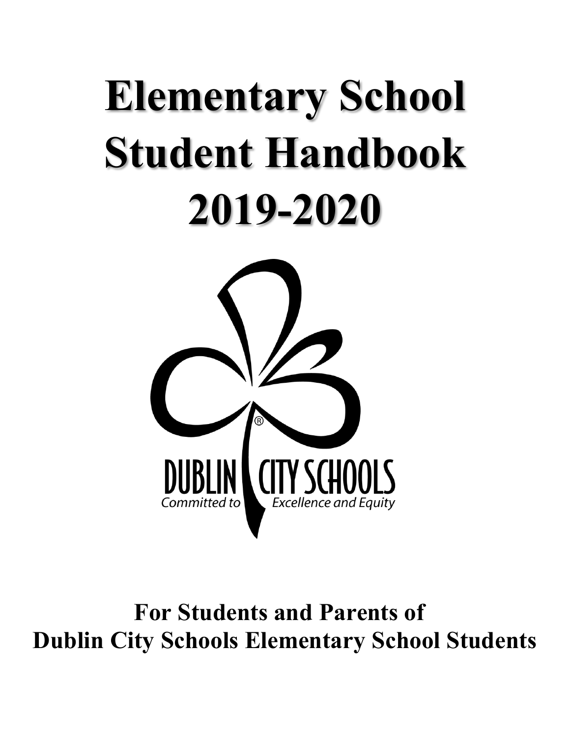# Elementary School Student Handbook 2019-2020

DUBLIN CITY SCHOOLS

*Committed to Excellence and Equity*

**For Students and Parents of Dublin City Schools Elementary School Students**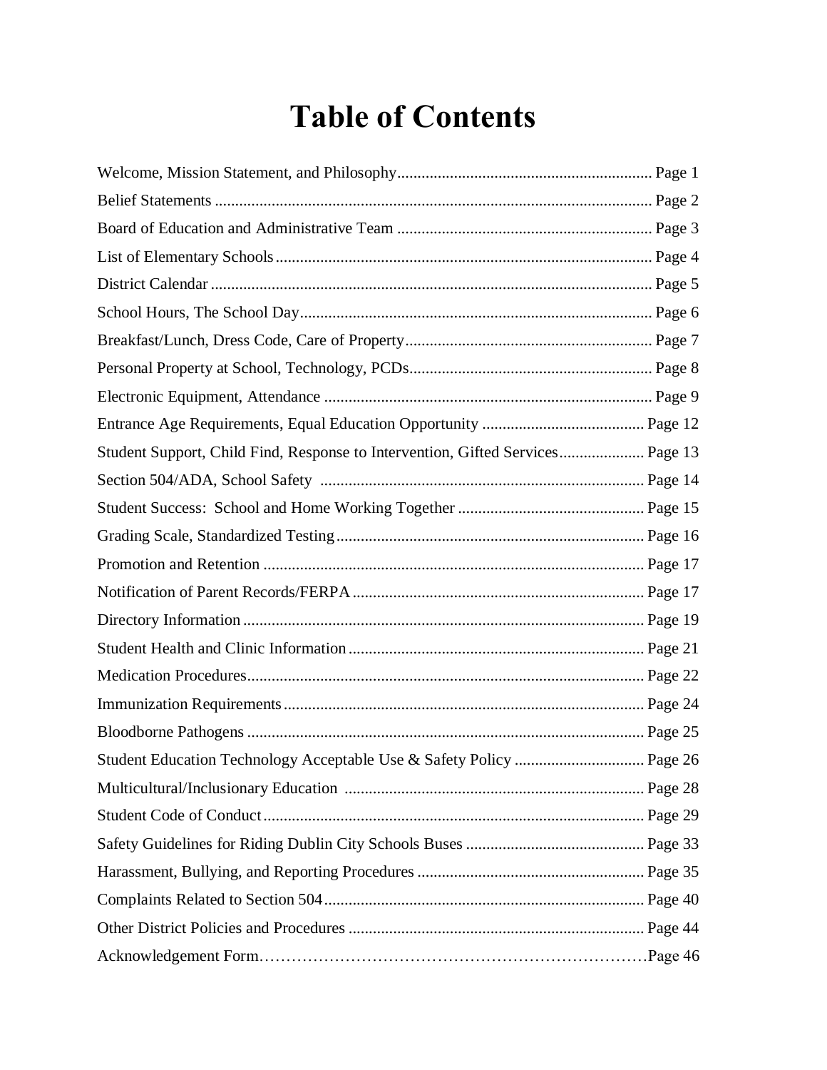# Table of Contents

Welcome, Mission Statement, and Philosophy............................................................... Page 1
Belief Statements ........................................................................................................... Page 2
Board of Education and Administrative Team ............................................................... Page 3
List of Elementary Schools.............................................................................................. Page 4
District Calendar ............................................................................................................. Page 5
School Hours, The School Day........................................................................................ Page 6
Breakfast/Lunch, Dress Code, Care of Property.............................................................. Page 7
Personal Property at School, Technology, PCDs............................................................. Page 8
Electronic Equipment, Attendance .................................................................................. Page 9
Entrance Age Requirements, Equal Education Opportunity ......................................... Page 12
Student Support, Child Find, Response to Intervention, Gifted Services..................... Page 13
Section 504/ADA, School Safety ................................................................................ Page 14
Student Success: School and Home Working Together .............................................. Page 15
Grading Scale, Standardized Testing............................................................................ Page 16
Promotion and Retention .............................................................................................. Page 17
Notification of Parent Records/FERPA........................................................................ Page 17
Directory Information................................................................................................... Page 19
Student Health and Clinic Information......................................................................... Page 21
Medication Procedures.................................................................................................. Page 22
Immunization Requirements......................................................................................... Page 24
Bloodborne Pathogens .................................................................................................. Page 25
Student Education Technology Acceptable Use & Safety Policy ................................ Page 26
Multicultural/Inclusionary Education .......................................................................... Page 28
Student Code of Conduct.............................................................................................. Page 29
Safety Guidelines for Riding Dublin City Schools Buses ............................................ Page 33
Harassment, Bullying, and Reporting Procedures ........................................................ Page 35
Complaints Related to Section 504............................................................................... Page 40
Other District Policies and Procedures ......................................................................... Page 44
Acknowledgement Form……………………………………………………………Page 46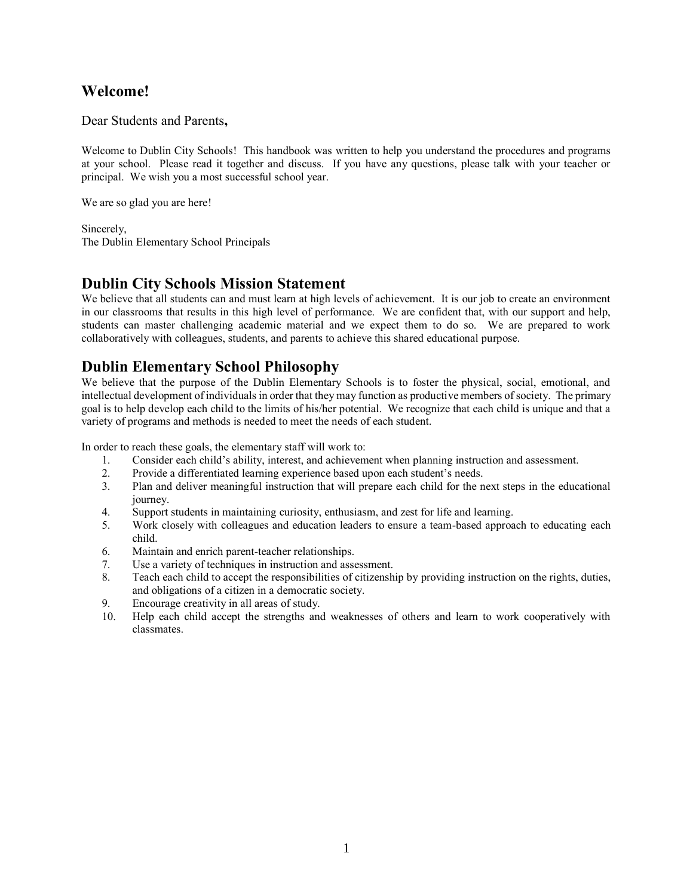## Welcome!

Dear Students and Parents**,**

Welcome to Dublin City Schools! This handbook was written to help you understand the procedures and programs at your school. Please read it together and discuss. If you have any questions, please talk with your teacher or principal. We wish you a most successful school year.

We are so glad you are here!

Sincerely,
The Dublin Elementary School Principals

## Dublin City Schools Mission Statement

We believe that all students can and must learn at high levels of achievement. It is our job to create an environment in our classrooms that results in this high level of performance. We are confident that, with our support and help, students can master challenging academic material and we expect them to do so. We are prepared to work collaboratively with colleagues, students, and parents to achieve this shared educational purpose.

## Dublin Elementary School Philosophy

We believe that the purpose of the Dublin Elementary Schools is to foster the physical, social, emotional, and intellectual development of individuals in order that they may function as productive members of society. The primary goal is to help develop each child to the limits of his/her potential. We recognize that each child is unique and that a variety of programs and methods is needed to meet the needs of each student.

In order to reach these goals, the elementary staff will work to:

1. Consider each child's ability, interest, and achievement when planning instruction and assessment.
2. Provide a differentiated learning experience based upon each student's needs.
3. Plan and deliver meaningful instruction that will prepare each child for the next steps in the educational journey.
4. Support students in maintaining curiosity, enthusiasm, and zest for life and learning.
5. Work closely with colleagues and education leaders to ensure a team-based approach to educating each child.
6. Maintain and enrich parent-teacher relationships.
7. Use a variety of techniques in instruction and assessment.
8. Teach each child to accept the responsibilities of citizenship by providing instruction on the rights, duties, and obligations of a citizen in a democratic society.
9. Encourage creativity in all areas of study.
10. Help each child accept the strengths and weaknesses of others and learn to work cooperatively with classmates.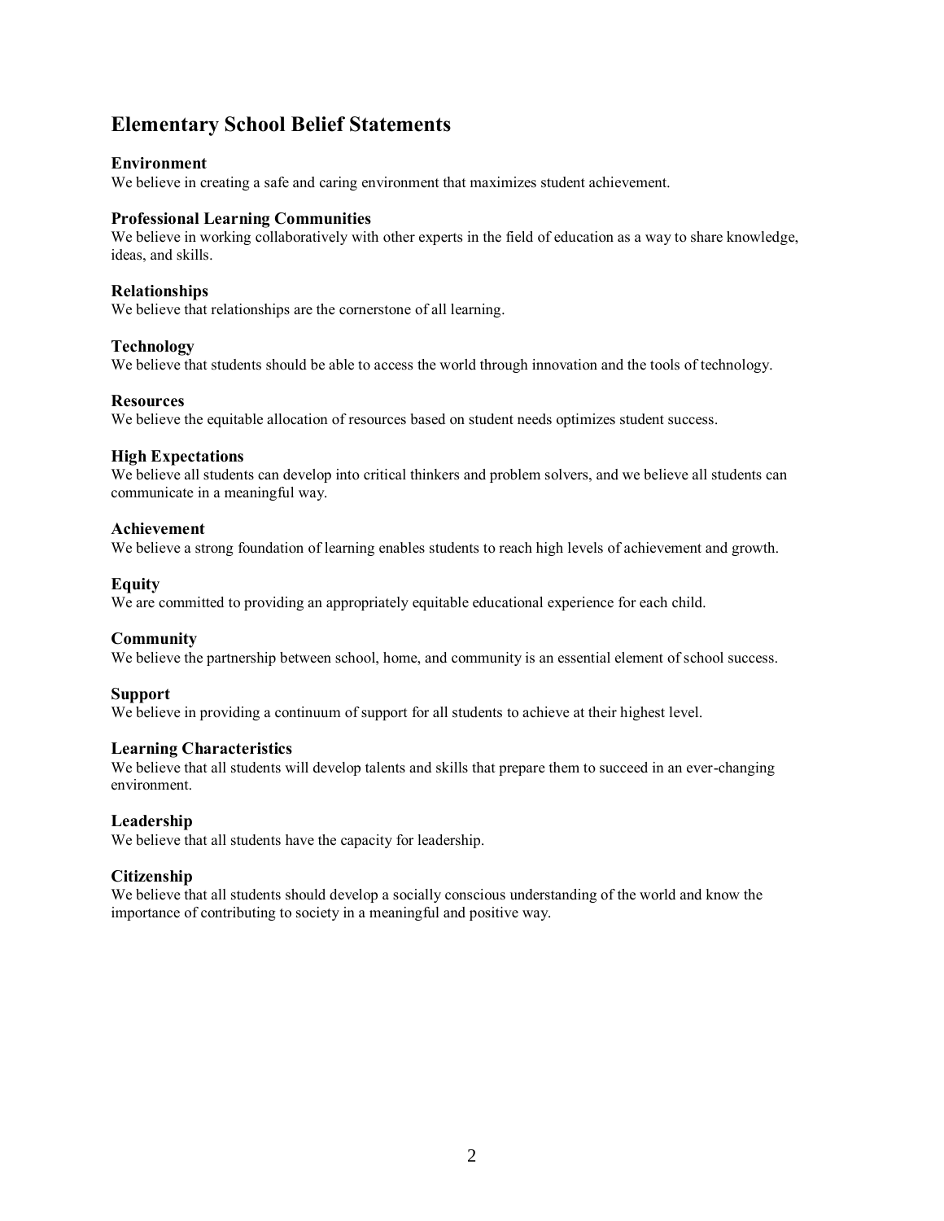## Elementary School Belief Statements

### Environment
We believe in creating a safe and caring environment that maximizes student achievement.

### Professional Learning Communities
We believe in working collaboratively with other experts in the field of education as a way to share knowledge, ideas, and skills.

### Relationships
We believe that relationships are the cornerstone of all learning.

### Technology
We believe that students should be able to access the world through innovation and the tools of technology.

### Resources
We believe the equitable allocation of resources based on student needs optimizes student success.

### High Expectations
We believe all students can develop into critical thinkers and problem solvers, and we believe all students can communicate in a meaningful way.

### Achievement
We believe a strong foundation of learning enables students to reach high levels of achievement and growth.

### Equity
We are committed to providing an appropriately equitable educational experience for each child.

### Community
We believe the partnership between school, home, and community is an essential element of school success.

### Support
We believe in providing a continuum of support for all students to achieve at their highest level.

### Learning Characteristics
We believe that all students will develop talents and skills that prepare them to succeed in an ever-changing environment.

### Leadership
We believe that all students have the capacity for leadership.

### Citizenship
We believe that all students should develop a socially conscious understanding of the world and know the importance of contributing to society in a meaningful and positive way.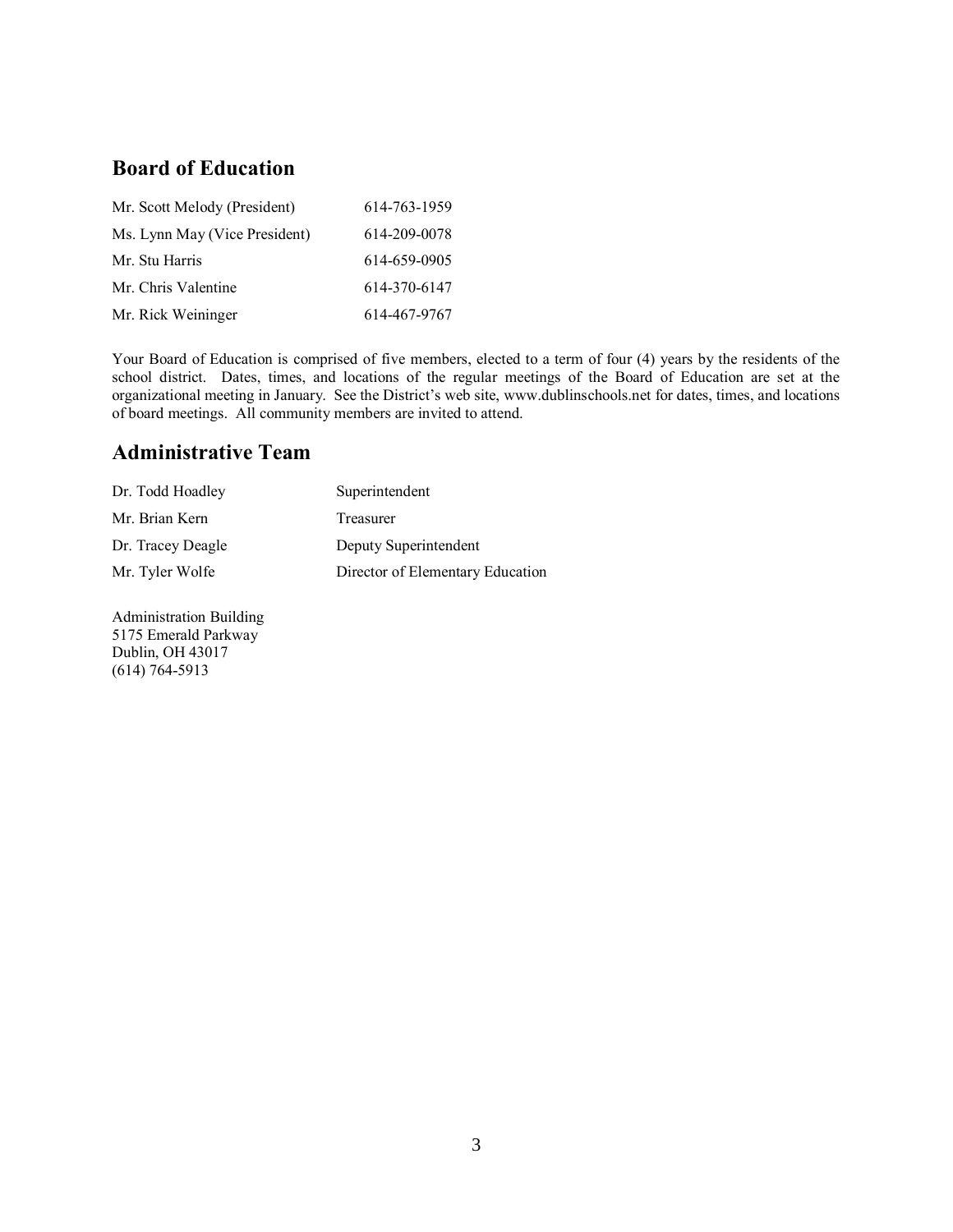## Board of Education

| | |
|---|---|
| Mr. Scott Melody (President) | 614-763-1959 |
| Ms. Lynn May (Vice President) | 614-209-0078 |
| Mr. Stu Harris | 614-659-0905 |
| Mr. Chris Valentine | 614-370-6147 |
| Mr. Rick Weininger | 614-467-9767 |

Your Board of Education is comprised of five members, elected to a term of four (4) years by the residents of the school district. Dates, times, and locations of the regular meetings of the Board of Education are set at the organizational meeting in January. See the District's web site, www.dublinschools.net for dates, times, and locations of board meetings. All community members are invited to attend.

## Administrative Team

| | |
|---|---|
| Dr. Todd Hoadley | Superintendent |
| Mr. Brian Kern | Treasurer |
| Dr. Tracey Deagle | Deputy Superintendent |
| Mr. Tyler Wolfe | Director of Elementary Education |

Administration Building
5175 Emerald Parkway
Dublin, OH 43017
(614) 764-5913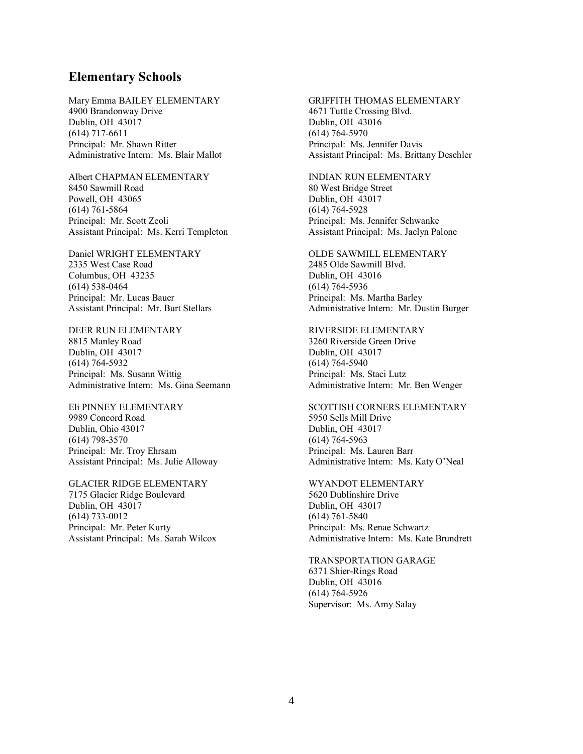## Elementary Schools

Mary Emma BAILEY ELEMENTARY
4900 Brandonway Drive
Dublin, OH 43017
(614) 717-6611
Principal: Mr. Shawn Ritter
Administrative Intern: Ms. Blair Mallot

Albert CHAPMAN ELEMENTARY
8450 Sawmill Road
Powell, OH 43065
(614) 761-5864
Principal: Mr. Scott Zeoli
Assistant Principal: Ms. Kerri Templeton

Daniel WRIGHT ELEMENTARY
2335 West Case Road
Columbus, OH 43235
(614) 538-0464
Principal: Mr. Lucas Bauer
Assistant Principal: Mr. Burt Stellars

DEER RUN ELEMENTARY
8815 Manley Road
Dublin, OH 43017
(614) 764-5932
Principal: Ms. Susann Wittig
Administrative Intern: Ms. Gina Seemann

Eli PINNEY ELEMENTARY
9989 Concord Road
Dublin, Ohio 43017
(614) 798-3570
Principal: Mr. Troy Ehrsam
Assistant Principal: Ms. Julie Alloway

GLACIER RIDGE ELEMENTARY
7175 Glacier Ridge Boulevard
Dublin, OH 43017
(614) 733-0012
Principal: Mr. Peter Kurty
Assistant Principal: Ms. Sarah Wilcox

GRIFFITH THOMAS ELEMENTARY
4671 Tuttle Crossing Blvd.
Dublin, OH 43016
(614) 764-5970
Principal: Ms. Jennifer Davis
Assistant Principal: Ms. Brittany Deschler

INDIAN RUN ELEMENTARY
80 West Bridge Street
Dublin, OH 43017
(614) 764-5928
Principal: Ms. Jennifer Schwanke
Assistant Principal: Ms. Jaclyn Palone

OLDE SAWMILL ELEMENTARY
2485 Olde Sawmill Blvd.
Dublin, OH 43016
(614) 764-5936
Principal: Ms. Martha Barley
Administrative Intern: Mr. Dustin Burger

RIVERSIDE ELEMENTARY
3260 Riverside Green Drive
Dublin, OH 43017
(614) 764-5940
Principal: Ms. Staci Lutz
Administrative Intern: Mr. Ben Wenger

SCOTTISH CORNERS ELEMENTARY
5950 Sells Mill Drive
Dublin, OH 43017
(614) 764-5963
Principal: Ms. Lauren Barr
Administrative Intern: Ms. Katy O'Neal

WYANDOT ELEMENTARY
5620 Dublinshire Drive
Dublin, OH 43017
(614) 761-5840
Principal: Ms. Renae Schwartz
Administrative Intern: Ms. Kate Brundrett

TRANSPORTATION GARAGE
6371 Shier-Rings Road
Dublin, OH 43016
(614) 764-5926
Supervisor: Ms. Amy Salay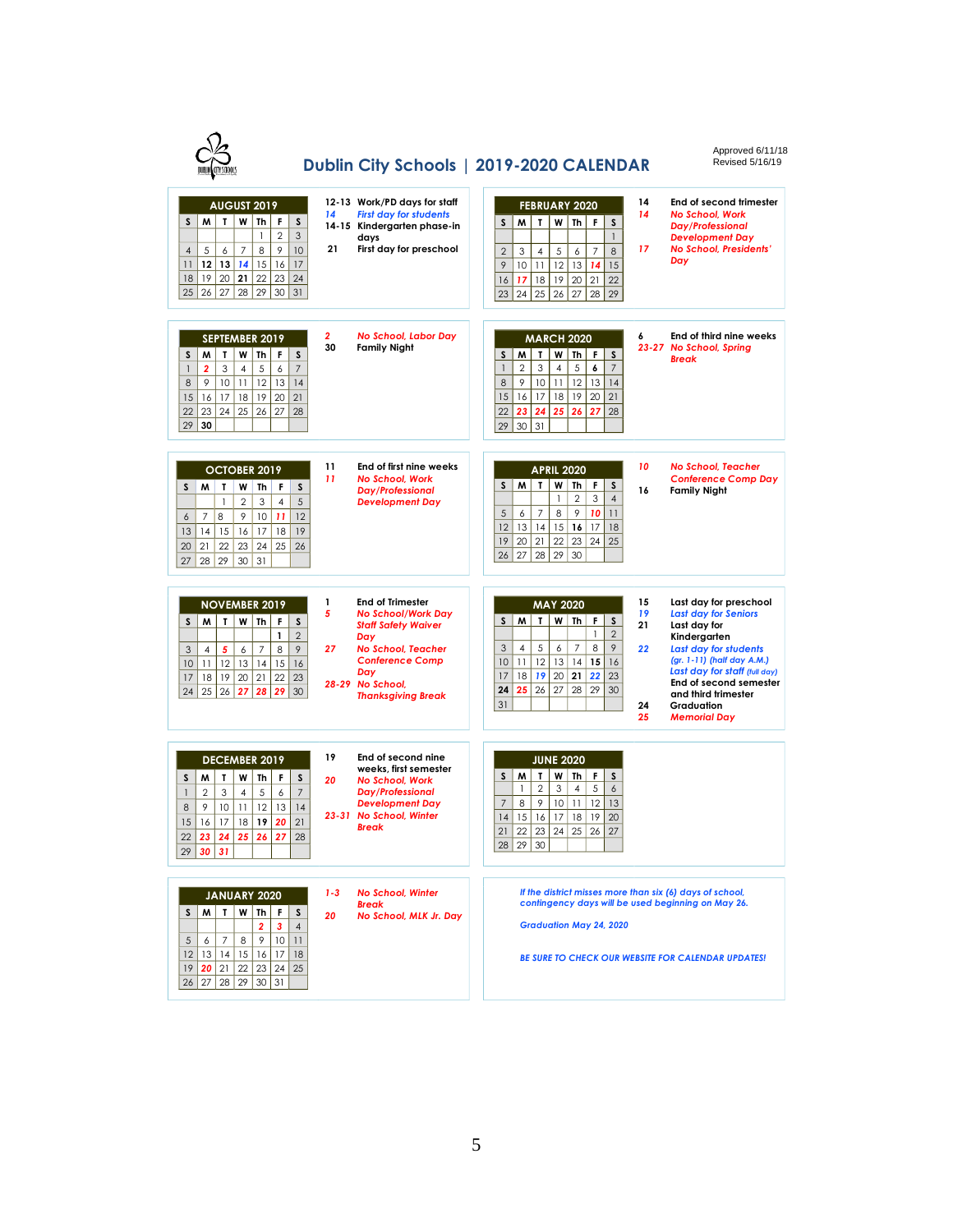# Dublin City Schools | 2019-2020 CALENDAR

Approved 6/11/18
Revised 5/16/19

## AUGUST 2019

| S | M | T | W | Th | F | S |
|---|---|---|---|---|---|---|
| | | | | 1 | 2 | 3 |
| 4 | 5 | 6 | 7 | 8 | 9 | 10 |
| 11 | **12** | **13** | ***14*** | 15 | 16 | 17 |
| 18 | 19 | 20 | **21** | 22 | 23 | 24 |
| 25 | 26 | 27 | 28 | 29 | 30 | 31 |

- **12-13** Work/PD days for staff
- ***14*** *First day for students*
- **14-15** Kindergarten phase-in days
- **21** First day for preschool

## SEPTEMBER 2019

| S | M | T | W | Th | F | S |
|---|---|---|---|---|---|---|
| 1 | **2** | 3 | 4 | 5 | 6 | 7 |
| 8 | 9 | 10 | 11 | 12 | 13 | 14 |
| 15 | 16 | 17 | 18 | 19 | 20 | 21 |
| 22 | 23 | 24 | 25 | 26 | 27 | 28 |
| 29 | **30** | | | | | |

- ***2*** *No School, Labor Day*
- **30** Family Night

## OCTOBER 2019

| S | M | T | W | Th | F | S |
|---|---|---|---|---|---|---|
| | | 1 | 2 | 3 | 4 | 5 |
| 6 | 7 | 8 | 9 | 10 | **11** | 12 |
| 13 | 14 | 15 | 16 | 17 | 18 | 19 |
| 20 | 21 | 22 | 23 | 24 | 25 | 26 |
| 27 | 28 | 29 | 30 | 31 | | |

- **11** End of first nine weeks
- ***11*** *No School, Work Day/Professional Development Day*

## NOVEMBER 2019

| S | M | T | W | Th | F | S |
|---|---|---|---|---|---|---|
| | | | | | 1 | 2 |
| 3 | 4 | **5** | 6 | 7 | 8 | 9 |
| 10 | 11 | 12 | 13 | 14 | 15 | 16 |
| 17 | 18 | 19 | 20 | 21 | 22 | 23 |
| 24 | 25 | 26 | **27** | **28** | **29** | 30 |

- **1** End of Trimester
- ***5*** *No School/Work Day Staff Safety Waiver Day*
- ***27*** *No School, Teacher Conference Comp Day*
- ***28-29*** *No School, Thanksgiving Break*

## DECEMBER 2019

| S | M | T | W | Th | F | S |
|---|---|---|---|---|---|---|
| 1 | 2 | 3 | 4 | 5 | 6 | 7 |
| 8 | 9 | 10 | 11 | 12 | 13 | 14 |
| 15 | 16 | 17 | 18 | **19** | **20** | 21 |
| 22 | **23** | **24** | **25** | **26** | **27** | 28 |
| 29 | **30** | **31** | | | | |

- **19** End of second nine weeks, first semester
- ***20*** *No School, Work Day/Professional Development Day*
- ***23-31*** *No School, Winter Break*

## JANUARY 2020

| S | M | T | W | Th | F | S |
|---|---|---|---|---|---|---|
| | | | 1 | **2** | **3** | 4 |
| 5 | 6 | 7 | 8 | 9 | 10 | 11 |
| 12 | 13 | 14 | 15 | 16 | 17 | 18 |
| 19 | **20** | 21 | 22 | 23 | 24 | 25 |
| 26 | 27 | 28 | 29 | 30 | 31 | |

- ***1-3*** *No School, Winter Break*
- ***20*** *No School, MLK Jr. Day*

## FEBRUARY 2020

| S | M | T | W | Th | F | S |
|---|---|---|---|---|---|---|
| | | | | | | 1 |
| 2 | 3 | 4 | 5 | 6 | 7 | 8 |
| 9 | 10 | 11 | 12 | 13 | **14** | 15 |
| 16 | **17** | 18 | 19 | 20 | 21 | 22 |
| 23 | 24 | 25 | 26 | 27 | 28 | 29 |

- **14** End of second trimester
- ***14*** *No School, Work Day/Professional Development Day*
- ***17*** *No School, Presidents' Day*

## MARCH 2020

| S | M | T | W | Th | F | S |
|---|---|---|---|---|---|---|
| 1 | 2 | 3 | 4 | 5 | **6** | 7 |
| 8 | 9 | 10 | 11 | 12 | 13 | 14 |
| 15 | 16 | 17 | 18 | 19 | 20 | 21 |
| 22 | **23** | **24** | **25** | **26** | **27** | 28 |
| 29 | 30 | 31 | | | | |

- **6** End of third nine weeks
- ***23-27*** *No School, Spring Break*

## APRIL 2020

| S | M | T | W | Th | F | S |
|---|---|---|---|---|---|---|
| | | | 1 | 2 | 3 | 4 |
| 5 | 6 | 7 | 8 | 9 | **10** | 11 |
| 12 | 13 | 14 | 15 | **16** | 17 | 18 |
| 19 | 20 | 21 | 22 | 23 | 24 | 25 |
| 26 | 27 | 28 | 29 | 30 | | |

- ***10*** *No School, Teacher Conference Comp Day*
- **16** Family Night

## MAY 2020

| S | M | T | W | Th | F | S |
|---|---|---|---|---|---|---|
| | | | | | 1 | 2 |
| 3 | 4 | 5 | 6 | 7 | 8 | 9 |
| 10 | 11 | 12 | 13 | 14 | **15** | 16 |
| 17 | 18 | ***19*** | 20 | **21** | ***22*** | 23 |
| **24** | **25** | 26 | 27 | 28 | 29 | 30 |
| 31 | | | | | | |

- **15** Last day for preschool
- ***19*** *Last day for Seniors*
- **21** Last day for Kindergarten
- ***22*** *Last day for students (gr. 1-11) (half day A.M.)*
  *Last day for staff (full day)*
  End of second semester and third trimester
- **24** Graduation
- ***25*** *Memorial Day*

## JUNE 2020

| S | M | T | W | Th | F | S |
|---|---|---|---|---|---|---|
| | 1 | 2 | 3 | 4 | 5 | 6 |
| 7 | 8 | 9 | 10 | 11 | 12 | 13 |
| 14 | 15 | 16 | 17 | 18 | 19 | 20 |
| 21 | 22 | 23 | 24 | 25 | 26 | 27 |
| 28 | 29 | 30 | | | | |

*If the district misses more than six (6) days of school, contingency days will be used beginning on May 26.*

*Graduation May 24, 2020*

*BE SURE TO CHECK OUR WEBSITE FOR CALENDAR UPDATES!*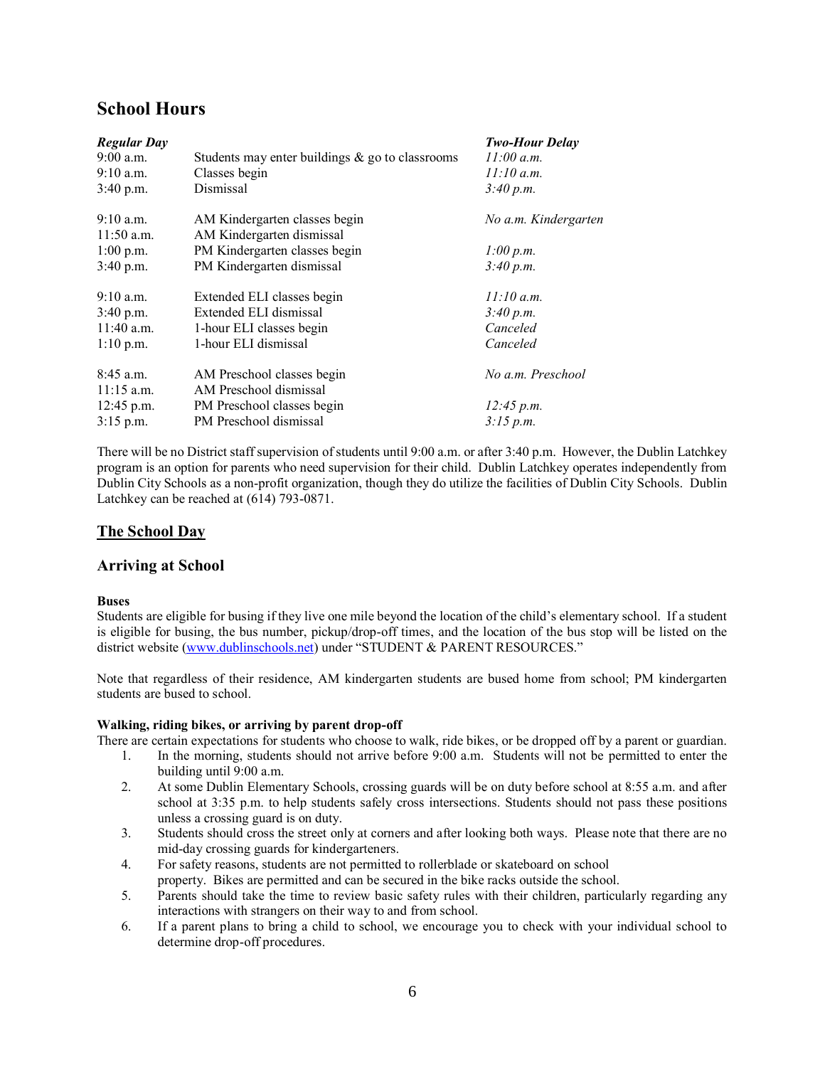## School Hours

| *Regular Day* | | *Two-Hour Delay* |
|---|---|---|
| 9:00 a.m. | Students may enter buildings & go to classrooms | *11:00 a.m.* |
| 9:10 a.m. | Classes begin | *11:10 a.m.* |
| 3:40 p.m. | Dismissal | *3:40 p.m.* |
| | | |
| 9:10 a.m. | AM Kindergarten classes begin | *No a.m. Kindergarten* |
| 11:50 a.m. | AM Kindergarten dismissal | |
| 1:00 p.m. | PM Kindergarten classes begin | *1:00 p.m.* |
| 3:40 p.m. | PM Kindergarten dismissal | *3:40 p.m.* |
| | | |
| 9:10 a.m. | Extended ELI classes begin | *11:10 a.m.* |
| 3:40 p.m. | Extended ELI dismissal | *3:40 p.m.* |
| 11:40 a.m. | 1-hour ELI classes begin | *Canceled* |
| 1:10 p.m. | 1-hour ELI dismissal | *Canceled* |
| | | |
| 8:45 a.m. | AM Preschool classes begin | *No a.m. Preschool* |
| 11:15 a.m. | AM Preschool dismissal | |
| 12:45 p.m. | PM Preschool classes begin | *12:45 p.m.* |
| 3:15 p.m. | PM Preschool dismissal | *3:15 p.m.* |

There will be no District staff supervision of students until 9:00 a.m. or after 3:40 p.m. However, the Dublin Latchkey program is an option for parents who need supervision for their child. Dublin Latchkey operates independently from Dublin City Schools as a non-profit organization, though they do utilize the facilities of Dublin City Schools. Dublin Latchkey can be reached at (614) 793-0871.

## The School Day

## Arriving at School

**Buses**

Students are eligible for busing if they live one mile beyond the location of the child's elementary school. If a student is eligible for busing, the bus number, pickup/drop-off times, and the location of the bus stop will be listed on the district website (www.dublinschools.net) under "STUDENT & PARENT RESOURCES."

Note that regardless of their residence, AM kindergarten students are bused home from school; PM kindergarten students are bused to school.

**Walking, riding bikes, or arriving by parent drop-off**

There are certain expectations for students who choose to walk, ride bikes, or be dropped off by a parent or guardian.

1. In the morning, students should not arrive before 9:00 a.m. Students will not be permitted to enter the building until 9:00 a.m.
2. At some Dublin Elementary Schools, crossing guards will be on duty before school at 8:55 a.m. and after school at 3:35 p.m. to help students safely cross intersections. Students should not pass these positions unless a crossing guard is on duty.
3. Students should cross the street only at corners and after looking both ways. Please note that there are no mid-day crossing guards for kindergarteners.
4. For safety reasons, students are not permitted to rollerblade or skateboard on school property. Bikes are permitted and can be secured in the bike racks outside the school.
5. Parents should take the time to review basic safety rules with their children, particularly regarding any interactions with strangers on their way to and from school.
6. If a parent plans to bring a child to school, we encourage you to check with your individual school to determine drop-off procedures.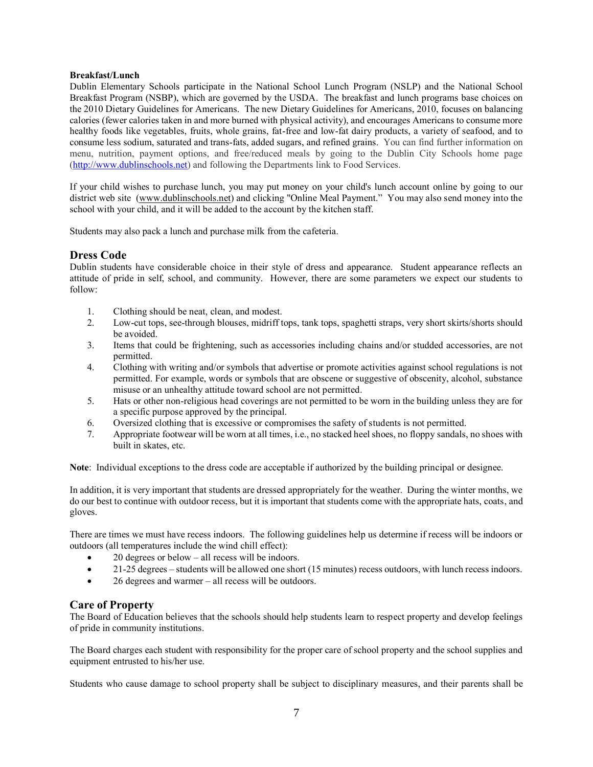**Breakfast/Lunch**

Dublin Elementary Schools participate in the National School Lunch Program (NSLP) and the National School Breakfast Program (NSBP), which are governed by the USDA. The breakfast and lunch programs base choices on the 2010 Dietary Guidelines for Americans. The new Dietary Guidelines for Americans, 2010, focuses on balancing calories (fewer calories taken in and more burned with physical activity), and encourages Americans to consume more healthy foods like vegetables, fruits, whole grains, fat-free and low-fat dairy products, a variety of seafood, and to consume less sodium, saturated and trans-fats, added sugars, and refined grains. You can find further information on menu, nutrition, payment options, and free/reduced meals by going to the Dublin City Schools home page (http://www.dublinschools.net) and following the Departments link to Food Services.

If your child wishes to purchase lunch, you may put money on your child's lunch account online by going to our district web site (www.dublinschools.net) and clicking "Online Meal Payment." You may also send money into the school with your child, and it will be added to the account by the kitchen staff.

Students may also pack a lunch and purchase milk from the cafeteria.

## Dress Code

Dublin students have considerable choice in their style of dress and appearance. Student appearance reflects an attitude of pride in self, school, and community. However, there are some parameters we expect our students to follow:

1. Clothing should be neat, clean, and modest.
2. Low-cut tops, see-through blouses, midriff tops, tank tops, spaghetti straps, very short skirts/shorts should be avoided.
3. Items that could be frightening, such as accessories including chains and/or studded accessories, are not permitted.
4. Clothing with writing and/or symbols that advertise or promote activities against school regulations is not permitted. For example, words or symbols that are obscene or suggestive of obscenity, alcohol, substance misuse or an unhealthy attitude toward school are not permitted.
5. Hats or other non-religious head coverings are not permitted to be worn in the building unless they are for a specific purpose approved by the principal.
6. Oversized clothing that is excessive or compromises the safety of students is not permitted.
7. Appropriate footwear will be worn at all times, i.e., no stacked heel shoes, no floppy sandals, no shoes with built in skates, etc.

**Note**: Individual exceptions to the dress code are acceptable if authorized by the building principal or designee.

In addition, it is very important that students are dressed appropriately for the weather. During the winter months, we do our best to continue with outdoor recess, but it is important that students come with the appropriate hats, coats, and gloves.

There are times we must have recess indoors. The following guidelines help us determine if recess will be indoors or outdoors (all temperatures include the wind chill effect):

- 20 degrees or below – all recess will be indoors.
- 21-25 degrees – students will be allowed one short (15 minutes) recess outdoors, with lunch recess indoors.
- 26 degrees and warmer – all recess will be outdoors.

## Care of Property

The Board of Education believes that the schools should help students learn to respect property and develop feelings of pride in community institutions.

The Board charges each student with responsibility for the proper care of school property and the school supplies and equipment entrusted to his/her use.

Students who cause damage to school property shall be subject to disciplinary measures, and their parents shall be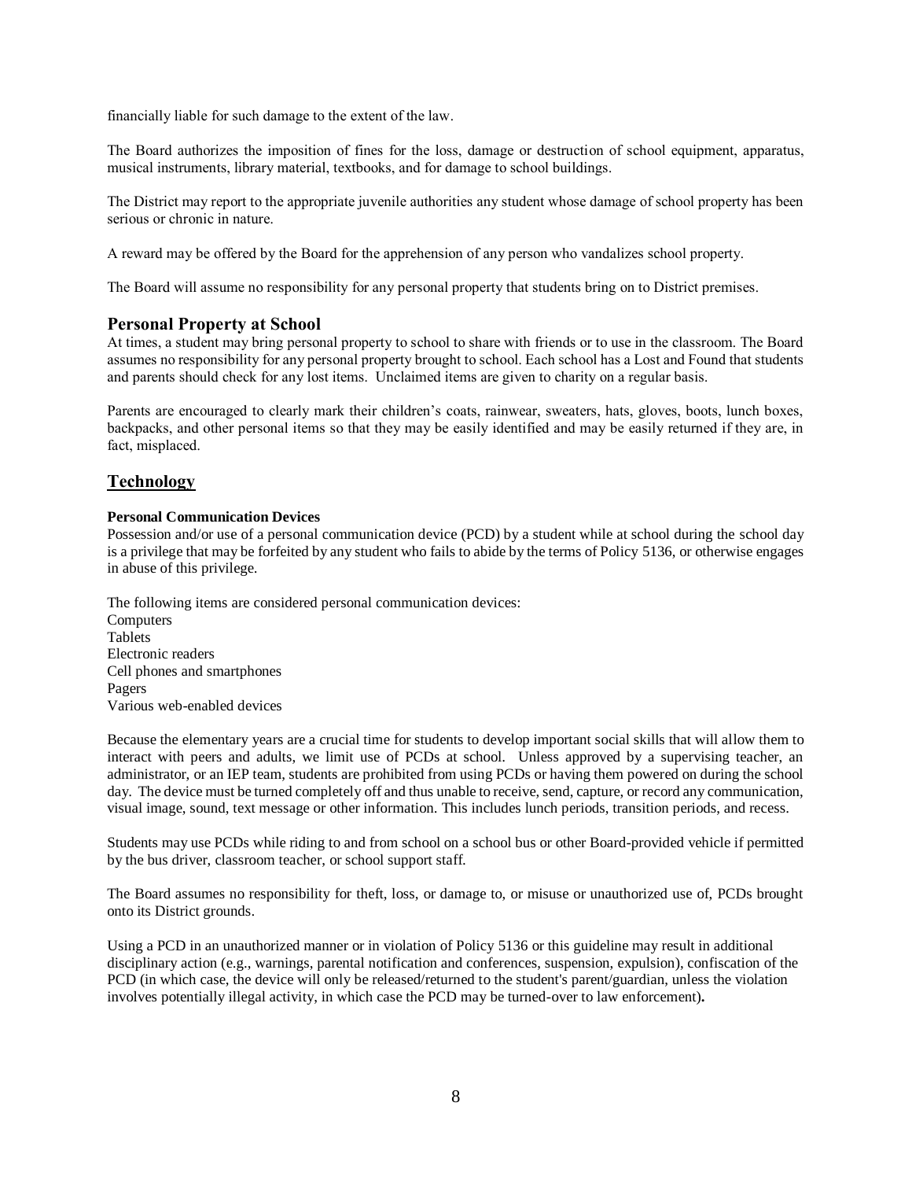financially liable for such damage to the extent of the law.

The Board authorizes the imposition of fines for the loss, damage or destruction of school equipment, apparatus, musical instruments, library material, textbooks, and for damage to school buildings.

The District may report to the appropriate juvenile authorities any student whose damage of school property has been serious or chronic in nature.

A reward may be offered by the Board for the apprehension of any person who vandalizes school property.

The Board will assume no responsibility for any personal property that students bring on to District premises.

### Personal Property at School

At times, a student may bring personal property to school to share with friends or to use in the classroom. The Board assumes no responsibility for any personal property brought to school. Each school has a Lost and Found that students and parents should check for any lost items. Unclaimed items are given to charity on a regular basis.

Parents are encouraged to clearly mark their children's coats, rainwear, sweaters, hats, gloves, boots, lunch boxes, backpacks, and other personal items so that they may be easily identified and may be easily returned if they are, in fact, misplaced.

## Technology

#### Personal Communication Devices

Possession and/or use of a personal communication device (PCD) by a student while at school during the school day is a privilege that may be forfeited by any student who fails to abide by the terms of Policy 5136, or otherwise engages in abuse of this privilege.

The following items are considered personal communication devices:
Computers
Tablets
Electronic readers
Cell phones and smartphones
Pagers
Various web-enabled devices

Because the elementary years are a crucial time for students to develop important social skills that will allow them to interact with peers and adults, we limit use of PCDs at school. Unless approved by a supervising teacher, an administrator, or an IEP team, students are prohibited from using PCDs or having them powered on during the school day. The device must be turned completely off and thus unable to receive, send, capture, or record any communication, visual image, sound, text message or other information. This includes lunch periods, transition periods, and recess.

Students may use PCDs while riding to and from school on a school bus or other Board-provided vehicle if permitted by the bus driver, classroom teacher, or school support staff.

The Board assumes no responsibility for theft, loss, or damage to, or misuse or unauthorized use of, PCDs brought onto its District grounds.

Using a PCD in an unauthorized manner or in violation of Policy 5136 or this guideline may result in additional disciplinary action (e.g., warnings, parental notification and conferences, suspension, expulsion), confiscation of the PCD (in which case, the device will only be released/returned to the student's parent/guardian, unless the violation involves potentially illegal activity, in which case the PCD may be turned-over to law enforcement).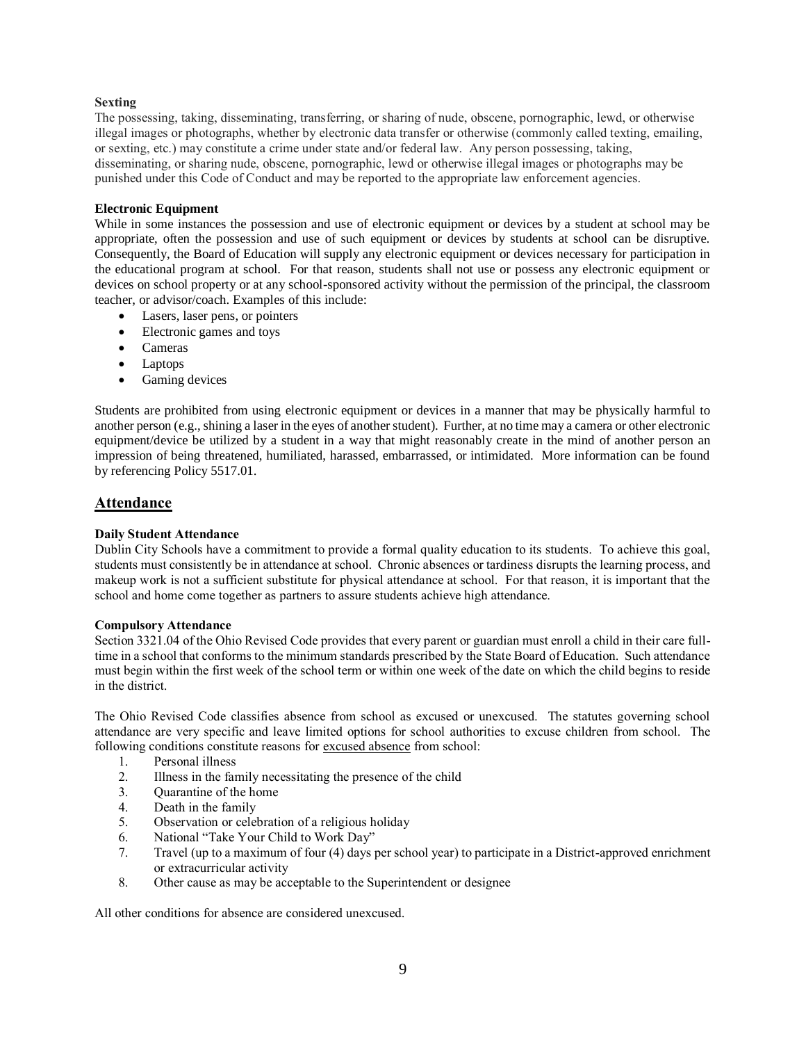**Sexting**

The possessing, taking, disseminating, transferring, or sharing of nude, obscene, pornographic, lewd, or otherwise illegal images or photographs, whether by electronic data transfer or otherwise (commonly called texting, emailing, or sexting, etc.) may constitute a crime under state and/or federal law. Any person possessing, taking, disseminating, or sharing nude, obscene, pornographic, lewd or otherwise illegal images or photographs may be punished under this Code of Conduct and may be reported to the appropriate law enforcement agencies.

**Electronic Equipment**

While in some instances the possession and use of electronic equipment or devices by a student at school may be appropriate, often the possession and use of such equipment or devices by students at school can be disruptive. Consequently, the Board of Education will supply any electronic equipment or devices necessary for participation in the educational program at school. For that reason, students shall not use or possess any electronic equipment or devices on school property or at any school-sponsored activity without the permission of the principal, the classroom teacher, or advisor/coach. Examples of this include:

- Lasers, laser pens, or pointers
- Electronic games and toys
- Cameras
- Laptops
- Gaming devices

Students are prohibited from using electronic equipment or devices in a manner that may be physically harmful to another person (e.g., shining a laser in the eyes of another student). Further, at no time may a camera or other electronic equipment/device be utilized by a student in a way that might reasonably create in the mind of another person an impression of being threatened, humiliated, harassed, embarrassed, or intimidated. More information can be found by referencing Policy 5517.01.

## Attendance

**Daily Student Attendance**

Dublin City Schools have a commitment to provide a formal quality education to its students. To achieve this goal, students must consistently be in attendance at school. Chronic absences or tardiness disrupts the learning process, and makeup work is not a sufficient substitute for physical attendance at school. For that reason, it is important that the school and home come together as partners to assure students achieve high attendance.

**Compulsory Attendance**

Section 3321.04 of the Ohio Revised Code provides that every parent or guardian must enroll a child in their care full-time in a school that conforms to the minimum standards prescribed by the State Board of Education. Such attendance must begin within the first week of the school term or within one week of the date on which the child begins to reside in the district.

The Ohio Revised Code classifies absence from school as excused or unexcused. The statutes governing school attendance are very specific and leave limited options for school authorities to excuse children from school. The following conditions constitute reasons for excused absence from school:

1. Personal illness
2. Illness in the family necessitating the presence of the child
3. Quarantine of the home
4. Death in the family
5. Observation or celebration of a religious holiday
6. National "Take Your Child to Work Day"
7. Travel (up to a maximum of four (4) days per school year) to participate in a District-approved enrichment or extracurricular activity
8. Other cause as may be acceptable to the Superintendent or designee

All other conditions for absence are considered unexcused.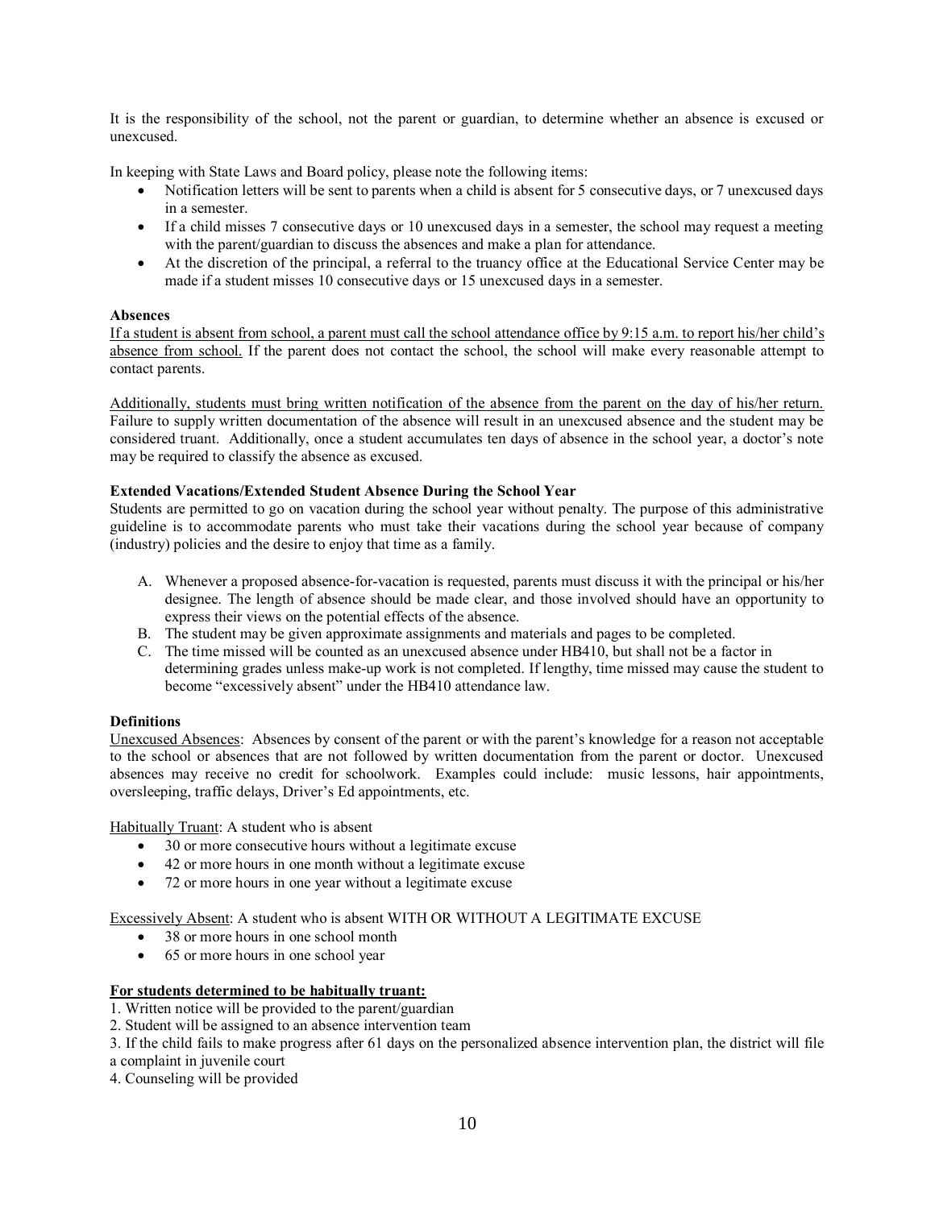It is the responsibility of the school, not the parent or guardian, to determine whether an absence is excused or unexcused.

In keeping with State Laws and Board policy, please note the following items:

- Notification letters will be sent to parents when a child is absent for 5 consecutive days, or 7 unexcused days in a semester.
- If a child misses 7 consecutive days or 10 unexcused days in a semester, the school may request a meeting with the parent/guardian to discuss the absences and make a plan for attendance.
- At the discretion of the principal, a referral to the truancy office at the Educational Service Center may be made if a student misses 10 consecutive days or 15 unexcused days in a semester.

**Absences**

If a student is absent from school, a parent must call the school attendance office by 9:15 a.m. to report his/her child's absence from school. If the parent does not contact the school, the school will make every reasonable attempt to contact parents.

Additionally, students must bring written notification of the absence from the parent on the day of his/her return. Failure to supply written documentation of the absence will result in an unexcused absence and the student may be considered truant. Additionally, once a student accumulates ten days of absence in the school year, a doctor's note may be required to classify the absence as excused.

**Extended Vacations/Extended Student Absence During the School Year**

Students are permitted to go on vacation during the school year without penalty. The purpose of this administrative guideline is to accommodate parents who must take their vacations during the school year because of company (industry) policies and the desire to enjoy that time as a family.

A. Whenever a proposed absence-for-vacation is requested, parents must discuss it with the principal or his/her designee. The length of absence should be made clear, and those involved should have an opportunity to express their views on the potential effects of the absence.
B. The student may be given approximate assignments and materials and pages to be completed.
C. The time missed will be counted as an unexcused absence under HB410, but shall not be a factor in determining grades unless make-up work is not completed. If lengthy, time missed may cause the student to become "excessively absent" under the HB410 attendance law.

**Definitions**

Unexcused Absences: Absences by consent of the parent or with the parent's knowledge for a reason not acceptable to the school or absences that are not followed by written documentation from the parent or doctor. Unexcused absences may receive no credit for schoolwork. Examples could include: music lessons, hair appointments, oversleeping, traffic delays, Driver's Ed appointments, etc.

Habitually Truant: A student who is absent

- 30 or more consecutive hours without a legitimate excuse
- 42 or more hours in one month without a legitimate excuse
- 72 or more hours in one year without a legitimate excuse

Excessively Absent: A student who is absent WITH OR WITHOUT A LEGITIMATE EXCUSE

- 38 or more hours in one school month
- 65 or more hours in one school year

**For students determined to be habitually truant:**

1. Written notice will be provided to the parent/guardian
2. Student will be assigned to an absence intervention team
3. If the child fails to make progress after 61 days on the personalized absence intervention plan, the district will file a complaint in juvenile court
4. Counseling will be provided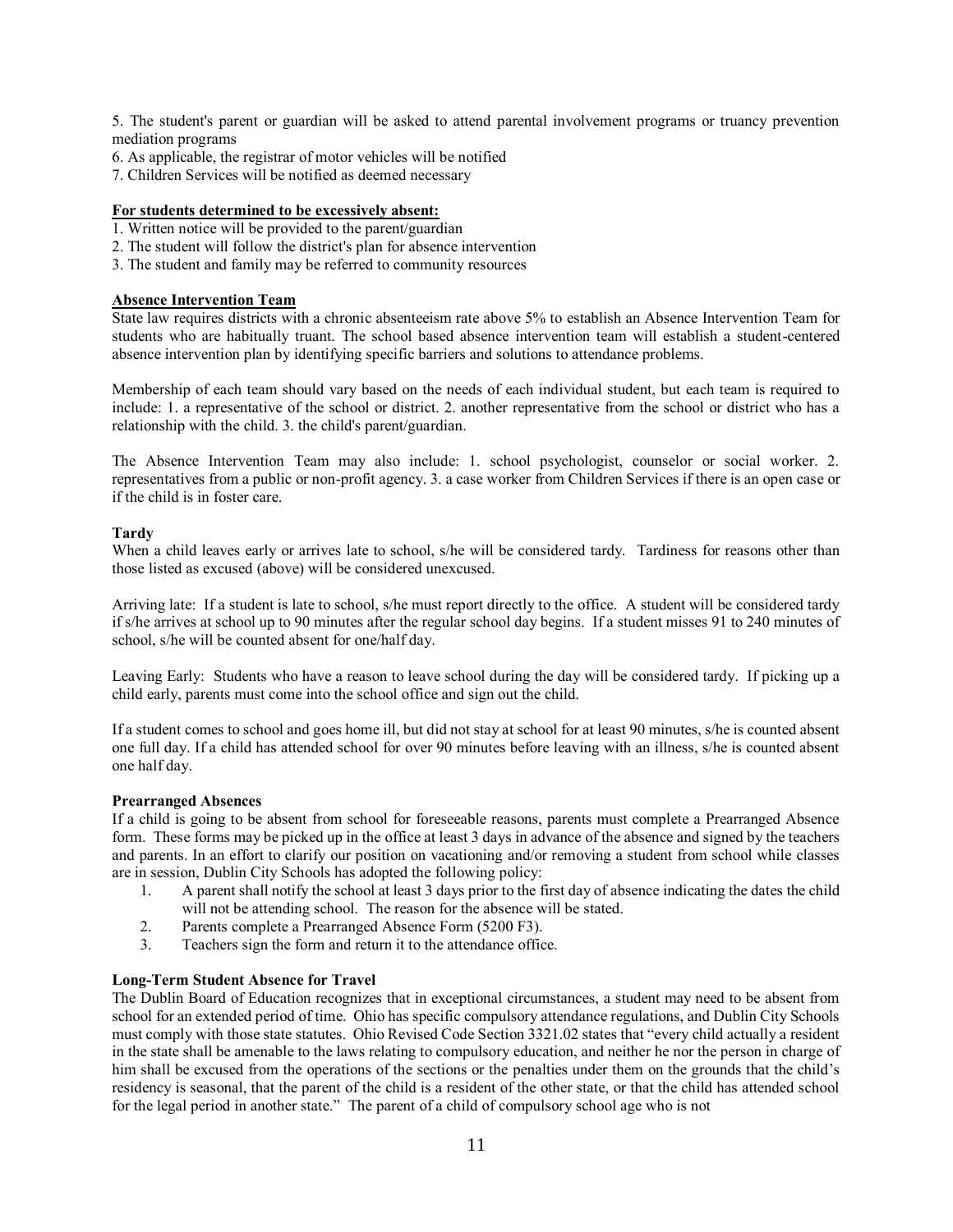5. The student's parent or guardian will be asked to attend parental involvement programs or truancy prevention mediation programs
6. As applicable, the registrar of motor vehicles will be notified
7. Children Services will be notified as deemed necessary

**For students determined to be excessively absent:**

1. Written notice will be provided to the parent/guardian
2. The student will follow the district's plan for absence intervention
3. The student and family may be referred to community resources

**Absence Intervention Team**

State law requires districts with a chronic absenteeism rate above 5% to establish an Absence Intervention Team for students who are habitually truant. The school based absence intervention team will establish a student-centered absence intervention plan by identifying specific barriers and solutions to attendance problems.

Membership of each team should vary based on the needs of each individual student, but each team is required to include: 1. a representative of the school or district. 2. another representative from the school or district who has a relationship with the child. 3. the child's parent/guardian.

The Absence Intervention Team may also include: 1. school psychologist, counselor or social worker. 2. representatives from a public or non-profit agency. 3. a case worker from Children Services if there is an open case or if the child is in foster care.

**Tardy**

When a child leaves early or arrives late to school, s/he will be considered tardy. Tardiness for reasons other than those listed as excused (above) will be considered unexcused.

Arriving late: If a student is late to school, s/he must report directly to the office. A student will be considered tardy if s/he arrives at school up to 90 minutes after the regular school day begins. If a student misses 91 to 240 minutes of school, s/he will be counted absent for one/half day.

Leaving Early: Students who have a reason to leave school during the day will be considered tardy. If picking up a child early, parents must come into the school office and sign out the child.

If a student comes to school and goes home ill, but did not stay at school for at least 90 minutes, s/he is counted absent one full day. If a child has attended school for over 90 minutes before leaving with an illness, s/he is counted absent one half day.

**Prearranged Absences**

If a child is going to be absent from school for foreseeable reasons, parents must complete a Prearranged Absence form. These forms may be picked up in the office at least 3 days in advance of the absence and signed by the teachers and parents. In an effort to clarify our position on vacationing and/or removing a student from school while classes are in session, Dublin City Schools has adopted the following policy:

1. A parent shall notify the school at least 3 days prior to the first day of absence indicating the dates the child will not be attending school. The reason for the absence will be stated.
2. Parents complete a Prearranged Absence Form (5200 F3).
3. Teachers sign the form and return it to the attendance office.

**Long-Term Student Absence for Travel**

The Dublin Board of Education recognizes that in exceptional circumstances, a student may need to be absent from school for an extended period of time. Ohio has specific compulsory attendance regulations, and Dublin City Schools must comply with those state statutes. Ohio Revised Code Section 3321.02 states that "every child actually a resident in the state shall be amenable to the laws relating to compulsory education, and neither he nor the person in charge of him shall be excused from the operations of the sections or the penalties under them on the grounds that the child's residency is seasonal, that the parent of the child is a resident of the other state, or that the child has attended school for the legal period in another state." The parent of a child of compulsory school age who is not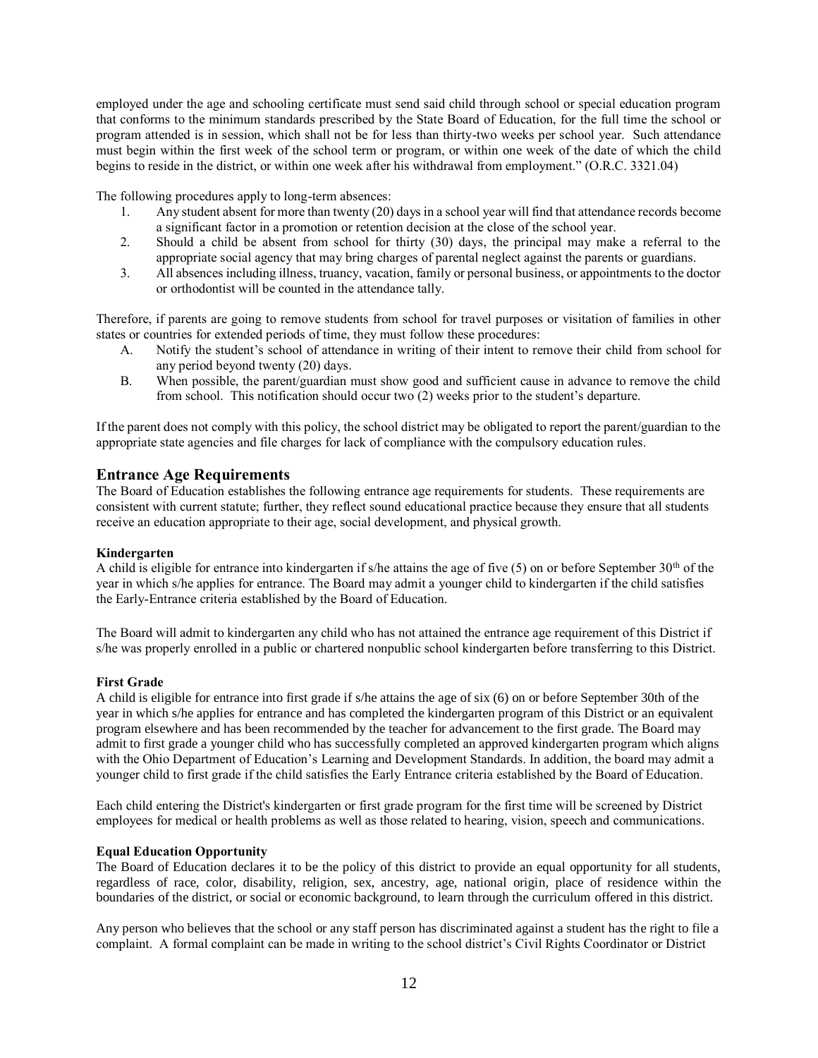employed under the age and schooling certificate must send said child through school or special education program that conforms to the minimum standards prescribed by the State Board of Education, for the full time the school or program attended is in session, which shall not be for less than thirty-two weeks per school year. Such attendance must begin within the first week of the school term or program, or within one week of the date of which the child begins to reside in the district, or within one week after his withdrawal from employment." (O.R.C. 3321.04)

The following procedures apply to long-term absences:

1. Any student absent for more than twenty (20) days in a school year will find that attendance records become a significant factor in a promotion or retention decision at the close of the school year.
2. Should a child be absent from school for thirty (30) days, the principal may make a referral to the appropriate social agency that may bring charges of parental neglect against the parents or guardians.
3. All absences including illness, truancy, vacation, family or personal business, or appointments to the doctor or orthodontist will be counted in the attendance tally.

Therefore, if parents are going to remove students from school for travel purposes or visitation of families in other states or countries for extended periods of time, they must follow these procedures:

A. Notify the student's school of attendance in writing of their intent to remove their child from school for any period beyond twenty (20) days.
B. When possible, the parent/guardian must show good and sufficient cause in advance to remove the child from school. This notification should occur two (2) weeks prior to the student's departure.

If the parent does not comply with this policy, the school district may be obligated to report the parent/guardian to the appropriate state agencies and file charges for lack of compliance with the compulsory education rules.

## Entrance Age Requirements

The Board of Education establishes the following entrance age requirements for students. These requirements are consistent with current statute; further, they reflect sound educational practice because they ensure that all students receive an education appropriate to their age, social development, and physical growth.

**Kindergarten**

A child is eligible for entrance into kindergarten if s/he attains the age of five (5) on or before September 30th of the year in which s/he applies for entrance. The Board may admit a younger child to kindergarten if the child satisfies the Early-Entrance criteria established by the Board of Education.

The Board will admit to kindergarten any child who has not attained the entrance age requirement of this District if s/he was properly enrolled in a public or chartered nonpublic school kindergarten before transferring to this District.

**First Grade**

A child is eligible for entrance into first grade if s/he attains the age of six (6) on or before September 30th of the year in which s/he applies for entrance and has completed the kindergarten program of this District or an equivalent program elsewhere and has been recommended by the teacher for advancement to the first grade. The Board may admit to first grade a younger child who has successfully completed an approved kindergarten program which aligns with the Ohio Department of Education's Learning and Development Standards. In addition, the board may admit a younger child to first grade if the child satisfies the Early Entrance criteria established by the Board of Education.

Each child entering the District's kindergarten or first grade program for the first time will be screened by District employees for medical or health problems as well as those related to hearing, vision, speech and communications.

**Equal Education Opportunity**

The Board of Education declares it to be the policy of this district to provide an equal opportunity for all students, regardless of race, color, disability, religion, sex, ancestry, age, national origin, place of residence within the boundaries of the district, or social or economic background, to learn through the curriculum offered in this district.

Any person who believes that the school or any staff person has discriminated against a student has the right to file a complaint. A formal complaint can be made in writing to the school district's Civil Rights Coordinator or District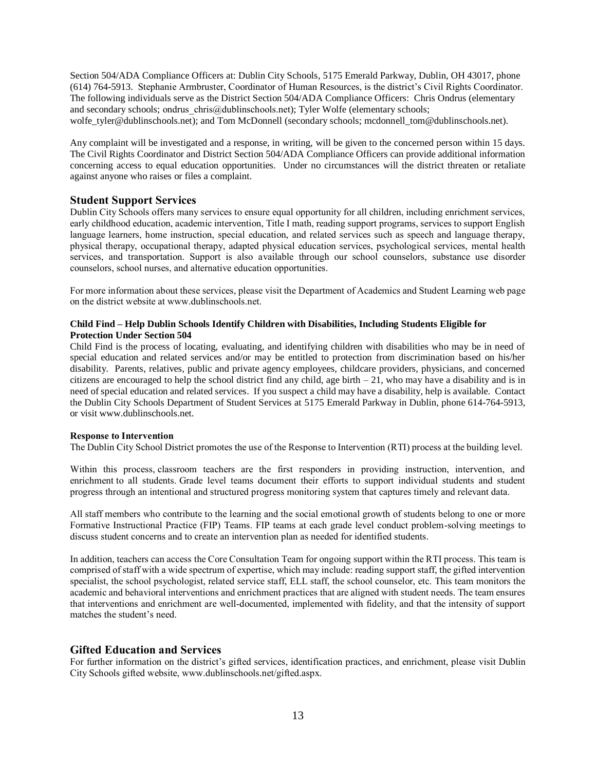Section 504/ADA Compliance Officers at: Dublin City Schools, 5175 Emerald Parkway, Dublin, OH 43017, phone (614) 764-5913. Stephanie Armbruster, Coordinator of Human Resources, is the district's Civil Rights Coordinator. The following individuals serve as the District Section 504/ADA Compliance Officers: Chris Ondrus (elementary and secondary schools; ondrus_chris@dublinschools.net); Tyler Wolfe (elementary schools; wolfe_tyler@dublinschools.net); and Tom McDonnell (secondary schools; mcdonnell_tom@dublinschools.net).

Any complaint will be investigated and a response, in writing, will be given to the concerned person within 15 days. The Civil Rights Coordinator and District Section 504/ADA Compliance Officers can provide additional information concerning access to equal education opportunities. Under no circumstances will the district threaten or retaliate against anyone who raises or files a complaint.

## Student Support Services

Dublin City Schools offers many services to ensure equal opportunity for all children, including enrichment services, early childhood education, academic intervention, Title I math, reading support programs, services to support English language learners, home instruction, special education, and related services such as speech and language therapy, physical therapy, occupational therapy, adapted physical education services, psychological services, mental health services, and transportation. Support is also available through our school counselors, substance use disorder counselors, school nurses, and alternative education opportunities.

For more information about these services, please visit the Department of Academics and Student Learning web page on the district website at www.dublinschools.net.

#### Child Find – Help Dublin Schools Identify Children with Disabilities, Including Students Eligible for Protection Under Section 504

Child Find is the process of locating, evaluating, and identifying children with disabilities who may be in need of special education and related services and/or may be entitled to protection from discrimination based on his/her disability. Parents, relatives, public and private agency employees, childcare providers, physicians, and concerned citizens are encouraged to help the school district find any child, age birth – 21, who may have a disability and is in need of special education and related services. If you suspect a child may have a disability, help is available. Contact the Dublin City Schools Department of Student Services at 5175 Emerald Parkway in Dublin, phone 614-764-5913, or visit www.dublinschools.net.

#### Response to Intervention

The Dublin City School District promotes the use of the Response to Intervention (RTI) process at the building level.

Within this process, classroom teachers are the first responders in providing instruction, intervention, and enrichment to all students. Grade level teams document their efforts to support individual students and student progress through an intentional and structured progress monitoring system that captures timely and relevant data.

All staff members who contribute to the learning and the social emotional growth of students belong to one or more Formative Instructional Practice (FIP) Teams. FIP teams at each grade level conduct problem-solving meetings to discuss student concerns and to create an intervention plan as needed for identified students.

In addition, teachers can access the Core Consultation Team for ongoing support within the RTI process. This team is comprised of staff with a wide spectrum of expertise, which may include: reading support staff, the gifted intervention specialist, the school psychologist, related service staff, ELL staff, the school counselor, etc. This team monitors the academic and behavioral interventions and enrichment practices that are aligned with student needs. The team ensures that interventions and enrichment are well-documented, implemented with fidelity, and that the intensity of support matches the student's need.

## Gifted Education and Services

For further information on the district's gifted services, identification practices, and enrichment, please visit Dublin City Schools gifted website, www.dublinschools.net/gifted.aspx.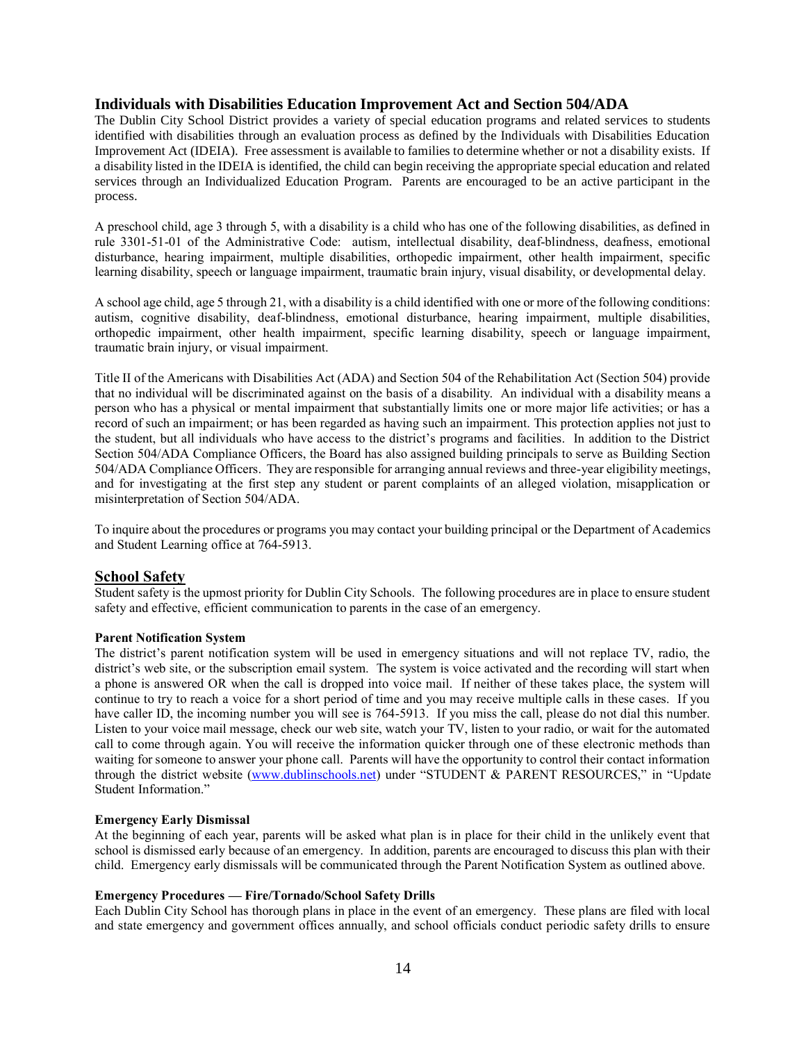## Individuals with Disabilities Education Improvement Act and Section 504/ADA

The Dublin City School District provides a variety of special education programs and related services to students identified with disabilities through an evaluation process as defined by the Individuals with Disabilities Education Improvement Act (IDEIA). Free assessment is available to families to determine whether or not a disability exists. If a disability listed in the IDEIA is identified, the child can begin receiving the appropriate special education and related services through an Individualized Education Program. Parents are encouraged to be an active participant in the process.

A preschool child, age 3 through 5, with a disability is a child who has one of the following disabilities, as defined in rule 3301-51-01 of the Administrative Code: autism, intellectual disability, deaf-blindness, deafness, emotional disturbance, hearing impairment, multiple disabilities, orthopedic impairment, other health impairment, specific learning disability, speech or language impairment, traumatic brain injury, visual disability, or developmental delay.

A school age child, age 5 through 21, with a disability is a child identified with one or more of the following conditions: autism, cognitive disability, deaf-blindness, emotional disturbance, hearing impairment, multiple disabilities, orthopedic impairment, other health impairment, specific learning disability, speech or language impairment, traumatic brain injury, or visual impairment.

Title II of the Americans with Disabilities Act (ADA) and Section 504 of the Rehabilitation Act (Section 504) provide that no individual will be discriminated against on the basis of a disability. An individual with a disability means a person who has a physical or mental impairment that substantially limits one or more major life activities; or has a record of such an impairment; or has been regarded as having such an impairment. This protection applies not just to the student, but all individuals who have access to the district's programs and facilities. In addition to the District Section 504/ADA Compliance Officers, the Board has also assigned building principals to serve as Building Section 504/ADA Compliance Officers. They are responsible for arranging annual reviews and three-year eligibility meetings, and for investigating at the first step any student or parent complaints of an alleged violation, misapplication or misinterpretation of Section 504/ADA.

To inquire about the procedures or programs you may contact your building principal or the Department of Academics and Student Learning office at 764-5913.

## School Safety

Student safety is the upmost priority for Dublin City Schools. The following procedures are in place to ensure student safety and effective, efficient communication to parents in the case of an emergency.

### Parent Notification System

The district's parent notification system will be used in emergency situations and will not replace TV, radio, the district's web site, or the subscription email system. The system is voice activated and the recording will start when a phone is answered OR when the call is dropped into voice mail. If neither of these takes place, the system will continue to try to reach a voice for a short period of time and you may receive multiple calls in these cases. If you have caller ID, the incoming number you will see is 764-5913. If you miss the call, please do not dial this number. Listen to your voice mail message, check our web site, watch your TV, listen to your radio, or wait for the automated call to come through again. You will receive the information quicker through one of these electronic methods than waiting for someone to answer your phone call. Parents will have the opportunity to control their contact information through the district website ([www.dublinschools.net](http://www.dublinschools.net)) under "STUDENT & PARENT RESOURCES," in "Update Student Information."

### Emergency Early Dismissal

At the beginning of each year, parents will be asked what plan is in place for their child in the unlikely event that school is dismissed early because of an emergency. In addition, parents are encouraged to discuss this plan with their child. Emergency early dismissals will be communicated through the Parent Notification System as outlined above.

### Emergency Procedures — Fire/Tornado/School Safety Drills

Each Dublin City School has thorough plans in place in the event of an emergency. These plans are filed with local and state emergency and government offices annually, and school officials conduct periodic safety drills to ensure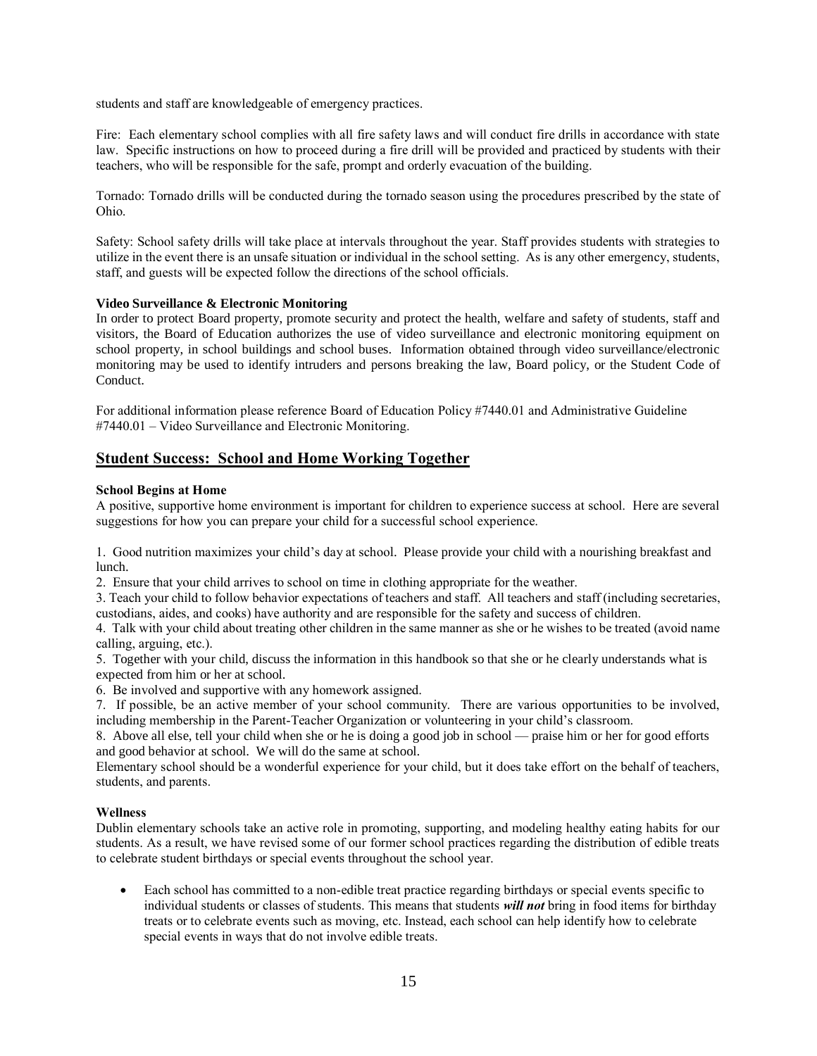students and staff are knowledgeable of emergency practices.

Fire: Each elementary school complies with all fire safety laws and will conduct fire drills in accordance with state law. Specific instructions on how to proceed during a fire drill will be provided and practiced by students with their teachers, who will be responsible for the safe, prompt and orderly evacuation of the building.

Tornado: Tornado drills will be conducted during the tornado season using the procedures prescribed by the state of Ohio.

Safety: School safety drills will take place at intervals throughout the year. Staff provides students with strategies to utilize in the event there is an unsafe situation or individual in the school setting. As is any other emergency, students, staff, and guests will be expected follow the directions of the school officials.

**Video Surveillance & Electronic Monitoring**

In order to protect Board property, promote security and protect the health, welfare and safety of students, staff and visitors, the Board of Education authorizes the use of video surveillance and electronic monitoring equipment on school property, in school buildings and school buses. Information obtained through video surveillance/electronic monitoring may be used to identify intruders and persons breaking the law, Board policy, or the Student Code of Conduct.

For additional information please reference Board of Education Policy #7440.01 and Administrative Guideline #7440.01 – Video Surveillance and Electronic Monitoring.

## Student Success: School and Home Working Together

**School Begins at Home**

A positive, supportive home environment is important for children to experience success at school. Here are several suggestions for how you can prepare your child for a successful school experience.

1. Good nutrition maximizes your child's day at school. Please provide your child with a nourishing breakfast and lunch.
2. Ensure that your child arrives to school on time in clothing appropriate for the weather.
3. Teach your child to follow behavior expectations of teachers and staff. All teachers and staff (including secretaries, custodians, aides, and cooks) have authority and are responsible for the safety and success of children.
4. Talk with your child about treating other children in the same manner as she or he wishes to be treated (avoid name calling, arguing, etc.).
5. Together with your child, discuss the information in this handbook so that she or he clearly understands what is expected from him or her at school.
6. Be involved and supportive with any homework assigned.
7. If possible, be an active member of your school community. There are various opportunities to be involved, including membership in the Parent-Teacher Organization or volunteering in your child's classroom.
8. Above all else, tell your child when she or he is doing a good job in school — praise him or her for good efforts and good behavior at school. We will do the same at school.

Elementary school should be a wonderful experience for your child, but it does take effort on the behalf of teachers, students, and parents.

**Wellness**

Dublin elementary schools take an active role in promoting, supporting, and modeling healthy eating habits for our students. As a result, we have revised some of our former school practices regarding the distribution of edible treats to celebrate student birthdays or special events throughout the school year.

- Each school has committed to a non-edible treat practice regarding birthdays or special events specific to individual students or classes of students. This means that students ***will not*** bring in food items for birthday treats or to celebrate events such as moving, etc. Instead, each school can help identify how to celebrate special events in ways that do not involve edible treats.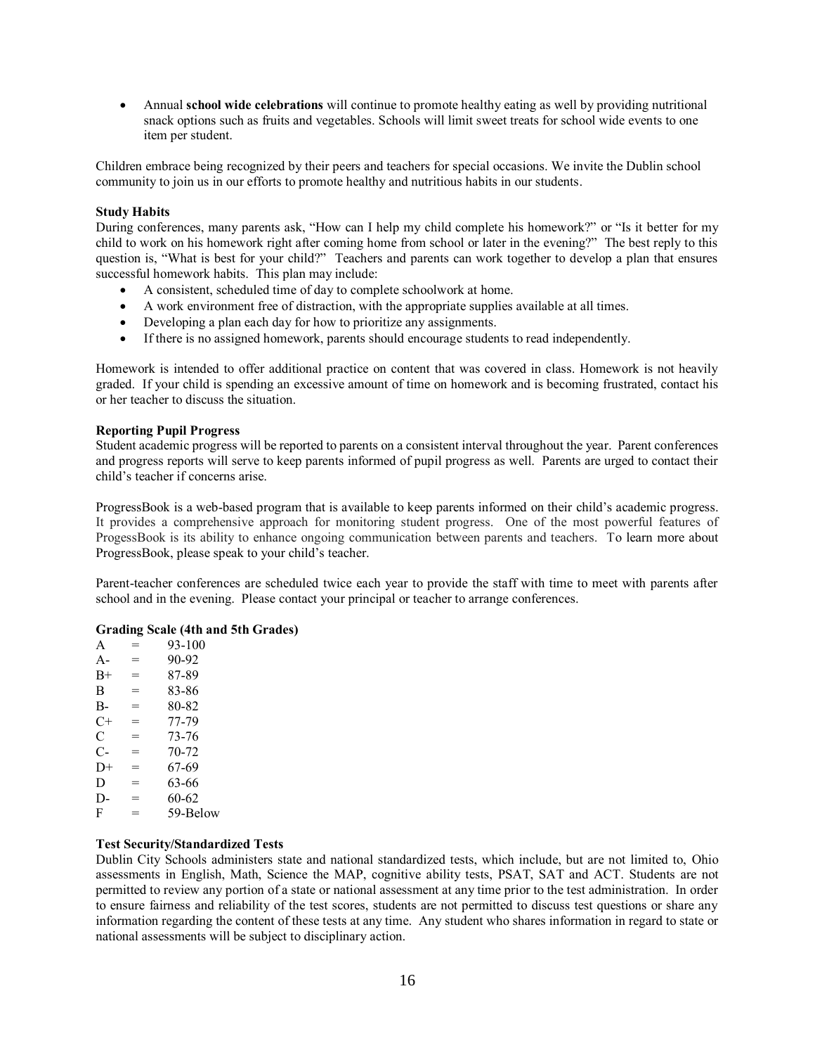- Annual **school wide celebrations** will continue to promote healthy eating as well by providing nutritional snack options such as fruits and vegetables. Schools will limit sweet treats for school wide events to one item per student.

Children embrace being recognized by their peers and teachers for special occasions. We invite the Dublin school community to join us in our efforts to promote healthy and nutritious habits in our students.

**Study Habits**

During conferences, many parents ask, "How can I help my child complete his homework?" or "Is it better for my child to work on his homework right after coming home from school or later in the evening?" The best reply to this question is, "What is best for your child?" Teachers and parents can work together to develop a plan that ensures successful homework habits. This plan may include:

- A consistent, scheduled time of day to complete schoolwork at home.
- A work environment free of distraction, with the appropriate supplies available at all times.
- Developing a plan each day for how to prioritize any assignments.
- If there is no assigned homework, parents should encourage students to read independently.

Homework is intended to offer additional practice on content that was covered in class. Homework is not heavily graded. If your child is spending an excessive amount of time on homework and is becoming frustrated, contact his or her teacher to discuss the situation.

**Reporting Pupil Progress**

Student academic progress will be reported to parents on a consistent interval throughout the year. Parent conferences and progress reports will serve to keep parents informed of pupil progress as well. Parents are urged to contact their child's teacher if concerns arise.

ProgressBook is a web-based program that is available to keep parents informed on their child's academic progress. It provides a comprehensive approach for monitoring student progress. One of the most powerful features of ProgessBook is its ability to enhance ongoing communication between parents and teachers. To learn more about ProgressBook, please speak to your child's teacher.

Parent-teacher conferences are scheduled twice each year to provide the staff with time to meet with parents after school and in the evening. Please contact your principal or teacher to arrange conferences.

**Grading Scale (4th and 5th Grades)**

| Grade | | Range |
|---|---|---|
| A | = | 93-100 |
| A- | = | 90-92 |
| B+ | = | 87-89 |
| B | = | 83-86 |
| B- | = | 80-82 |
| C+ | = | 77-79 |
| C | = | 73-76 |
| C- | = | 70-72 |
| D+ | = | 67-69 |
| D | = | 63-66 |
| D- | = | 60-62 |
| F | = | 59-Below |

**Test Security/Standardized Tests**

Dublin City Schools administers state and national standardized tests, which include, but are not limited to, Ohio assessments in English, Math, Science the MAP, cognitive ability tests, PSAT, SAT and ACT. Students are not permitted to review any portion of a state or national assessment at any time prior to the test administration. In order to ensure fairness and reliability of the test scores, students are not permitted to discuss test questions or share any information regarding the content of these tests at any time. Any student who shares information in regard to state or national assessments will be subject to disciplinary action.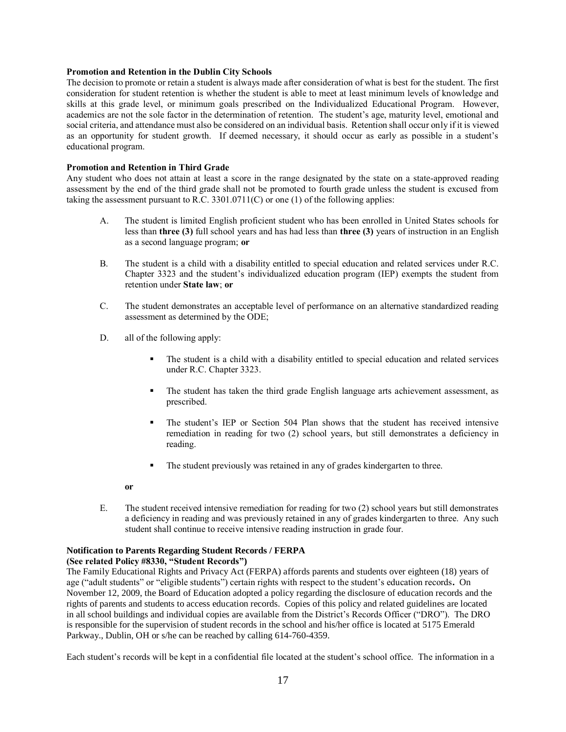**Promotion and Retention in the Dublin City Schools**

The decision to promote or retain a student is always made after consideration of what is best for the student. The first consideration for student retention is whether the student is able to meet at least minimum levels of knowledge and skills at this grade level, or minimum goals prescribed on the Individualized Educational Program. However, academics are not the sole factor in the determination of retention. The student's age, maturity level, emotional and social criteria, and attendance must also be considered on an individual basis. Retention shall occur only if it is viewed as an opportunity for student growth. If deemed necessary, it should occur as early as possible in a student's educational program.

**Promotion and Retention in Third Grade**

Any student who does not attain at least a score in the range designated by the state on a state-approved reading assessment by the end of the third grade shall not be promoted to fourth grade unless the student is excused from taking the assessment pursuant to R.C. 3301.0711(C) or one (1) of the following applies:

A. The student is limited English proficient student who has been enrolled in United States schools for less than **three (3)** full school years and has had less than **three (3)** years of instruction in an English as a second language program; **or**

B. The student is a child with a disability entitled to special education and related services under R.C. Chapter 3323 and the student's individualized education program (IEP) exempts the student from retention under **State law**; **or**

C. The student demonstrates an acceptable level of performance on an alternative standardized reading assessment as determined by the ODE;

D. all of the following apply:

- The student is a child with a disability entitled to special education and related services under R.C. Chapter 3323.
- The student has taken the third grade English language arts achievement assessment, as prescribed.
- The student's IEP or Section 504 Plan shows that the student has received intensive remediation in reading for two (2) school years, but still demonstrates a deficiency in reading.
- The student previously was retained in any of grades kindergarten to three.

**or**

E. The student received intensive remediation for reading for two (2) school years but still demonstrates a deficiency in reading and was previously retained in any of grades kindergarten to three. Any such student shall continue to receive intensive reading instruction in grade four.

**Notification to Parents Regarding Student Records / FERPA**
**(See related Policy #8330, "Student Records")**

The Family Educational Rights and Privacy Act (FERPA) affords parents and students over eighteen (18) years of age ("adult students" or "eligible students") certain rights with respect to the student's education records**.** On November 12, 2009, the Board of Education adopted a policy regarding the disclosure of education records and the rights of parents and students to access education records. Copies of this policy and related guidelines are located in all school buildings and individual copies are available from the District's Records Officer ("DRO"). The DRO is responsible for the supervision of student records in the school and his/her office is located at 5175 Emerald Parkway., Dublin, OH or s/he can be reached by calling 614-760-4359.

Each student's records will be kept in a confidential file located at the student's school office. The information in a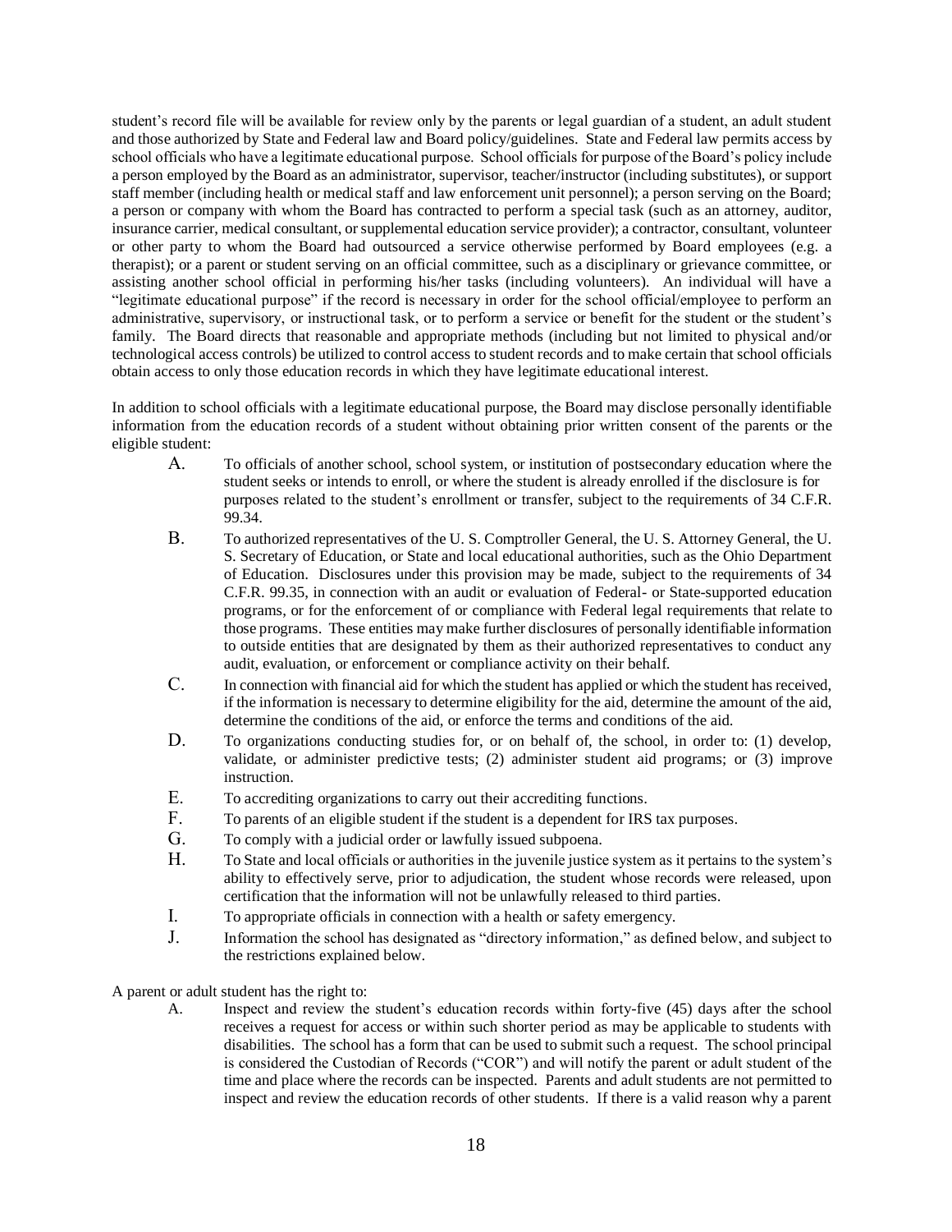student's record file will be available for review only by the parents or legal guardian of a student, an adult student and those authorized by State and Federal law and Board policy/guidelines. State and Federal law permits access by school officials who have a legitimate educational purpose. School officials for purpose of the Board's policy include a person employed by the Board as an administrator, supervisor, teacher/instructor (including substitutes), or support staff member (including health or medical staff and law enforcement unit personnel); a person serving on the Board; a person or company with whom the Board has contracted to perform a special task (such as an attorney, auditor, insurance carrier, medical consultant, or supplemental education service provider); a contractor, consultant, volunteer or other party to whom the Board had outsourced a service otherwise performed by Board employees (e.g. a therapist); or a parent or student serving on an official committee, such as a disciplinary or grievance committee, or assisting another school official in performing his/her tasks (including volunteers). An individual will have a "legitimate educational purpose" if the record is necessary in order for the school official/employee to perform an administrative, supervisory, or instructional task, or to perform a service or benefit for the student or the student's family. The Board directs that reasonable and appropriate methods (including but not limited to physical and/or technological access controls) be utilized to control access to student records and to make certain that school officials obtain access to only those education records in which they have legitimate educational interest.

In addition to school officials with a legitimate educational purpose, the Board may disclose personally identifiable information from the education records of a student without obtaining prior written consent of the parents or the eligible student:

A. To officials of another school, school system, or institution of postsecondary education where the student seeks or intends to enroll, or where the student is already enrolled if the disclosure is for purposes related to the student's enrollment or transfer, subject to the requirements of 34 C.F.R. 99.34.

B. To authorized representatives of the U. S. Comptroller General, the U. S. Attorney General, the U. S. Secretary of Education, or State and local educational authorities, such as the Ohio Department of Education. Disclosures under this provision may be made, subject to the requirements of 34 C.F.R. 99.35, in connection with an audit or evaluation of Federal- or State-supported education programs, or for the enforcement of or compliance with Federal legal requirements that relate to those programs. These entities may make further disclosures of personally identifiable information to outside entities that are designated by them as their authorized representatives to conduct any audit, evaluation, or enforcement or compliance activity on their behalf.

C. In connection with financial aid for which the student has applied or which the student has received, if the information is necessary to determine eligibility for the aid, determine the amount of the aid, determine the conditions of the aid, or enforce the terms and conditions of the aid.

D. To organizations conducting studies for, or on behalf of, the school, in order to: (1) develop, validate, or administer predictive tests; (2) administer student aid programs; or (3) improve instruction.

E. To accrediting organizations to carry out their accrediting functions.

F. To parents of an eligible student if the student is a dependent for IRS tax purposes.

G. To comply with a judicial order or lawfully issued subpoena.

H. To State and local officials or authorities in the juvenile justice system as it pertains to the system's ability to effectively serve, prior to adjudication, the student whose records were released, upon certification that the information will not be unlawfully released to third parties.

I. To appropriate officials in connection with a health or safety emergency.

J. Information the school has designated as "directory information," as defined below, and subject to the restrictions explained below.

A parent or adult student has the right to:

A. Inspect and review the student's education records within forty-five (45) days after the school receives a request for access or within such shorter period as may be applicable to students with disabilities. The school has a form that can be used to submit such a request. The school principal is considered the Custodian of Records ("COR") and will notify the parent or adult student of the time and place where the records can be inspected. Parents and adult students are not permitted to inspect and review the education records of other students. If there is a valid reason why a parent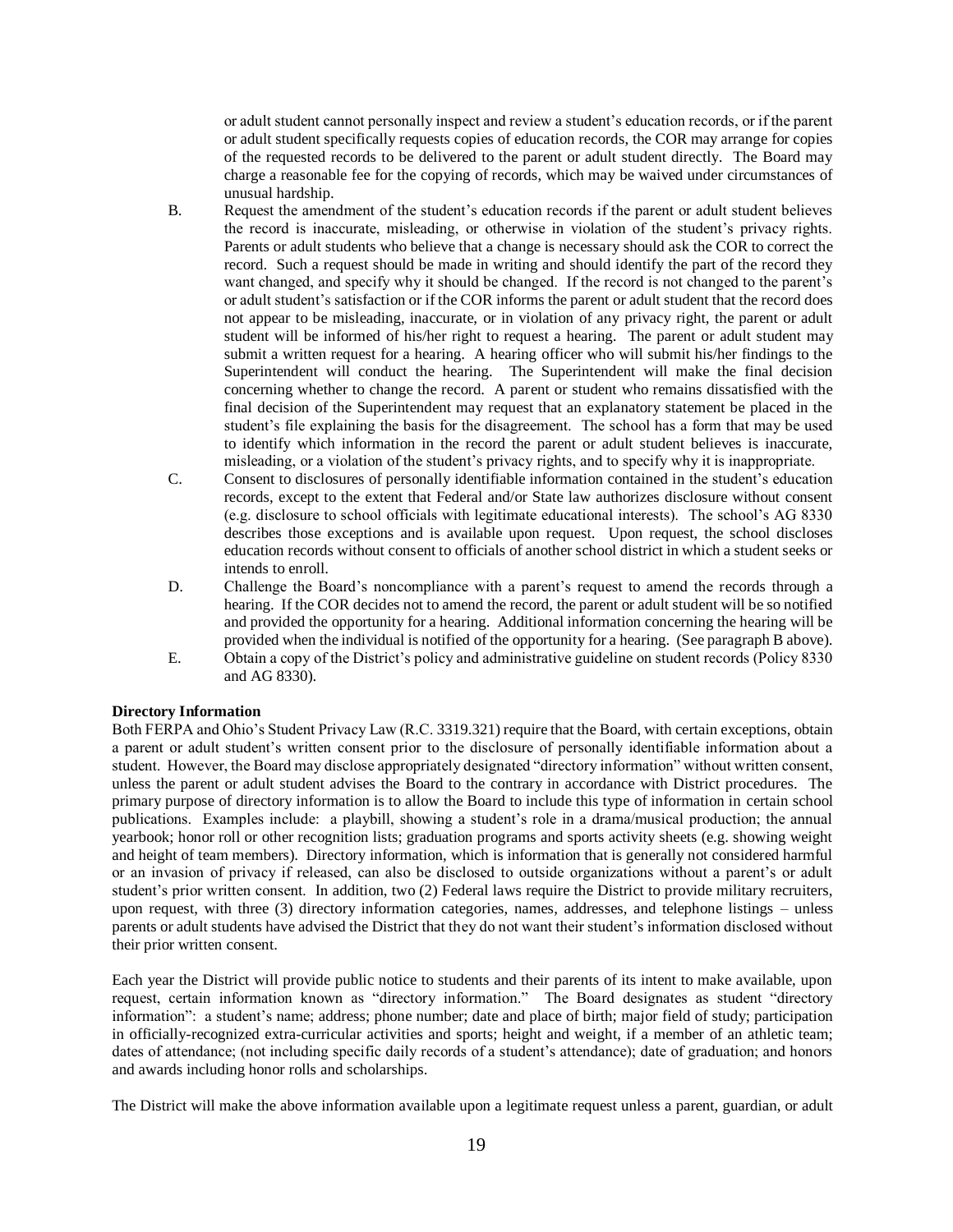or adult student cannot personally inspect and review a student's education records, or if the parent or adult student specifically requests copies of education records, the COR may arrange for copies of the requested records to be delivered to the parent or adult student directly. The Board may charge a reasonable fee for the copying of records, which may be waived under circumstances of unusual hardship.

B. Request the amendment of the student's education records if the parent or adult student believes the record is inaccurate, misleading, or otherwise in violation of the student's privacy rights. Parents or adult students who believe that a change is necessary should ask the COR to correct the record. Such a request should be made in writing and should identify the part of the record they want changed, and specify why it should be changed. If the record is not changed to the parent's or adult student's satisfaction or if the COR informs the parent or adult student that the record does not appear to be misleading, inaccurate, or in violation of any privacy right, the parent or adult student will be informed of his/her right to request a hearing. The parent or adult student may submit a written request for a hearing. A hearing officer who will submit his/her findings to the Superintendent will conduct the hearing. The Superintendent will make the final decision concerning whether to change the record. A parent or student who remains dissatisfied with the final decision of the Superintendent may request that an explanatory statement be placed in the student's file explaining the basis for the disagreement. The school has a form that may be used to identify which information in the record the parent or adult student believes is inaccurate, misleading, or a violation of the student's privacy rights, and to specify why it is inappropriate.

C. Consent to disclosures of personally identifiable information contained in the student's education records, except to the extent that Federal and/or State law authorizes disclosure without consent (e.g. disclosure to school officials with legitimate educational interests). The school's AG 8330 describes those exceptions and is available upon request. Upon request, the school discloses education records without consent to officials of another school district in which a student seeks or intends to enroll.

D. Challenge the Board's noncompliance with a parent's request to amend the records through a hearing. If the COR decides not to amend the record, the parent or adult student will be so notified and provided the opportunity for a hearing. Additional information concerning the hearing will be provided when the individual is notified of the opportunity for a hearing. (See paragraph B above).

E. Obtain a copy of the District's policy and administrative guideline on student records (Policy 8330 and AG 8330).

**Directory Information**

Both FERPA and Ohio's Student Privacy Law (R.C. 3319.321) require that the Board, with certain exceptions, obtain a parent or adult student's written consent prior to the disclosure of personally identifiable information about a student. However, the Board may disclose appropriately designated "directory information" without written consent, unless the parent or adult student advises the Board to the contrary in accordance with District procedures. The primary purpose of directory information is to allow the Board to include this type of information in certain school publications. Examples include: a playbill, showing a student's role in a drama/musical production; the annual yearbook; honor roll or other recognition lists; graduation programs and sports activity sheets (e.g. showing weight and height of team members). Directory information, which is information that is generally not considered harmful or an invasion of privacy if released, can also be disclosed to outside organizations without a parent's or adult student's prior written consent. In addition, two (2) Federal laws require the District to provide military recruiters, upon request, with three (3) directory information categories, names, addresses, and telephone listings – unless parents or adult students have advised the District that they do not want their student's information disclosed without their prior written consent.

Each year the District will provide public notice to students and their parents of its intent to make available, upon request, certain information known as "directory information." The Board designates as student "directory information": a student's name; address; phone number; date and place of birth; major field of study; participation in officially-recognized extra-curricular activities and sports; height and weight, if a member of an athletic team; dates of attendance; (not including specific daily records of a student's attendance); date of graduation; and honors and awards including honor rolls and scholarships.

The District will make the above information available upon a legitimate request unless a parent, guardian, or adult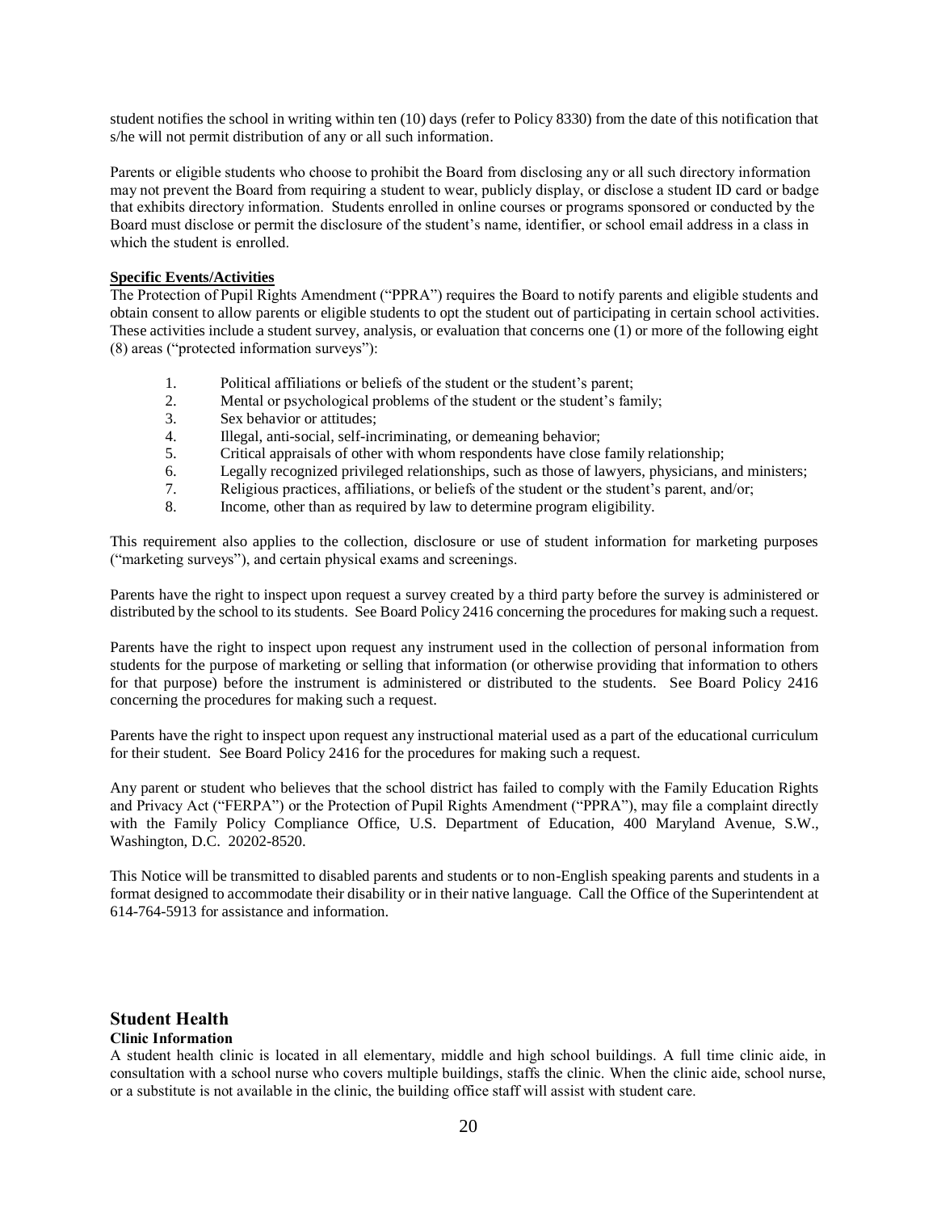student notifies the school in writing within ten (10) days (refer to Policy 8330) from the date of this notification that s/he will not permit distribution of any or all such information.

Parents or eligible students who choose to prohibit the Board from disclosing any or all such directory information may not prevent the Board from requiring a student to wear, publicly display, or disclose a student ID card or badge that exhibits directory information. Students enrolled in online courses or programs sponsored or conducted by the Board must disclose or permit the disclosure of the student's name, identifier, or school email address in a class in which the student is enrolled.

**Specific Events/Activities**

The Protection of Pupil Rights Amendment ("PPRA") requires the Board to notify parents and eligible students and obtain consent to allow parents or eligible students to opt the student out of participating in certain school activities. These activities include a student survey, analysis, or evaluation that concerns one (1) or more of the following eight (8) areas ("protected information surveys"):

1. Political affiliations or beliefs of the student or the student's parent;
2. Mental or psychological problems of the student or the student's family;
3. Sex behavior or attitudes;
4. Illegal, anti-social, self-incriminating, or demeaning behavior;
5. Critical appraisals of other with whom respondents have close family relationship;
6. Legally recognized privileged relationships, such as those of lawyers, physicians, and ministers;
7. Religious practices, affiliations, or beliefs of the student or the student's parent, and/or;
8. Income, other than as required by law to determine program eligibility.

This requirement also applies to the collection, disclosure or use of student information for marketing purposes ("marketing surveys"), and certain physical exams and screenings.

Parents have the right to inspect upon request a survey created by a third party before the survey is administered or distributed by the school to its students. See Board Policy 2416 concerning the procedures for making such a request.

Parents have the right to inspect upon request any instrument used in the collection of personal information from students for the purpose of marketing or selling that information (or otherwise providing that information to others for that purpose) before the instrument is administered or distributed to the students. See Board Policy 2416 concerning the procedures for making such a request.

Parents have the right to inspect upon request any instructional material used as a part of the educational curriculum for their student. See Board Policy 2416 for the procedures for making such a request.

Any parent or student who believes that the school district has failed to comply with the Family Education Rights and Privacy Act ("FERPA") or the Protection of Pupil Rights Amendment ("PPRA"), may file a complaint directly with the Family Policy Compliance Office, U.S. Department of Education, 400 Maryland Avenue, S.W., Washington, D.C. 20202-8520.

This Notice will be transmitted to disabled parents and students or to non-English speaking parents and students in a format designed to accommodate their disability or in their native language. Call the Office of the Superintendent at 614-764-5913 for assistance and information.

## Student Health

### Clinic Information

A student health clinic is located in all elementary, middle and high school buildings. A full time clinic aide, in consultation with a school nurse who covers multiple buildings, staffs the clinic. When the clinic aide, school nurse, or a substitute is not available in the clinic, the building office staff will assist with student care.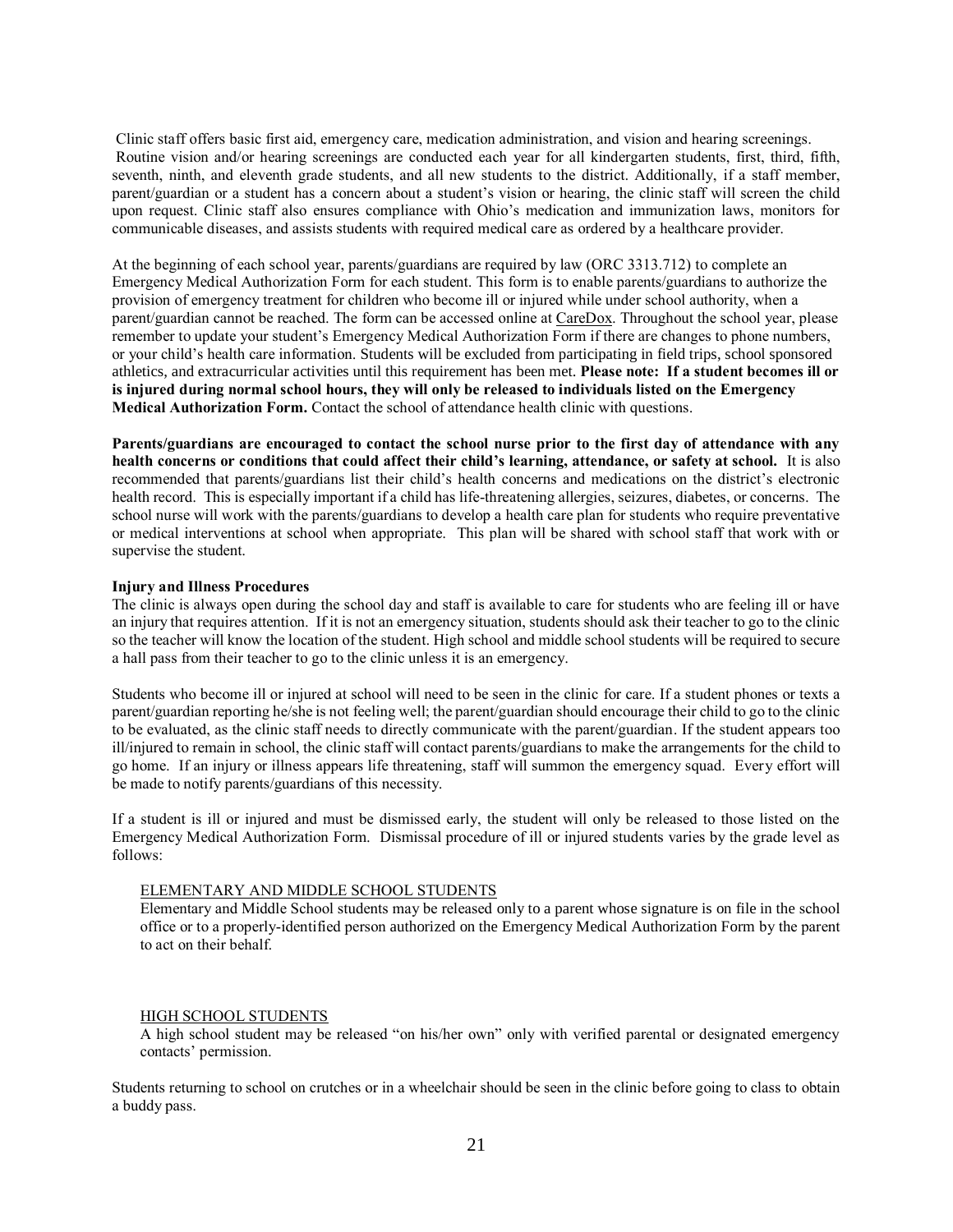Clinic staff offers basic first aid, emergency care, medication administration, and vision and hearing screenings. Routine vision and/or hearing screenings are conducted each year for all kindergarten students, first, third, fifth, seventh, ninth, and eleventh grade students, and all new students to the district. Additionally, if a staff member, parent/guardian or a student has a concern about a student's vision or hearing, the clinic staff will screen the child upon request. Clinic staff also ensures compliance with Ohio's medication and immunization laws, monitors for communicable diseases, and assists students with required medical care as ordered by a healthcare provider.

At the beginning of each school year, parents/guardians are required by law (ORC 3313.712) to complete an Emergency Medical Authorization Form for each student. This form is to enable parents/guardians to authorize the provision of emergency treatment for children who become ill or injured while under school authority, when a parent/guardian cannot be reached. The form can be accessed online at CareDox. Throughout the school year, please remember to update your student's Emergency Medical Authorization Form if there are changes to phone numbers, or your child's health care information. Students will be excluded from participating in field trips, school sponsored athletics, and extracurricular activities until this requirement has been met. **Please note: If a student becomes ill or is injured during normal school hours, they will only be released to individuals listed on the Emergency Medical Authorization Form.** Contact the school of attendance health clinic with questions.

**Parents/guardians are encouraged to contact the school nurse prior to the first day of attendance with any health concerns or conditions that could affect their child's learning, attendance, or safety at school.** It is also recommended that parents/guardians list their child's health concerns and medications on the district's electronic health record. This is especially important if a child has life-threatening allergies, seizures, diabetes, or concerns. The school nurse will work with the parents/guardians to develop a health care plan for students who require preventative or medical interventions at school when appropriate. This plan will be shared with school staff that work with or supervise the student.

**Injury and Illness Procedures**

The clinic is always open during the school day and staff is available to care for students who are feeling ill or have an injury that requires attention. If it is not an emergency situation, students should ask their teacher to go to the clinic so the teacher will know the location of the student. High school and middle school students will be required to secure a hall pass from their teacher to go to the clinic unless it is an emergency.

Students who become ill or injured at school will need to be seen in the clinic for care. If a student phones or texts a parent/guardian reporting he/she is not feeling well; the parent/guardian should encourage their child to go to the clinic to be evaluated, as the clinic staff needs to directly communicate with the parent/guardian. If the student appears too ill/injured to remain in school, the clinic staff will contact parents/guardians to make the arrangements for the child to go home. If an injury or illness appears life threatening, staff will summon the emergency squad. Every effort will be made to notify parents/guardians of this necessity.

If a student is ill or injured and must be dismissed early, the student will only be released to those listed on the Emergency Medical Authorization Form. Dismissal procedure of ill or injured students varies by the grade level as follows:

ELEMENTARY AND MIDDLE SCHOOL STUDENTS

Elementary and Middle School students may be released only to a parent whose signature is on file in the school office or to a properly-identified person authorized on the Emergency Medical Authorization Form by the parent to act on their behalf.

HIGH SCHOOL STUDENTS

A high school student may be released "on his/her own" only with verified parental or designated emergency contacts' permission.

Students returning to school on crutches or in a wheelchair should be seen in the clinic before going to class to obtain a buddy pass.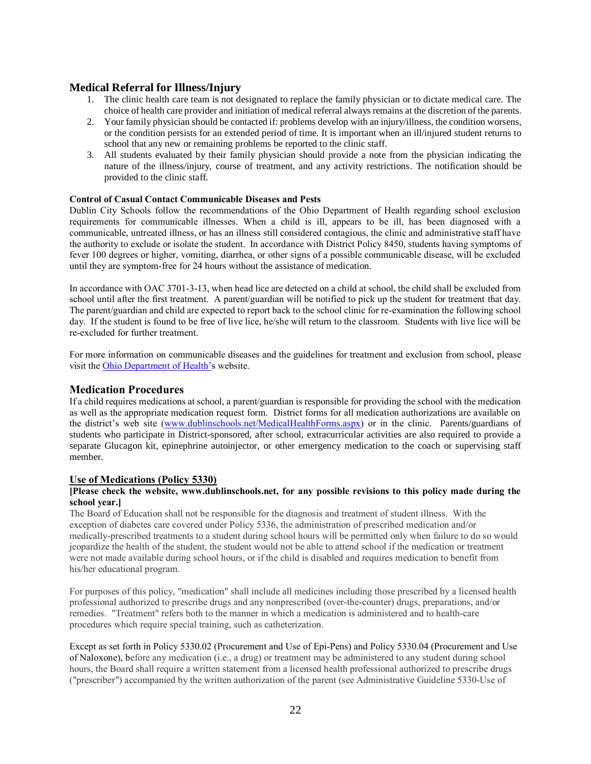## Medical Referral for Illness/Injury

1. The clinic health care team is not designated to replace the family physician or to dictate medical care. The choice of health care provider and initiation of medical referral always remains at the discretion of the parents.
2. Your family physician should be contacted if: problems develop with an injury/illness, the condition worsens, or the condition persists for an extended period of time. It is important when an ill/injured student returns to school that any new or remaining problems be reported to the clinic staff.
3. All students evaluated by their family physician should provide a note from the physician indicating the nature of the illness/injury, course of treatment, and any activity restrictions. The notification should be provided to the clinic staff.

#### Control of Casual Contact Communicable Diseases and Pests

Dublin City Schools follow the recommendations of the Ohio Department of Health regarding school exclusion requirements for communicable illnesses. When a child is ill, appears to be ill, has been diagnosed with a communicable, untreated illness, or has an illness still considered contagious, the clinic and administrative staff have the authority to exclude or isolate the student. In accordance with District Policy 8450, students having symptoms of fever 100 degrees or higher, vomiting, diarrhea, or other signs of a possible communicable disease, will be excluded until they are symptom-free for 24 hours without the assistance of medication.

In accordance with OAC 3701-3-13, when head lice are detected on a child at school, the child shall be excluded from school until after the first treatment. A parent/guardian will be notified to pick up the student for treatment that day. The parent/guardian and child are expected to report back to the school clinic for re-examination the following school day. If the student is found to be free of live lice, he/she will return to the classroom. Students with live lice will be re-excluded for further treatment.

For more information on communicable diseases and the guidelines for treatment and exclusion from school, please visit the Ohio Department of Health's website.

## Medication Procedures

If a child requires medications at school, a parent/guardian is responsible for providing the school with the medication as well as the appropriate medication request form. District forms for all medication authorizations are available on the district's web site (www.dublinschools.net/MedicalHealthForms.aspx) or in the clinic. Parents/guardians of students who participate in District-sponsored, after school, extracurricular activities are also required to provide a separate Glucagon kit, epinephrine autoinjector, or other emergency medication to the coach or supervising staff member.

#### Use of Medications (Policy 5330)

**[Please check the website, www.dublinschools.net, for any possible revisions to this policy made during the school year.]**

The Board of Education shall not be responsible for the diagnosis and treatment of student illness. With the exception of diabetes care covered under Policy 5336, the administration of prescribed medication and/or medically-prescribed treatments to a student during school hours will be permitted only when failure to do so would jeopardize the health of the student, the student would not be able to attend school if the medication or treatment were not made available during school hours, or if the child is disabled and requires medication to benefit from his/her educational program.

For purposes of this policy, "medication" shall include all medicines including those prescribed by a licensed health professional authorized to prescribe drugs and any nonprescribed (over-the-counter) drugs, preparations, and/or remedies. "Treatment" refers both to the manner in which a medication is administered and to health-care procedures which require special training, such as catheterization.

Except as set forth in Policy 5330.02 (Procurement and Use of Epi-Pens) and Policy 5330.04 (Procurement and Use of Naloxone), before any medication (i.e., a drug) or treatment may be administered to any student during school hours, the Board shall require a written statement from a licensed health professional authorized to prescribe drugs ("prescriber") accompanied by the written authorization of the parent (see Administrative Guideline 5330-Use of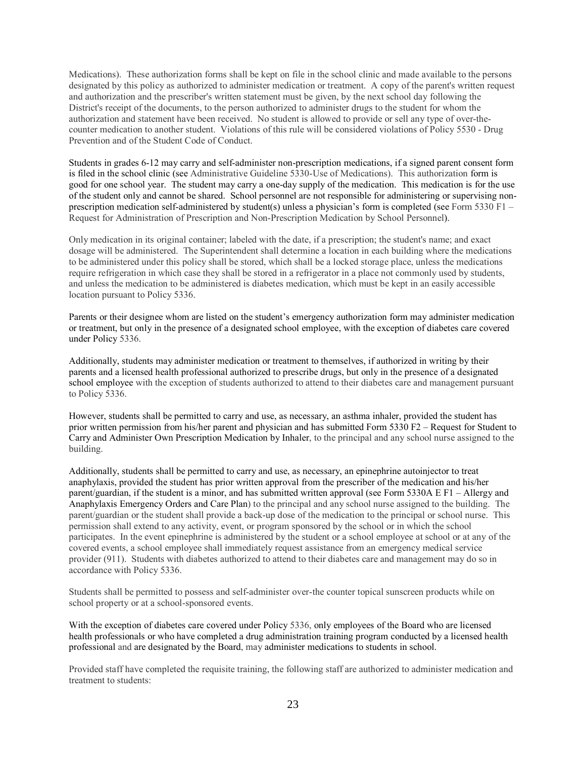Medications). These authorization forms shall be kept on file in the school clinic and made available to the persons designated by this policy as authorized to administer medication or treatment. A copy of the parent's written request and authorization and the prescriber's written statement must be given, by the next school day following the District's receipt of the documents, to the person authorized to administer drugs to the student for whom the authorization and statement have been received. No student is allowed to provide or sell any type of over-the-counter medication to another student. Violations of this rule will be considered violations of Policy 5530 - Drug Prevention and of the Student Code of Conduct.

Students in grades 6-12 may carry and self-administer non-prescription medications, if a signed parent consent form is filed in the school clinic (see Administrative Guideline 5330-Use of Medications). This authorization form is good for one school year. The student may carry a one-day supply of the medication. This medication is for the use of the student only and cannot be shared. School personnel are not responsible for administering or supervising non-prescription medication self-administered by student(s) unless a physician's form is completed (see Form 5330 F1 – Request for Administration of Prescription and Non-Prescription Medication by School Personnel).

Only medication in its original container; labeled with the date, if a prescription; the student's name; and exact dosage will be administered. The Superintendent shall determine a location in each building where the medications to be administered under this policy shall be stored, which shall be a locked storage place, unless the medications require refrigeration in which case they shall be stored in a refrigerator in a place not commonly used by students, and unless the medication to be administered is diabetes medication, which must be kept in an easily accessible location pursuant to Policy 5336.

Parents or their designee whom are listed on the student's emergency authorization form may administer medication or treatment, but only in the presence of a designated school employee, with the exception of diabetes care covered under Policy 5336.

Additionally, students may administer medication or treatment to themselves, if authorized in writing by their parents and a licensed health professional authorized to prescribe drugs, but only in the presence of a designated school employee with the exception of students authorized to attend to their diabetes care and management pursuant to Policy 5336.

However, students shall be permitted to carry and use, as necessary, an asthma inhaler, provided the student has prior written permission from his/her parent and physician and has submitted Form 5330 F2 – Request for Student to Carry and Administer Own Prescription Medication by Inhaler, to the principal and any school nurse assigned to the building.

Additionally, students shall be permitted to carry and use, as necessary, an epinephrine autoinjector to treat anaphylaxis, provided the student has prior written approval from the prescriber of the medication and his/her parent/guardian, if the student is a minor, and has submitted written approval (see Form 5330A E F1 – Allergy and Anaphylaxis Emergency Orders and Care Plan) to the principal and any school nurse assigned to the building. The parent/guardian or the student shall provide a back-up dose of the medication to the principal or school nurse. This permission shall extend to any activity, event, or program sponsored by the school or in which the school participates. In the event epinephrine is administered by the student or a school employee at school or at any of the covered events, a school employee shall immediately request assistance from an emergency medical service provider (911). Students with diabetes authorized to attend to their diabetes care and management may do so in accordance with Policy 5336.

Students shall be permitted to possess and self-administer over-the counter topical sunscreen products while on school property or at a school-sponsored events.

With the exception of diabetes care covered under Policy 5336, only employees of the Board who are licensed health professionals or who have completed a drug administration training program conducted by a licensed health professional and are designated by the Board, may administer medications to students in school.

Provided staff have completed the requisite training, the following staff are authorized to administer medication and treatment to students: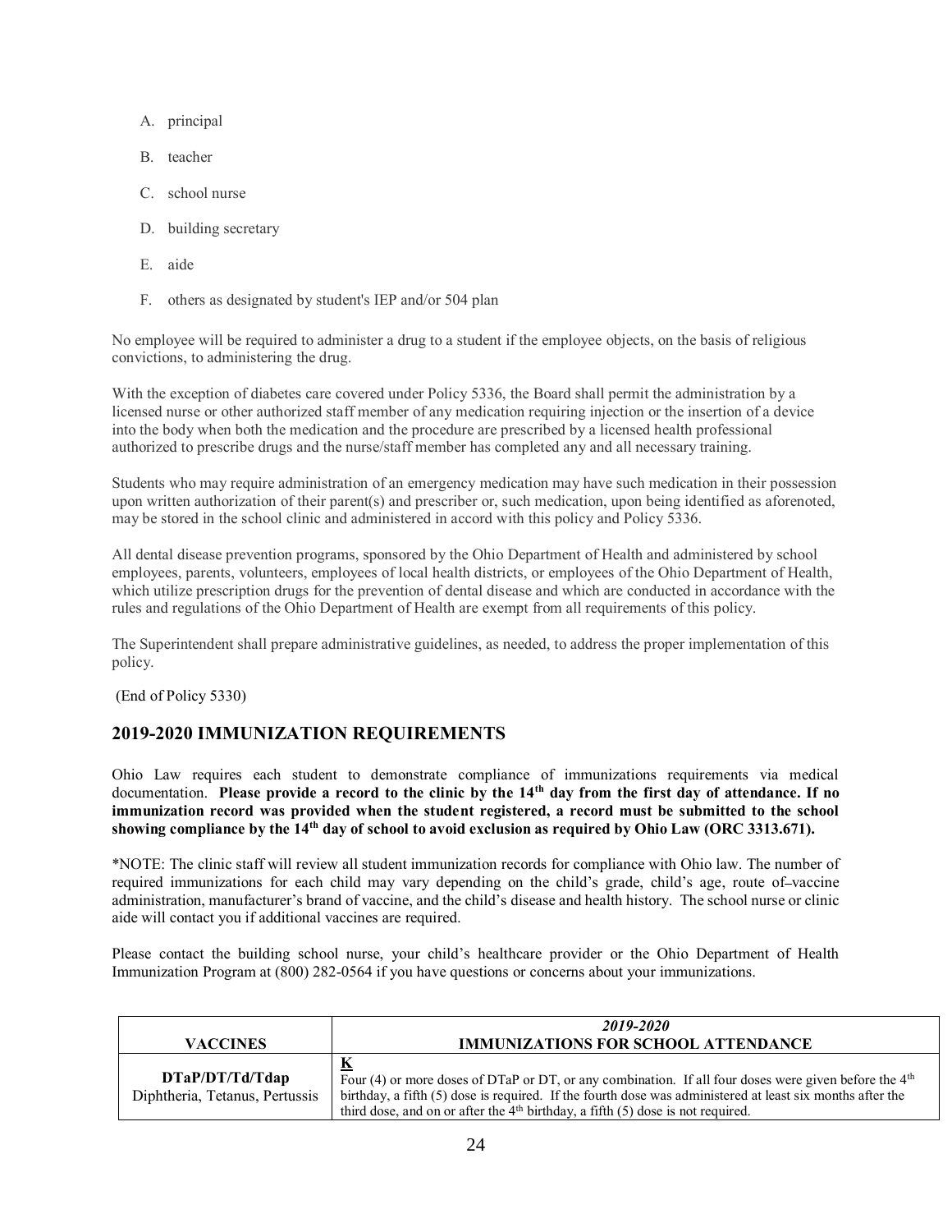A. principal

B. teacher

C. school nurse

D. building secretary

E. aide

F. others as designated by student's IEP and/or 504 plan

No employee will be required to administer a drug to a student if the employee objects, on the basis of religious convictions, to administering the drug.

With the exception of diabetes care covered under Policy 5336, the Board shall permit the administration by a licensed nurse or other authorized staff member of any medication requiring injection or the insertion of a device into the body when both the medication and the procedure are prescribed by a licensed health professional authorized to prescribe drugs and the nurse/staff member has completed any and all necessary training.

Students who may require administration of an emergency medication may have such medication in their possession upon written authorization of their parent(s) and prescriber or, such medication, upon being identified as aforenoted, may be stored in the school clinic and administered in accord with this policy and Policy 5336.

All dental disease prevention programs, sponsored by the Ohio Department of Health and administered by school employees, parents, volunteers, employees of local health districts, or employees of the Ohio Department of Health, which utilize prescription drugs for the prevention of dental disease and which are conducted in accordance with the rules and regulations of the Ohio Department of Health are exempt from all requirements of this policy.

The Superintendent shall prepare administrative guidelines, as needed, to address the proper implementation of this policy.

(End of Policy 5330)

## 2019-2020 IMMUNIZATION REQUIREMENTS

Ohio Law requires each student to demonstrate compliance of immunizations requirements via medical documentation. **Please provide a record to the clinic by the 14th day from the first day of attendance. If no immunization record was provided when the student registered, a record must be submitted to the school showing compliance by the 14th day of school to avoid exclusion as required by Ohio Law (ORC 3313.671).**

*NOTE: The clinic staff will review all student immunization records for compliance with Ohio law. The number of required immunizations for each child may vary depending on the child's grade, child's age, route of vaccine administration, manufacturer's brand of vaccine, and the child's disease and health history. The school nurse or clinic aide will contact you if additional vaccines are required.

Please contact the building school nurse, your child's healthcare provider or the Ohio Department of Health Immunization Program at (800) 282-0564 if you have questions or concerns about your immunizations.

| VACCINES | *2019-2020* **IMMUNIZATIONS FOR SCHOOL ATTENDANCE** |
|---|---|
| **DTaP/DT/Td/Tdap** Diphtheria, Tetanus, Pertussis | **K** Four (4) or more doses of DTaP or DT, or any combination. If all four doses were given before the 4th birthday, a fifth (5) dose is required. If the fourth dose was administered at least six months after the third dose, and on or after the 4th birthday, a fifth (5) dose is not required. |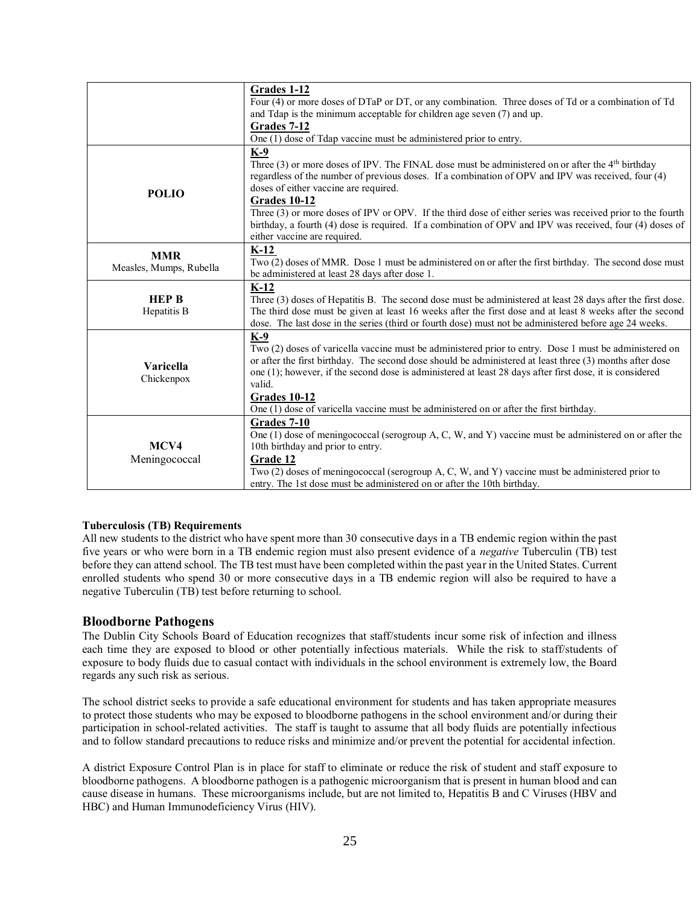| | |
|---|---|
| | **Grades 1-12**<br>Four (4) or more doses of DTaP or DT, or any combination. Three doses of Td or a combination of Td and Tdap is the minimum acceptable for children age seven (7) and up.<br>**Grades 7-12**<br>One (1) dose of Tdap vaccine must be administered prior to entry. |
| **POLIO** | **K-9**<br>Three (3) or more doses of IPV. The FINAL dose must be administered on or after the 4th birthday regardless of the number of previous doses. If a combination of OPV and IPV was received, four (4) doses of either vaccine are required.<br>**Grades 10-12**<br>Three (3) or more doses of IPV or OPV. If the third dose of either series was received prior to the fourth birthday, a fourth (4) dose is required. If a combination of OPV and IPV was received, four (4) doses of either vaccine are required. |
| **MMR**<br>Measles, Mumps, Rubella | **K-12**<br>Two (2) doses of MMR. Dose 1 must be administered on or after the first birthday. The second dose must be administered at least 28 days after dose 1. |
| **HEP B**<br>Hepatitis B | **K-12**<br>Three (3) doses of Hepatitis B. The second dose must be administered at least 28 days after the first dose. The third dose must be given at least 16 weeks after the first dose and at least 8 weeks after the second dose. The last dose in the series (third or fourth dose) must not be administered before age 24 weeks. |
| **Varicella**<br>Chickenpox | **K-9**<br>Two (2) doses of varicella vaccine must be administered prior to entry. Dose 1 must be administered on or after the first birthday. The second dose should be administered at least three (3) months after dose one (1); however, if the second dose is administered at least 28 days after first dose, it is considered valid.<br>**Grades 10-12**<br>One (1) dose of varicella vaccine must be administered on or after the first birthday. |
| **MCV4**<br>Meningococcal | **Grades 7-10**<br>One (1) dose of meningococcal (serogroup A, C, W, and Y) vaccine must be administered on or after the 10th birthday and prior to entry.<br>**Grade 12**<br>Two (2) doses of meningococcal (serogroup A, C, W, and Y) vaccine must be administered prior to entry. The 1st dose must be administered on or after the 10th birthday. |

**Tuberculosis (TB) Requirements**

All new students to the district who have spent more than 30 consecutive days in a TB endemic region within the past five years or who were born in a TB endemic region must also present evidence of a *negative* Tuberculin (TB) test before they can attend school. The TB test must have been completed within the past year in the United States. Current enrolled students who spend 30 or more consecutive days in a TB endemic region will also be required to have a negative Tuberculin (TB) test before returning to school.

## Bloodborne Pathogens

The Dublin City Schools Board of Education recognizes that staff/students incur some risk of infection and illness each time they are exposed to blood or other potentially infectious materials. While the risk to staff/students of exposure to body fluids due to casual contact with individuals in the school environment is extremely low, the Board regards any such risk as serious.

The school district seeks to provide a safe educational environment for students and has taken appropriate measures to protect those students who may be exposed to bloodborne pathogens in the school environment and/or during their participation in school-related activities. The staff is taught to assume that all body fluids are potentially infectious and to follow standard precautions to reduce risks and minimize and/or prevent the potential for accidental infection.

A district Exposure Control Plan is in place for staff to eliminate or reduce the risk of student and staff exposure to bloodborne pathogens. A bloodborne pathogen is a pathogenic microorganism that is present in human blood and can cause disease in humans. These microorganisms include, but are not limited to, Hepatitis B and C Viruses (HBV and HBC) and Human Immunodeficiency Virus (HIV).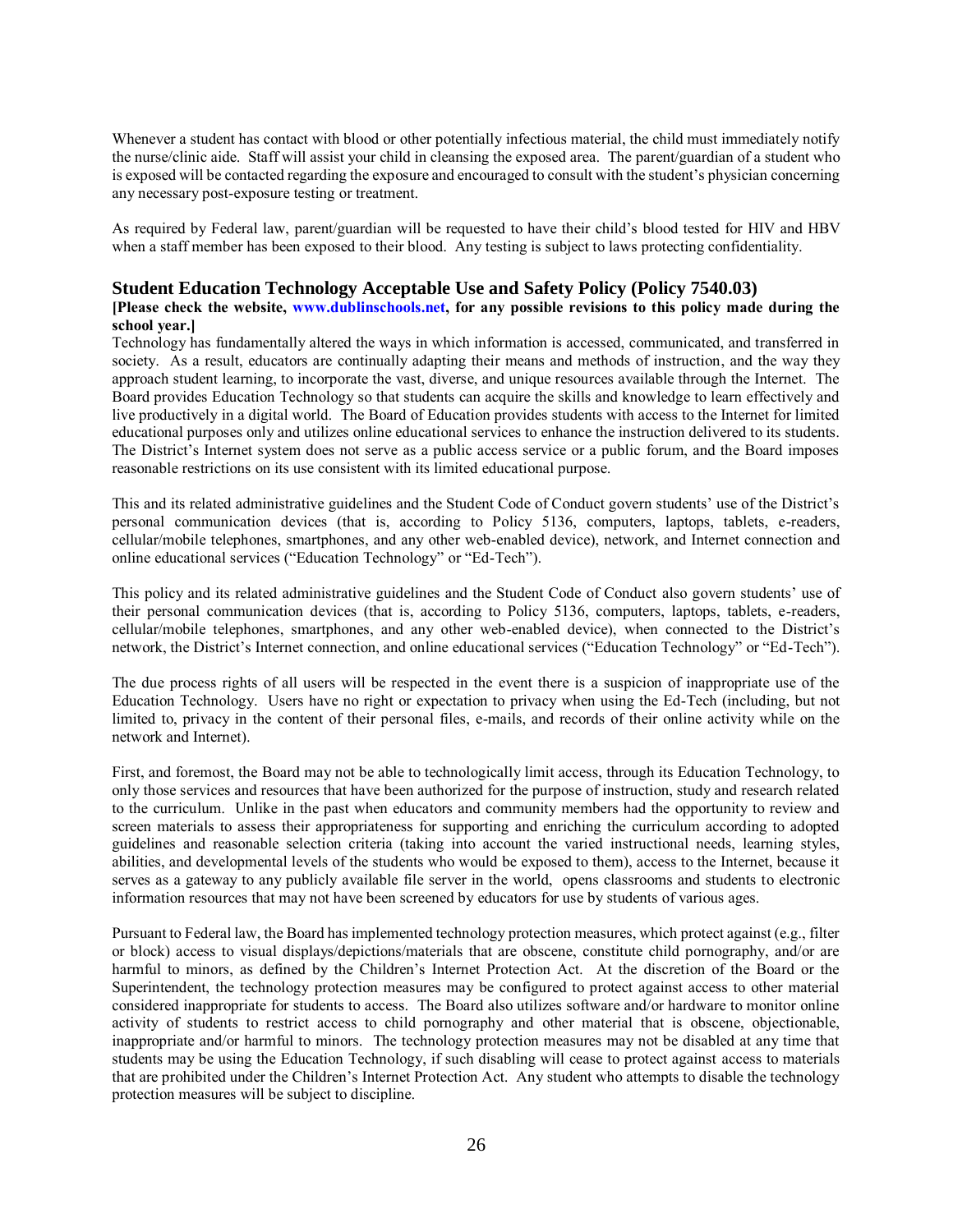Whenever a student has contact with blood or other potentially infectious material, the child must immediately notify the nurse/clinic aide. Staff will assist your child in cleansing the exposed area. The parent/guardian of a student who is exposed will be contacted regarding the exposure and encouraged to consult with the student's physician concerning any necessary post-exposure testing or treatment.

As required by Federal law, parent/guardian will be requested to have their child's blood tested for HIV and HBV when a staff member has been exposed to their blood. Any testing is subject to laws protecting confidentiality.

## Student Education Technology Acceptable Use and Safety Policy (Policy 7540.03)

**[Please check the website, www.dublinschools.net, for any possible revisions to this policy made during the school year.]**

Technology has fundamentally altered the ways in which information is accessed, communicated, and transferred in society. As a result, educators are continually adapting their means and methods of instruction, and the way they approach student learning, to incorporate the vast, diverse, and unique resources available through the Internet. The Board provides Education Technology so that students can acquire the skills and knowledge to learn effectively and live productively in a digital world. The Board of Education provides students with access to the Internet for limited educational purposes only and utilizes online educational services to enhance the instruction delivered to its students. The District's Internet system does not serve as a public access service or a public forum, and the Board imposes reasonable restrictions on its use consistent with its limited educational purpose.

This and its related administrative guidelines and the Student Code of Conduct govern students' use of the District's personal communication devices (that is, according to Policy 5136, computers, laptops, tablets, e-readers, cellular/mobile telephones, smartphones, and any other web-enabled device), network, and Internet connection and online educational services ("Education Technology" or "Ed-Tech").

This policy and its related administrative guidelines and the Student Code of Conduct also govern students' use of their personal communication devices (that is, according to Policy 5136, computers, laptops, tablets, e-readers, cellular/mobile telephones, smartphones, and any other web-enabled device), when connected to the District's network, the District's Internet connection, and online educational services ("Education Technology" or "Ed-Tech").

The due process rights of all users will be respected in the event there is a suspicion of inappropriate use of the Education Technology. Users have no right or expectation to privacy when using the Ed-Tech (including, but not limited to, privacy in the content of their personal files, e-mails, and records of their online activity while on the network and Internet).

First, and foremost, the Board may not be able to technologically limit access, through its Education Technology, to only those services and resources that have been authorized for the purpose of instruction, study and research related to the curriculum. Unlike in the past when educators and community members had the opportunity to review and screen materials to assess their appropriateness for supporting and enriching the curriculum according to adopted guidelines and reasonable selection criteria (taking into account the varied instructional needs, learning styles, abilities, and developmental levels of the students who would be exposed to them), access to the Internet, because it serves as a gateway to any publicly available file server in the world, opens classrooms and students to electronic information resources that may not have been screened by educators for use by students of various ages.

Pursuant to Federal law, the Board has implemented technology protection measures, which protect against (e.g., filter or block) access to visual displays/depictions/materials that are obscene, constitute child pornography, and/or are harmful to minors, as defined by the Children's Internet Protection Act. At the discretion of the Board or the Superintendent, the technology protection measures may be configured to protect against access to other material considered inappropriate for students to access. The Board also utilizes software and/or hardware to monitor online activity of students to restrict access to child pornography and other material that is obscene, objectionable, inappropriate and/or harmful to minors. The technology protection measures may not be disabled at any time that students may be using the Education Technology, if such disabling will cease to protect against access to materials that are prohibited under the Children's Internet Protection Act. Any student who attempts to disable the technology protection measures will be subject to discipline.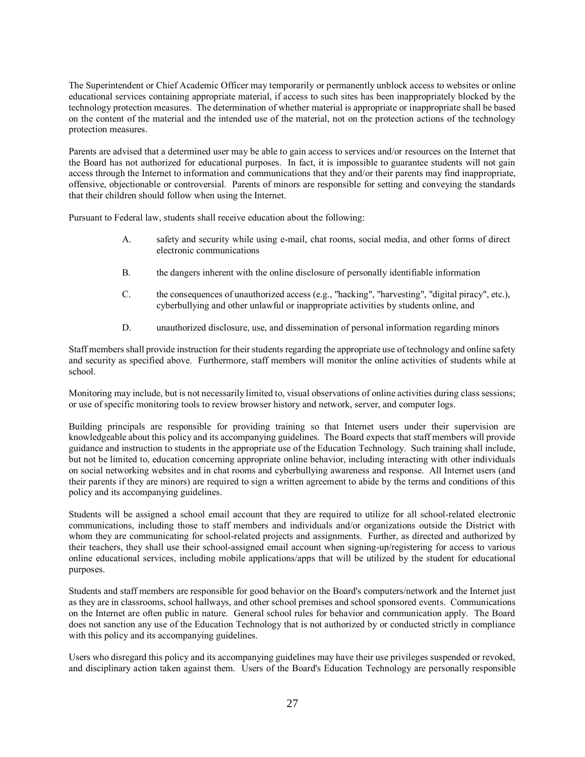The Superintendent or Chief Academic Officer may temporarily or permanently unblock access to websites or online educational services containing appropriate material, if access to such sites has been inappropriately blocked by the technology protection measures. The determination of whether material is appropriate or inappropriate shall be based on the content of the material and the intended use of the material, not on the protection actions of the technology protection measures.

Parents are advised that a determined user may be able to gain access to services and/or resources on the Internet that the Board has not authorized for educational purposes. In fact, it is impossible to guarantee students will not gain access through the Internet to information and communications that they and/or their parents may find inappropriate, offensive, objectionable or controversial. Parents of minors are responsible for setting and conveying the standards that their children should follow when using the Internet.

Pursuant to Federal law, students shall receive education about the following:

A. safety and security while using e-mail, chat rooms, social media, and other forms of direct electronic communications

B. the dangers inherent with the online disclosure of personally identifiable information

C. the consequences of unauthorized access (e.g., "hacking", "harvesting", "digital piracy", etc.), cyberbullying and other unlawful or inappropriate activities by students online, and

D. unauthorized disclosure, use, and dissemination of personal information regarding minors

Staff members shall provide instruction for their students regarding the appropriate use of technology and online safety and security as specified above. Furthermore, staff members will monitor the online activities of students while at school.

Monitoring may include, but is not necessarily limited to, visual observations of online activities during class sessions; or use of specific monitoring tools to review browser history and network, server, and computer logs.

Building principals are responsible for providing training so that Internet users under their supervision are knowledgeable about this policy and its accompanying guidelines. The Board expects that staff members will provide guidance and instruction to students in the appropriate use of the Education Technology. Such training shall include, but not be limited to, education concerning appropriate online behavior, including interacting with other individuals on social networking websites and in chat rooms and cyberbullying awareness and response. All Internet users (and their parents if they are minors) are required to sign a written agreement to abide by the terms and conditions of this policy and its accompanying guidelines.

Students will be assigned a school email account that they are required to utilize for all school-related electronic communications, including those to staff members and individuals and/or organizations outside the District with whom they are communicating for school-related projects and assignments. Further, as directed and authorized by their teachers, they shall use their school-assigned email account when signing-up/registering for access to various online educational services, including mobile applications/apps that will be utilized by the student for educational purposes.

Students and staff members are responsible for good behavior on the Board's computers/network and the Internet just as they are in classrooms, school hallways, and other school premises and school sponsored events. Communications on the Internet are often public in nature. General school rules for behavior and communication apply. The Board does not sanction any use of the Education Technology that is not authorized by or conducted strictly in compliance with this policy and its accompanying guidelines.

Users who disregard this policy and its accompanying guidelines may have their use privileges suspended or revoked, and disciplinary action taken against them. Users of the Board's Education Technology are personally responsible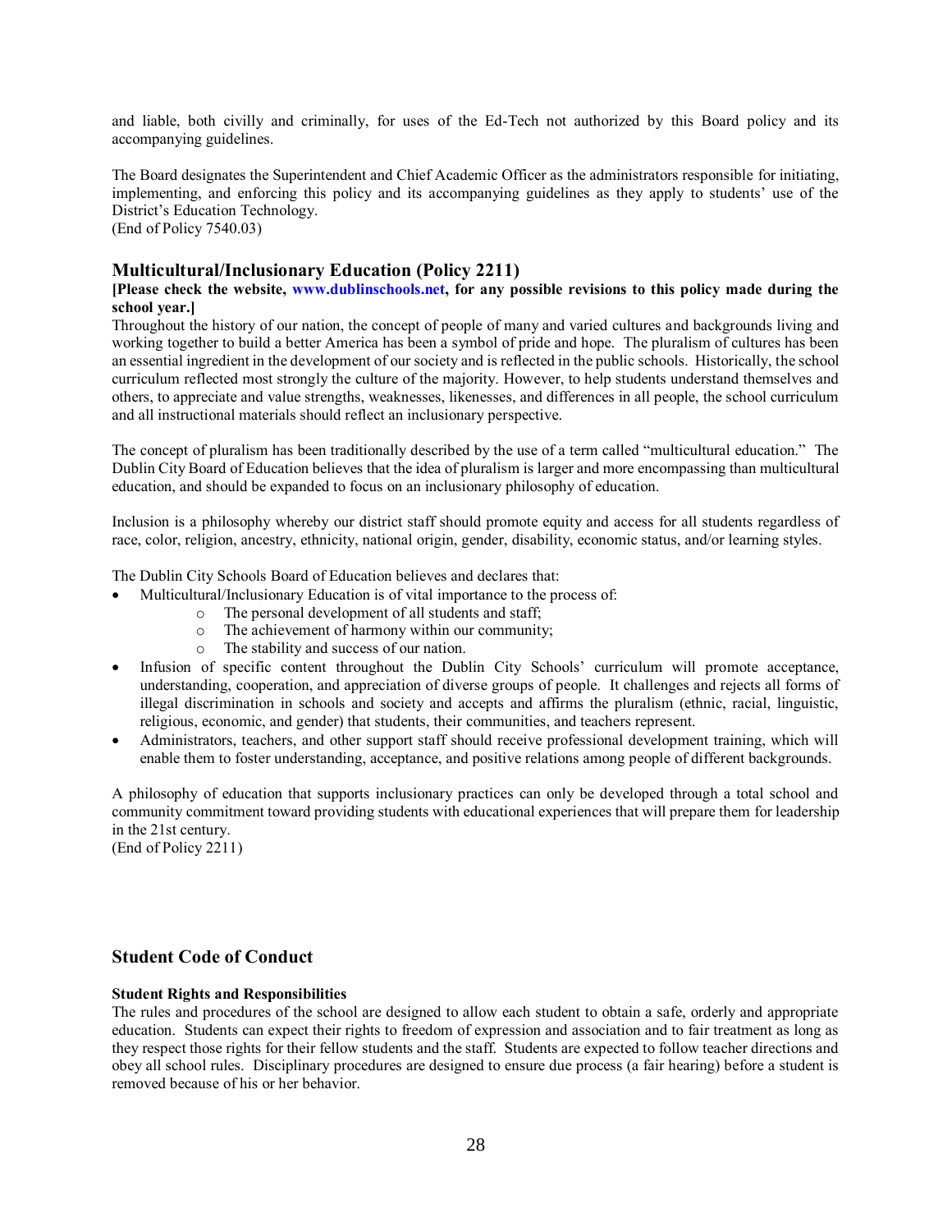and liable, both civilly and criminally, for uses of the Ed-Tech not authorized by this Board policy and its accompanying guidelines.

The Board designates the Superintendent and Chief Academic Officer as the administrators responsible for initiating, implementing, and enforcing this policy and its accompanying guidelines as they apply to students' use of the District's Education Technology.
(End of Policy 7540.03)

## Multicultural/Inclusionary Education (Policy 2211)

**[Please check the website, www.dublinschools.net, for any possible revisions to this policy made during the school year.]**

Throughout the history of our nation, the concept of people of many and varied cultures and backgrounds living and working together to build a better America has been a symbol of pride and hope. The pluralism of cultures has been an essential ingredient in the development of our society and is reflected in the public schools. Historically, the school curriculum reflected most strongly the culture of the majority. However, to help students understand themselves and others, to appreciate and value strengths, weaknesses, likenesses, and differences in all people, the school curriculum and all instructional materials should reflect an inclusionary perspective.

The concept of pluralism has been traditionally described by the use of a term called "multicultural education." The Dublin City Board of Education believes that the idea of pluralism is larger and more encompassing than multicultural education, and should be expanded to focus on an inclusionary philosophy of education.

Inclusion is a philosophy whereby our district staff should promote equity and access for all students regardless of race, color, religion, ancestry, ethnicity, national origin, gender, disability, economic status, and/or learning styles.

The Dublin City Schools Board of Education believes and declares that:

- Multicultural/Inclusionary Education is of vital importance to the process of:
  - The personal development of all students and staff;
  - The achievement of harmony within our community;
  - The stability and success of our nation.
- Infusion of specific content throughout the Dublin City Schools' curriculum will promote acceptance, understanding, cooperation, and appreciation of diverse groups of people. It challenges and rejects all forms of illegal discrimination in schools and society and accepts and affirms the pluralism (ethnic, racial, linguistic, religious, economic, and gender) that students, their communities, and teachers represent.
- Administrators, teachers, and other support staff should receive professional development training, which will enable them to foster understanding, acceptance, and positive relations among people of different backgrounds.

A philosophy of education that supports inclusionary practices can only be developed through a total school and community commitment toward providing students with educational experiences that will prepare them for leadership in the 21st century.
(End of Policy 2211)

## Student Code of Conduct

### Student Rights and Responsibilities

The rules and procedures of the school are designed to allow each student to obtain a safe, orderly and appropriate education. Students can expect their rights to freedom of expression and association and to fair treatment as long as they respect those rights for their fellow students and the staff. Students are expected to follow teacher directions and obey all school rules. Disciplinary procedures are designed to ensure due process (a fair hearing) before a student is removed because of his or her behavior.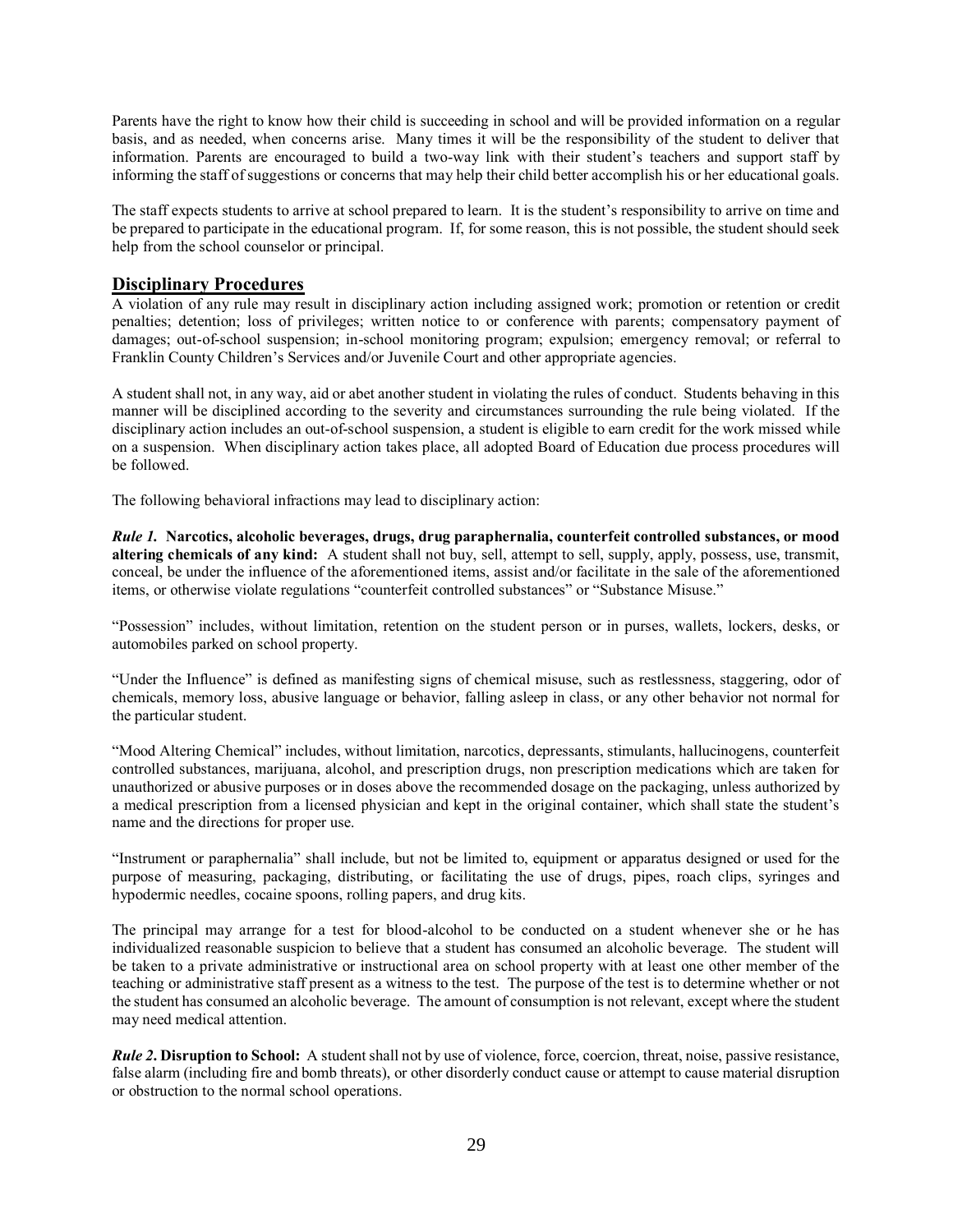Parents have the right to know how their child is succeeding in school and will be provided information on a regular basis, and as needed, when concerns arise. Many times it will be the responsibility of the student to deliver that information. Parents are encouraged to build a two-way link with their student's teachers and support staff by informing the staff of suggestions or concerns that may help their child better accomplish his or her educational goals.

The staff expects students to arrive at school prepared to learn. It is the student's responsibility to arrive on time and be prepared to participate in the educational program. If, for some reason, this is not possible, the student should seek help from the school counselor or principal.

## Disciplinary Procedures

A violation of any rule may result in disciplinary action including assigned work; promotion or retention or credit penalties; detention; loss of privileges; written notice to or conference with parents; compensatory payment of damages; out-of-school suspension; in-school monitoring program; expulsion; emergency removal; or referral to Franklin County Children's Services and/or Juvenile Court and other appropriate agencies.

A student shall not, in any way, aid or abet another student in violating the rules of conduct. Students behaving in this manner will be disciplined according to the severity and circumstances surrounding the rule being violated. If the disciplinary action includes an out-of-school suspension, a student is eligible to earn credit for the work missed while on a suspension. When disciplinary action takes place, all adopted Board of Education due process procedures will be followed.

The following behavioral infractions may lead to disciplinary action:

***Rule 1.*** **Narcotics, alcoholic beverages, drugs, drug paraphernalia, counterfeit controlled substances, or mood altering chemicals of any kind:** A student shall not buy, sell, attempt to sell, supply, apply, possess, use, transmit, conceal, be under the influence of the aforementioned items, assist and/or facilitate in the sale of the aforementioned items, or otherwise violate regulations "counterfeit controlled substances" or "Substance Misuse."

"Possession" includes, without limitation, retention on the student person or in purses, wallets, lockers, desks, or automobiles parked on school property.

"Under the Influence" is defined as manifesting signs of chemical misuse, such as restlessness, staggering, odor of chemicals, memory loss, abusive language or behavior, falling asleep in class, or any other behavior not normal for the particular student.

"Mood Altering Chemical" includes, without limitation, narcotics, depressants, stimulants, hallucinogens, counterfeit controlled substances, marijuana, alcohol, and prescription drugs, non prescription medications which are taken for unauthorized or abusive purposes or in doses above the recommended dosage on the packaging, unless authorized by a medical prescription from a licensed physician and kept in the original container, which shall state the student's name and the directions for proper use.

"Instrument or paraphernalia" shall include, but not be limited to, equipment or apparatus designed or used for the purpose of measuring, packaging, distributing, or facilitating the use of drugs, pipes, roach clips, syringes and hypodermic needles, cocaine spoons, rolling papers, and drug kits.

The principal may arrange for a test for blood-alcohol to be conducted on a student whenever she or he has individualized reasonable suspicion to believe that a student has consumed an alcoholic beverage. The student will be taken to a private administrative or instructional area on school property with at least one other member of the teaching or administrative staff present as a witness to the test. The purpose of the test is to determine whether or not the student has consumed an alcoholic beverage. The amount of consumption is not relevant, except where the student may need medical attention.

***Rule 2*. Disruption to School:** A student shall not by use of violence, force, coercion, threat, noise, passive resistance, false alarm (including fire and bomb threats), or other disorderly conduct cause or attempt to cause material disruption or obstruction to the normal school operations.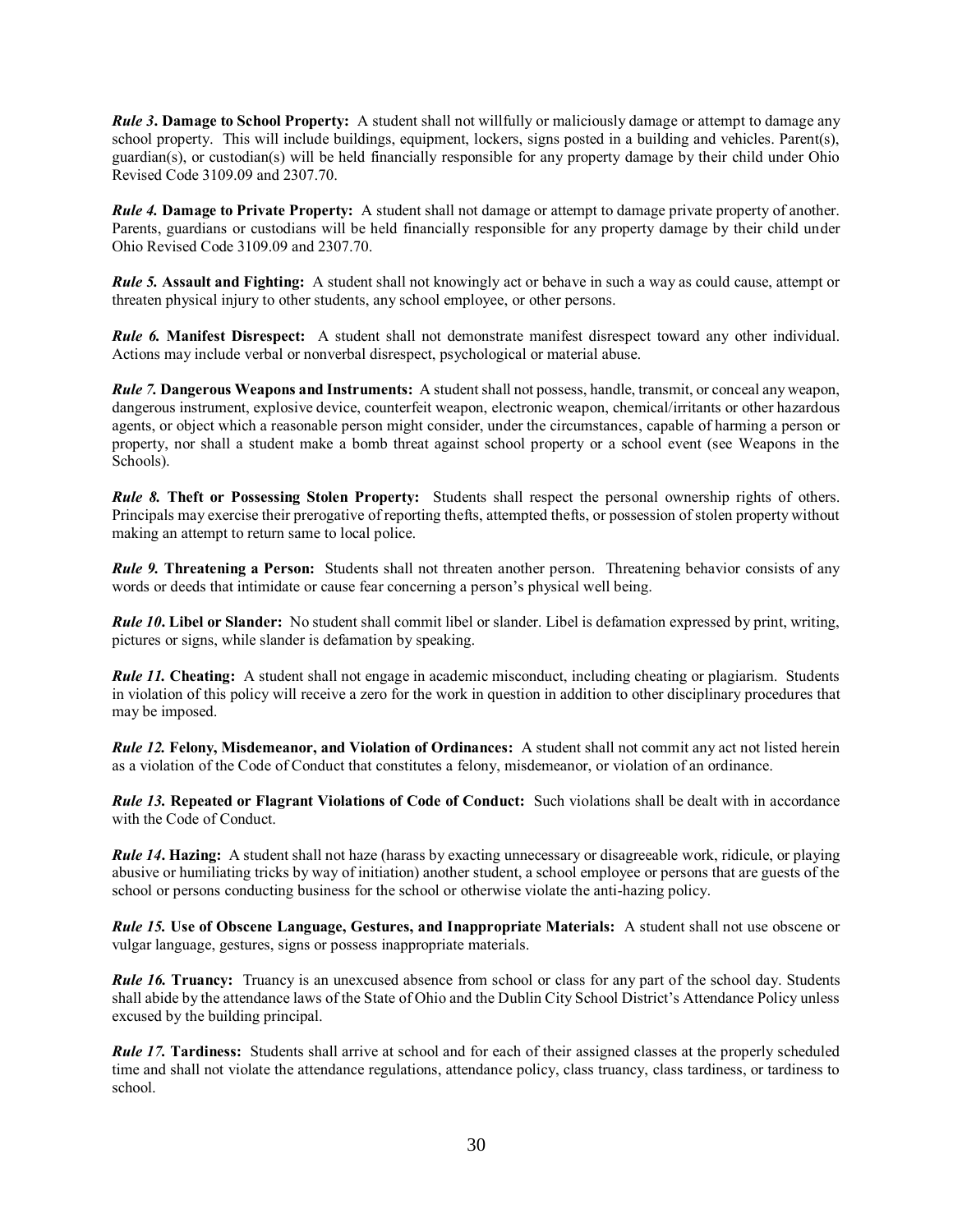***Rule 3*. Damage to School Property:** A student shall not willfully or maliciously damage or attempt to damage any school property. This will include buildings, equipment, lockers, signs posted in a building and vehicles. Parent(s), guardian(s), or custodian(s) will be held financially responsible for any property damage by their child under Ohio Revised Code 3109.09 and 2307.70.

***Rule 4.* Damage to Private Property:** A student shall not damage or attempt to damage private property of another. Parents, guardians or custodians will be held financially responsible for any property damage by their child under Ohio Revised Code 3109.09 and 2307.70.

***Rule 5.* Assault and Fighting:** A student shall not knowingly act or behave in such a way as could cause, attempt or threaten physical injury to other students, any school employee, or other persons.

***Rule 6.* Manifest Disrespect:** A student shall not demonstrate manifest disrespect toward any other individual. Actions may include verbal or nonverbal disrespect, psychological or material abuse.

***Rule 7.* Dangerous Weapons and Instruments:** A student shall not possess, handle, transmit, or conceal any weapon, dangerous instrument, explosive device, counterfeit weapon, electronic weapon, chemical/irritants or other hazardous agents, or object which a reasonable person might consider, under the circumstances, capable of harming a person or property, nor shall a student make a bomb threat against school property or a school event (see Weapons in the Schools).

***Rule 8.* Theft or Possessing Stolen Property:** Students shall respect the personal ownership rights of others. Principals may exercise their prerogative of reporting thefts, attempted thefts, or possession of stolen property without making an attempt to return same to local police.

***Rule 9.* Threatening a Person:** Students shall not threaten another person. Threatening behavior consists of any words or deeds that intimidate or cause fear concerning a person's physical well being.

***Rule 10*. Libel or Slander:** No student shall commit libel or slander. Libel is defamation expressed by print, writing, pictures or signs, while slander is defamation by speaking.

***Rule 11.* Cheating:** A student shall not engage in academic misconduct, including cheating or plagiarism. Students in violation of this policy will receive a zero for the work in question in addition to other disciplinary procedures that may be imposed.

***Rule 12.* Felony, Misdemeanor, and Violation of Ordinances:** A student shall not commit any act not listed herein as a violation of the Code of Conduct that constitutes a felony, misdemeanor, or violation of an ordinance.

***Rule 13.* Repeated or Flagrant Violations of Code of Conduct:** Such violations shall be dealt with in accordance with the Code of Conduct.

***Rule 14*. Hazing:** A student shall not haze (harass by exacting unnecessary or disagreeable work, ridicule, or playing abusive or humiliating tricks by way of initiation) another student, a school employee or persons that are guests of the school or persons conducting business for the school or otherwise violate the anti-hazing policy.

***Rule 15.* Use of Obscene Language, Gestures, and Inappropriate Materials:** A student shall not use obscene or vulgar language, gestures, signs or possess inappropriate materials.

***Rule 16.* Truancy:** Truancy is an unexcused absence from school or class for any part of the school day. Students shall abide by the attendance laws of the State of Ohio and the Dublin City School District's Attendance Policy unless excused by the building principal.

***Rule 17.* Tardiness:** Students shall arrive at school and for each of their assigned classes at the properly scheduled time and shall not violate the attendance regulations, attendance policy, class truancy, class tardiness, or tardiness to school.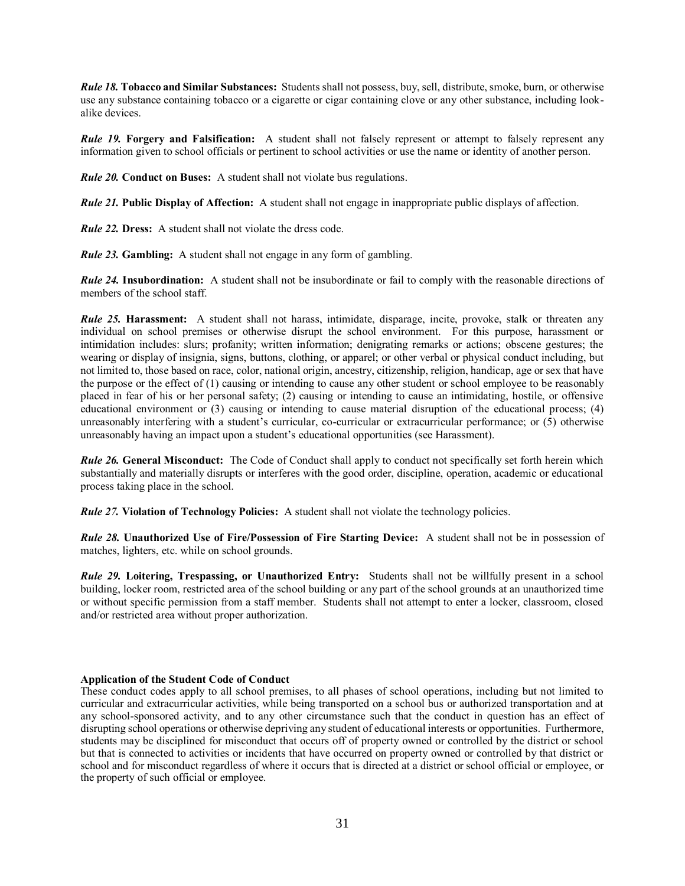***Rule 18.*** **Tobacco and Similar Substances:** Students shall not possess, buy, sell, distribute, smoke, burn, or otherwise use any substance containing tobacco or a cigarette or cigar containing clove or any other substance, including look-alike devices.

***Rule 19.*** **Forgery and Falsification:** A student shall not falsely represent or attempt to falsely represent any information given to school officials or pertinent to school activities or use the name or identity of another person.

***Rule 20.*** **Conduct on Buses:** A student shall not violate bus regulations.

***Rule 21.*** **Public Display of Affection:** A student shall not engage in inappropriate public displays of affection.

***Rule 22.*** **Dress:** A student shall not violate the dress code.

***Rule 23.*** **Gambling:** A student shall not engage in any form of gambling.

***Rule 24.*** **Insubordination:** A student shall not be insubordinate or fail to comply with the reasonable directions of members of the school staff.

***Rule 25.*** **Harassment:** A student shall not harass, intimidate, disparage, incite, provoke, stalk or threaten any individual on school premises or otherwise disrupt the school environment. For this purpose, harassment or intimidation includes: slurs; profanity; written information; denigrating remarks or actions; obscene gestures; the wearing or display of insignia, signs, buttons, clothing, or apparel; or other verbal or physical conduct including, but not limited to, those based on race, color, national origin, ancestry, citizenship, religion, handicap, age or sex that have the purpose or the effect of (1) causing or intending to cause any other student or school employee to be reasonably placed in fear of his or her personal safety; (2) causing or intending to cause an intimidating, hostile, or offensive educational environment or (3) causing or intending to cause material disruption of the educational process; (4) unreasonably interfering with a student's curricular, co-curricular or extracurricular performance; or (5) otherwise unreasonably having an impact upon a student's educational opportunities (see Harassment).

***Rule 26.*** **General Misconduct:** The Code of Conduct shall apply to conduct not specifically set forth herein which substantially and materially disrupts or interferes with the good order, discipline, operation, academic or educational process taking place in the school.

***Rule 27.*** **Violation of Technology Policies:** A student shall not violate the technology policies.

***Rule 28.*** **Unauthorized Use of Fire/Possession of Fire Starting Device:** A student shall not be in possession of matches, lighters, etc. while on school grounds.

***Rule 29.*** **Loitering, Trespassing, or Unauthorized Entry:** Students shall not be willfully present in a school building, locker room, restricted area of the school building or any part of the school grounds at an unauthorized time or without specific permission from a staff member. Students shall not attempt to enter a locker, classroom, closed and/or restricted area without proper authorization.

**Application of the Student Code of Conduct**

These conduct codes apply to all school premises, to all phases of school operations, including but not limited to curricular and extracurricular activities, while being transported on a school bus or authorized transportation and at any school-sponsored activity, and to any other circumstance such that the conduct in question has an effect of disrupting school operations or otherwise depriving any student of educational interests or opportunities. Furthermore, students may be disciplined for misconduct that occurs off of property owned or controlled by the district or school but that is connected to activities or incidents that have occurred on property owned or controlled by that district or school and for misconduct regardless of where it occurs that is directed at a district or school official or employee, or the property of such official or employee.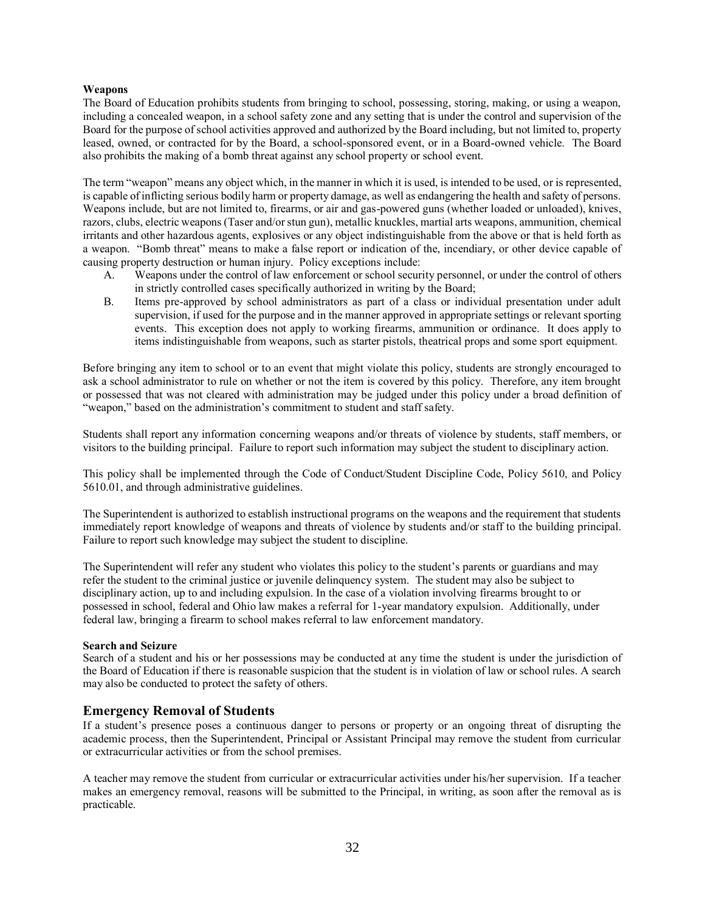**Weapons**

The Board of Education prohibits students from bringing to school, possessing, storing, making, or using a weapon, including a concealed weapon, in a school safety zone and any setting that is under the control and supervision of the Board for the purpose of school activities approved and authorized by the Board including, but not limited to, property leased, owned, or contracted for by the Board, a school-sponsored event, or in a Board-owned vehicle. The Board also prohibits the making of a bomb threat against any school property or school event.

The term "weapon" means any object which, in the manner in which it is used, is intended to be used, or is represented, is capable of inflicting serious bodily harm or property damage, as well as endangering the health and safety of persons. Weapons include, but are not limited to, firearms, or air and gas-powered guns (whether loaded or unloaded), knives, razors, clubs, electric weapons (Taser and/or stun gun), metallic knuckles, martial arts weapons, ammunition, chemical irritants and other hazardous agents, explosives or any object indistinguishable from the above or that is held forth as a weapon. "Bomb threat" means to make a false report or indication of the, incendiary, or other device capable of causing property destruction or human injury. Policy exceptions include:

A. Weapons under the control of law enforcement or school security personnel, or under the control of others in strictly controlled cases specifically authorized in writing by the Board;
B. Items pre-approved by school administrators as part of a class or individual presentation under adult supervision, if used for the purpose and in the manner approved in appropriate settings or relevant sporting events. This exception does not apply to working firearms, ammunition or ordinance. It does apply to items indistinguishable from weapons, such as starter pistols, theatrical props and some sport equipment.

Before bringing any item to school or to an event that might violate this policy, students are strongly encouraged to ask a school administrator to rule on whether or not the item is covered by this policy. Therefore, any item brought or possessed that was not cleared with administration may be judged under this policy under a broad definition of "weapon," based on the administration's commitment to student and staff safety.

Students shall report any information concerning weapons and/or threats of violence by students, staff members, or visitors to the building principal. Failure to report such information may subject the student to disciplinary action.

This policy shall be implemented through the Code of Conduct/Student Discipline Code, Policy 5610, and Policy 5610.01, and through administrative guidelines.

The Superintendent is authorized to establish instructional programs on the weapons and the requirement that students immediately report knowledge of weapons and threats of violence by students and/or staff to the building principal. Failure to report such knowledge may subject the student to discipline.

The Superintendent will refer any student who violates this policy to the student's parents or guardians and may refer the student to the criminal justice or juvenile delinquency system. The student may also be subject to disciplinary action, up to and including expulsion. In the case of a violation involving firearms brought to or possessed in school, federal and Ohio law makes a referral for 1-year mandatory expulsion. Additionally, under federal law, bringing a firearm to school makes referral to law enforcement mandatory.

**Search and Seizure**

Search of a student and his or her possessions may be conducted at any time the student is under the jurisdiction of the Board of Education if there is reasonable suspicion that the student is in violation of law or school rules. A search may also be conducted to protect the safety of others.

## Emergency Removal of Students

If a student's presence poses a continuous danger to persons or property or an ongoing threat of disrupting the academic process, then the Superintendent, Principal or Assistant Principal may remove the student from curricular or extracurricular activities or from the school premises.

A teacher may remove the student from curricular or extracurricular activities under his/her supervision. If a teacher makes an emergency removal, reasons will be submitted to the Principal, in writing, as soon after the removal as is practicable.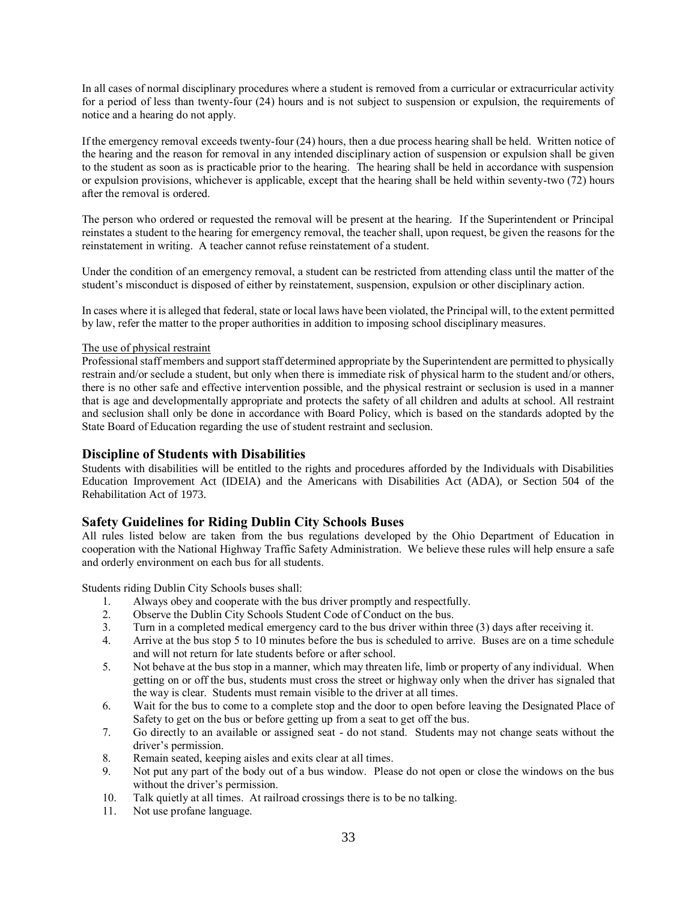In all cases of normal disciplinary procedures where a student is removed from a curricular or extracurricular activity for a period of less than twenty-four (24) hours and is not subject to suspension or expulsion, the requirements of notice and a hearing do not apply.

If the emergency removal exceeds twenty-four (24) hours, then a due process hearing shall be held. Written notice of the hearing and the reason for removal in any intended disciplinary action of suspension or expulsion shall be given to the student as soon as is practicable prior to the hearing. The hearing shall be held in accordance with suspension or expulsion provisions, whichever is applicable, except that the hearing shall be held within seventy-two (72) hours after the removal is ordered.

The person who ordered or requested the removal will be present at the hearing. If the Superintendent or Principal reinstates a student to the hearing for emergency removal, the teacher shall, upon request, be given the reasons for the reinstatement in writing. A teacher cannot refuse reinstatement of a student.

Under the condition of an emergency removal, a student can be restricted from attending class until the matter of the student's misconduct is disposed of either by reinstatement, suspension, expulsion or other disciplinary action.

In cases where it is alleged that federal, state or local laws have been violated, the Principal will, to the extent permitted by law, refer the matter to the proper authorities in addition to imposing school disciplinary measures.

The use of physical restraint

Professional staff members and support staff determined appropriate by the Superintendent are permitted to physically restrain and/or seclude a student, but only when there is immediate risk of physical harm to the student and/or others, there is no other safe and effective intervention possible, and the physical restraint or seclusion is used in a manner that is age and developmentally appropriate and protects the safety of all children and adults at school. All restraint and seclusion shall only be done in accordance with Board Policy, which is based on the standards adopted by the State Board of Education regarding the use of student restraint and seclusion.

## Discipline of Students with Disabilities

Students with disabilities will be entitled to the rights and procedures afforded by the Individuals with Disabilities Education Improvement Act (IDEIA) and the Americans with Disabilities Act (ADA), or Section 504 of the Rehabilitation Act of 1973.

## Safety Guidelines for Riding Dublin City Schools Buses

All rules listed below are taken from the bus regulations developed by the Ohio Department of Education in cooperation with the National Highway Traffic Safety Administration. We believe these rules will help ensure a safe and orderly environment on each bus for all students.

Students riding Dublin City Schools buses shall:

1. Always obey and cooperate with the bus driver promptly and respectfully.
2. Observe the Dublin City Schools Student Code of Conduct on the bus.
3. Turn in a completed medical emergency card to the bus driver within three (3) days after receiving it.
4. Arrive at the bus stop 5 to 10 minutes before the bus is scheduled to arrive. Buses are on a time schedule and will not return for late students before or after school.
5. Not behave at the bus stop in a manner, which may threaten life, limb or property of any individual. When getting on or off the bus, students must cross the street or highway only when the driver has signaled that the way is clear. Students must remain visible to the driver at all times.
6. Wait for the bus to come to a complete stop and the door to open before leaving the Designated Place of Safety to get on the bus or before getting up from a seat to get off the bus.
7. Go directly to an available or assigned seat - do not stand. Students may not change seats without the driver's permission.
8. Remain seated, keeping aisles and exits clear at all times.
9. Not put any part of the body out of a bus window. Please do not open or close the windows on the bus without the driver's permission.
10. Talk quietly at all times. At railroad crossings there is to be no talking.
11. Not use profane language.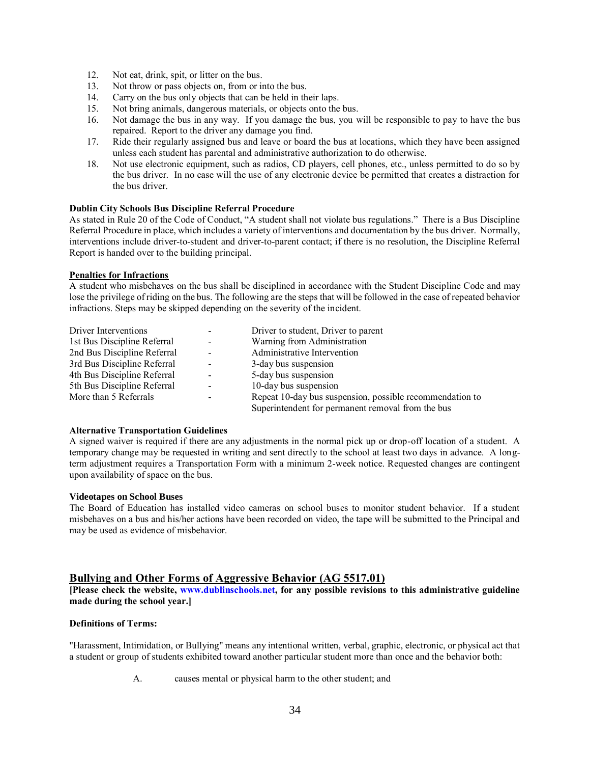12. Not eat, drink, spit, or litter on the bus.
13. Not throw or pass objects on, from or into the bus.
14. Carry on the bus only objects that can be held in their laps.
15. Not bring animals, dangerous materials, or objects onto the bus.
16. Not damage the bus in any way. If you damage the bus, you will be responsible to pay to have the bus repaired. Report to the driver any damage you find.
17. Ride their regularly assigned bus and leave or board the bus at locations, which they have been assigned unless each student has parental and administrative authorization to do otherwise.
18. Not use electronic equipment, such as radios, CD players, cell phones, etc., unless permitted to do so by the bus driver. In no case will the use of any electronic device be permitted that creates a distraction for the bus driver.

**Dublin City Schools Bus Discipline Referral Procedure**

As stated in Rule 20 of the Code of Conduct, "A student shall not violate bus regulations." There is a Bus Discipline Referral Procedure in place, which includes a variety of interventions and documentation by the bus driver. Normally, interventions include driver-to-student and driver-to-parent contact; if there is no resolution, the Discipline Referral Report is handed over to the building principal.

**Penalties for Infractions**

A student who misbehaves on the bus shall be disciplined in accordance with the Student Discipline Code and may lose the privilege of riding on the bus. The following are the steps that will be followed in the case of repeated behavior infractions. Steps may be skipped depending on the severity of the incident.

| | | |
|---|---|---|
| Driver Interventions | - | Driver to student, Driver to parent |
| 1st Bus Discipline Referral | - | Warning from Administration |
| 2nd Bus Discipline Referral | - | Administrative Intervention |
| 3rd Bus Discipline Referral | - | 3-day bus suspension |
| 4th Bus Discipline Referral | - | 5-day bus suspension |
| 5th Bus Discipline Referral | - | 10-day bus suspension |
| More than 5 Referrals | - | Repeat 10-day bus suspension, possible recommendation to Superintendent for permanent removal from the bus |

**Alternative Transportation Guidelines**

A signed waiver is required if there are any adjustments in the normal pick up or drop-off location of a student. A temporary change may be requested in writing and sent directly to the school at least two days in advance. A long-term adjustment requires a Transportation Form with a minimum 2-week notice. Requested changes are contingent upon availability of space on the bus.

**Videotapes on School Buses**

The Board of Education has installed video cameras on school buses to monitor student behavior. If a student misbehaves on a bus and his/her actions have been recorded on video, the tape will be submitted to the Principal and may be used as evidence of misbehavior.

## Bullying and Other Forms of Aggressive Behavior (AG 5517.01)

**[Please check the website, www.dublinschools.net, for any possible revisions to this administrative guideline made during the school year.]**

**Definitions of Terms:**

"Harassment, Intimidation, or Bullying" means any intentional written, verbal, graphic, electronic, or physical act that a student or group of students exhibited toward another particular student more than once and the behavior both:

A. causes mental or physical harm to the other student; and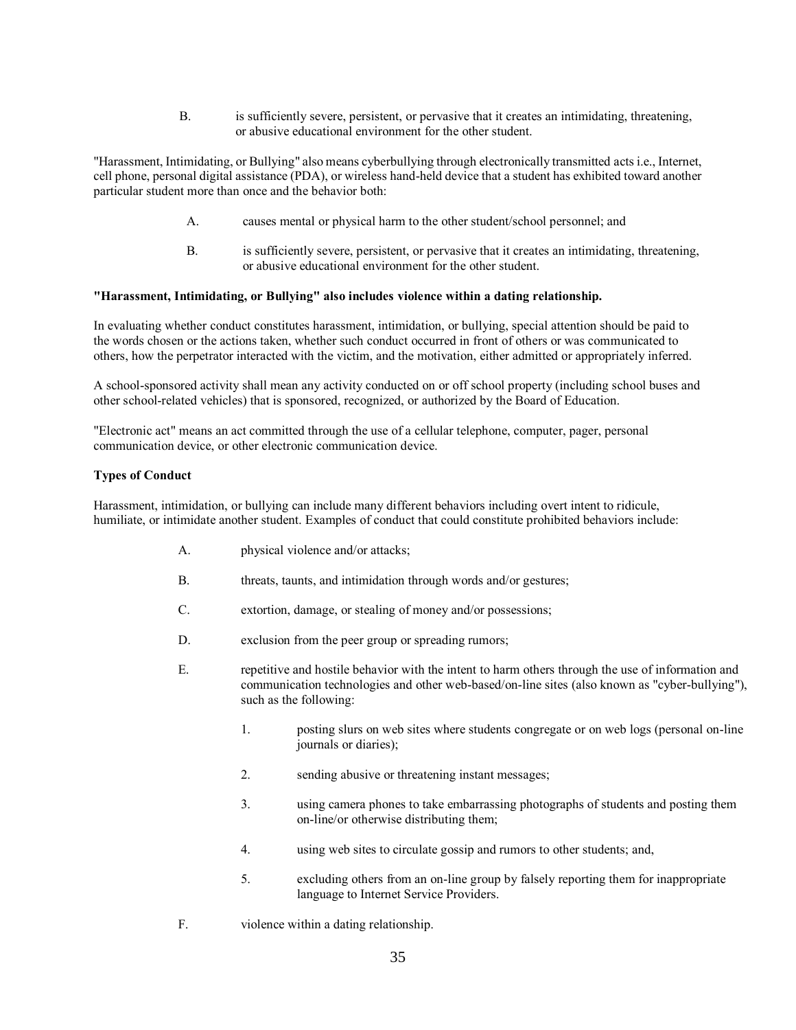B. is sufficiently severe, persistent, or pervasive that it creates an intimidating, threatening, or abusive educational environment for the other student.

"Harassment, Intimidating, or Bullying" also means cyberbullying through electronically transmitted acts i.e., Internet, cell phone, personal digital assistance (PDA), or wireless hand-held device that a student has exhibited toward another particular student more than once and the behavior both:

A. causes mental or physical harm to the other student/school personnel; and

B. is sufficiently severe, persistent, or pervasive that it creates an intimidating, threatening, or abusive educational environment for the other student.

**"Harassment, Intimidating, or Bullying" also includes violence within a dating relationship.**

In evaluating whether conduct constitutes harassment, intimidation, or bullying, special attention should be paid to the words chosen or the actions taken, whether such conduct occurred in front of others or was communicated to others, how the perpetrator interacted with the victim, and the motivation, either admitted or appropriately inferred.

A school-sponsored activity shall mean any activity conducted on or off school property (including school buses and other school-related vehicles) that is sponsored, recognized, or authorized by the Board of Education.

"Electronic act" means an act committed through the use of a cellular telephone, computer, pager, personal communication device, or other electronic communication device.

**Types of Conduct**

Harassment, intimidation, or bullying can include many different behaviors including overt intent to ridicule, humiliate, or intimidate another student. Examples of conduct that could constitute prohibited behaviors include:

A. physical violence and/or attacks;

B. threats, taunts, and intimidation through words and/or gestures;

C. extortion, damage, or stealing of money and/or possessions;

D. exclusion from the peer group or spreading rumors;

E. repetitive and hostile behavior with the intent to harm others through the use of information and communication technologies and other web-based/on-line sites (also known as "cyber-bullying"), such as the following:

   1. posting slurs on web sites where students congregate or on web logs (personal on-line journals or diaries);

   2. sending abusive or threatening instant messages;

   3. using camera phones to take embarrassing photographs of students and posting them on-line/or otherwise distributing them;

   4. using web sites to circulate gossip and rumors to other students; and,

   5. excluding others from an on-line group by falsely reporting them for inappropriate language to Internet Service Providers.

F. violence within a dating relationship.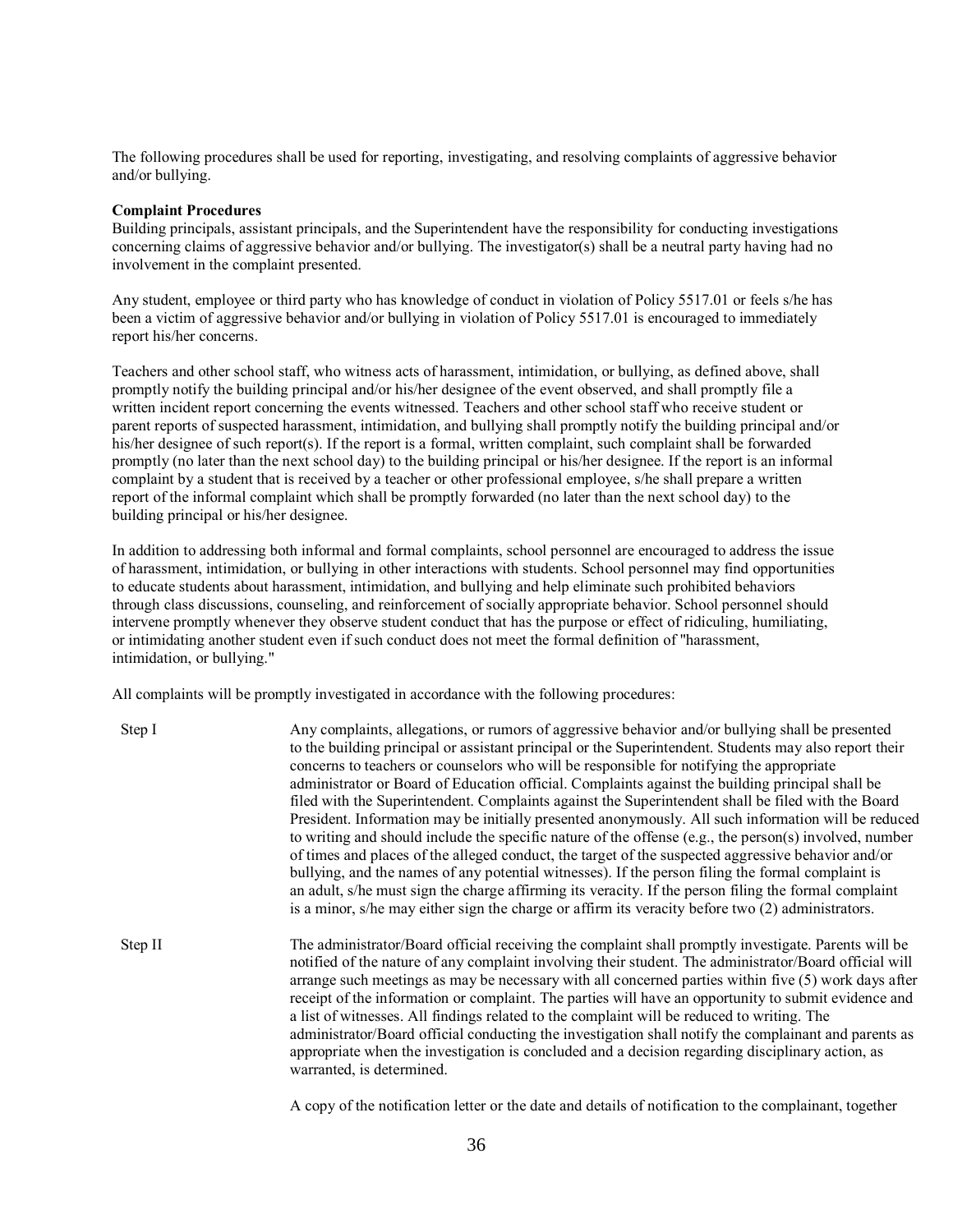The following procedures shall be used for reporting, investigating, and resolving complaints of aggressive behavior and/or bullying.

**Complaint Procedures**

Building principals, assistant principals, and the Superintendent have the responsibility for conducting investigations concerning claims of aggressive behavior and/or bullying. The investigator(s) shall be a neutral party having had no involvement in the complaint presented.

Any student, employee or third party who has knowledge of conduct in violation of Policy 5517.01 or feels s/he has been a victim of aggressive behavior and/or bullying in violation of Policy 5517.01 is encouraged to immediately report his/her concerns.

Teachers and other school staff, who witness acts of harassment, intimidation, or bullying, as defined above, shall promptly notify the building principal and/or his/her designee of the event observed, and shall promptly file a written incident report concerning the events witnessed. Teachers and other school staff who receive student or parent reports of suspected harassment, intimidation, and bullying shall promptly notify the building principal and/or his/her designee of such report(s). If the report is a formal, written complaint, such complaint shall be forwarded promptly (no later than the next school day) to the building principal or his/her designee. If the report is an informal complaint by a student that is received by a teacher or other professional employee, s/he shall prepare a written report of the informal complaint which shall be promptly forwarded (no later than the next school day) to the building principal or his/her designee.

In addition to addressing both informal and formal complaints, school personnel are encouraged to address the issue of harassment, intimidation, or bullying in other interactions with students. School personnel may find opportunities to educate students about harassment, intimidation, and bullying and help eliminate such prohibited behaviors through class discussions, counseling, and reinforcement of socially appropriate behavior. School personnel should intervene promptly whenever they observe student conduct that has the purpose or effect of ridiculing, humiliating, or intimidating another student even if such conduct does not meet the formal definition of "harassment, intimidation, or bullying."

All complaints will be promptly investigated in accordance with the following procedures:

Step I — Any complaints, allegations, or rumors of aggressive behavior and/or bullying shall be presented to the building principal or assistant principal or the Superintendent. Students may also report their concerns to teachers or counselors who will be responsible for notifying the appropriate administrator or Board of Education official. Complaints against the building principal shall be filed with the Superintendent. Complaints against the Superintendent shall be filed with the Board President. Information may be initially presented anonymously. All such information will be reduced to writing and should include the specific nature of the offense (e.g., the person(s) involved, number of times and places of the alleged conduct, the target of the suspected aggressive behavior and/or bullying, and the names of any potential witnesses). If the person filing the formal complaint is an adult, s/he must sign the charge affirming its veracity. If the person filing the formal complaint is a minor, s/he may either sign the charge or affirm its veracity before two (2) administrators.

Step II — The administrator/Board official receiving the complaint shall promptly investigate. Parents will be notified of the nature of any complaint involving their student. The administrator/Board official will arrange such meetings as may be necessary with all concerned parties within five (5) work days after receipt of the information or complaint. The parties will have an opportunity to submit evidence and a list of witnesses. All findings related to the complaint will be reduced to writing. The administrator/Board official conducting the investigation shall notify the complainant and parents as appropriate when the investigation is concluded and a decision regarding disciplinary action, as warranted, is determined.

A copy of the notification letter or the date and details of notification to the complainant, together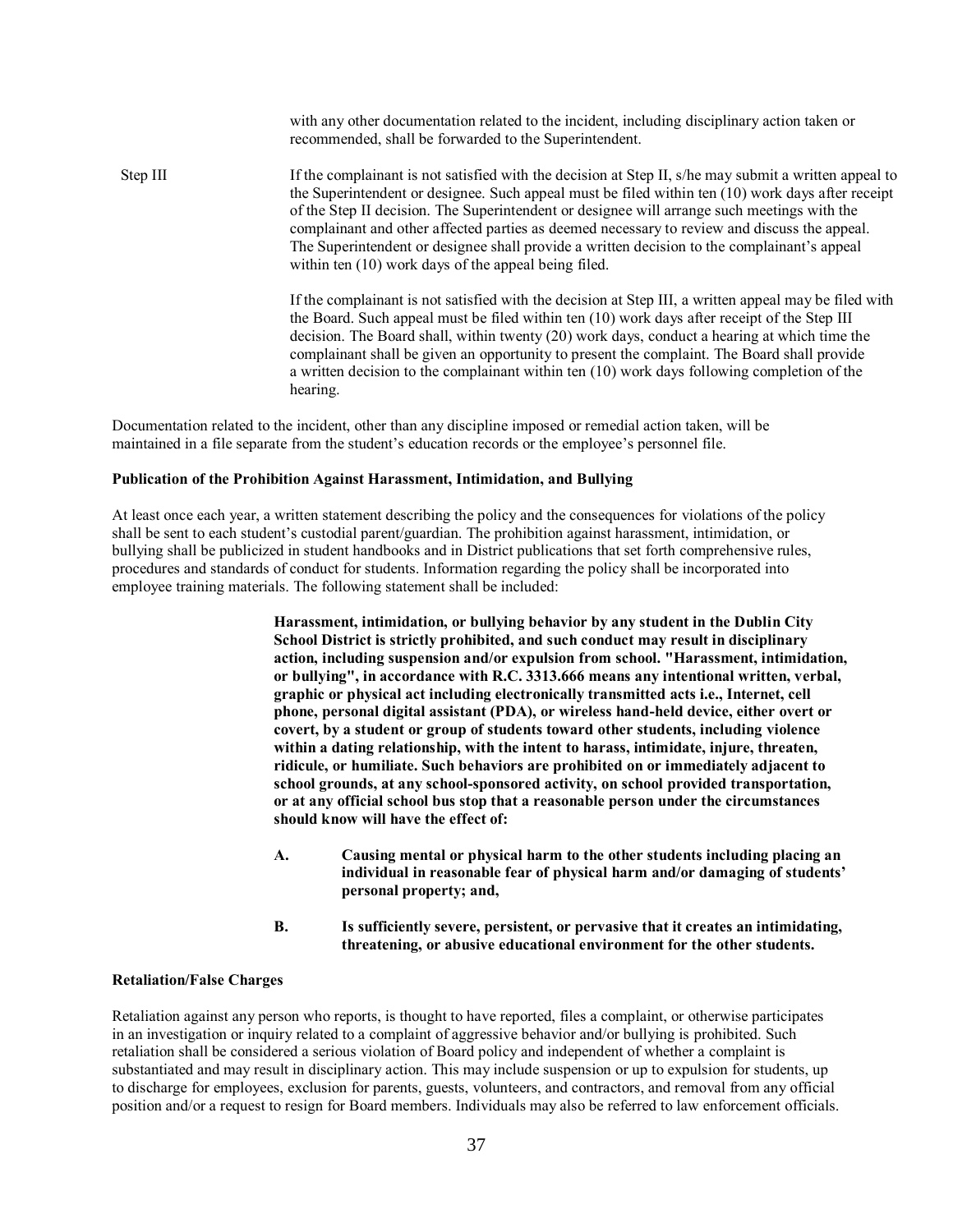with any other documentation related to the incident, including disciplinary action taken or recommended, shall be forwarded to the Superintendent.

Step III

If the complainant is not satisfied with the decision at Step II, s/he may submit a written appeal to the Superintendent or designee. Such appeal must be filed within ten (10) work days after receipt of the Step II decision. The Superintendent or designee will arrange such meetings with the complainant and other affected parties as deemed necessary to review and discuss the appeal. The Superintendent or designee shall provide a written decision to the complainant's appeal within ten (10) work days of the appeal being filed.

If the complainant is not satisfied with the decision at Step III, a written appeal may be filed with the Board. Such appeal must be filed within ten (10) work days after receipt of the Step III decision. The Board shall, within twenty (20) work days, conduct a hearing at which time the complainant shall be given an opportunity to present the complaint. The Board shall provide a written decision to the complainant within ten (10) work days following completion of the hearing.

Documentation related to the incident, other than any discipline imposed or remedial action taken, will be maintained in a file separate from the student's education records or the employee's personnel file.

**Publication of the Prohibition Against Harassment, Intimidation, and Bullying**

At least once each year, a written statement describing the policy and the consequences for violations of the policy shall be sent to each student's custodial parent/guardian. The prohibition against harassment, intimidation, or bullying shall be publicized in student handbooks and in District publications that set forth comprehensive rules, procedures and standards of conduct for students. Information regarding the policy shall be incorporated into employee training materials. The following statement shall be included:

> **Harassment, intimidation, or bullying behavior by any student in the Dublin City School District is strictly prohibited, and such conduct may result in disciplinary action, including suspension and/or expulsion from school. "Harassment, intimidation, or bullying", in accordance with R.C. 3313.666 means any intentional written, verbal, graphic or physical act including electronically transmitted acts i.e., Internet, cell phone, personal digital assistant (PDA), or wireless hand-held device, either overt or covert, by a student or group of students toward other students, including violence within a dating relationship, with the intent to harass, intimidate, injure, threaten, ridicule, or humiliate. Such behaviors are prohibited on or immediately adjacent to school grounds, at any school-sponsored activity, on school provided transportation, or at any official school bus stop that a reasonable person under the circumstances should know will have the effect of:**
>
> **A. Causing mental or physical harm to the other students including placing an individual in reasonable fear of physical harm and/or damaging of students' personal property; and,**
>
> **B. Is sufficiently severe, persistent, or pervasive that it creates an intimidating, threatening, or abusive educational environment for the other students.**

**Retaliation/False Charges**

Retaliation against any person who reports, is thought to have reported, files a complaint, or otherwise participates in an investigation or inquiry related to a complaint of aggressive behavior and/or bullying is prohibited. Such retaliation shall be considered a serious violation of Board policy and independent of whether a complaint is substantiated and may result in disciplinary action. This may include suspension or up to expulsion for students, up to discharge for employees, exclusion for parents, guests, volunteers, and contractors, and removal from any official position and/or a request to resign for Board members. Individuals may also be referred to law enforcement officials.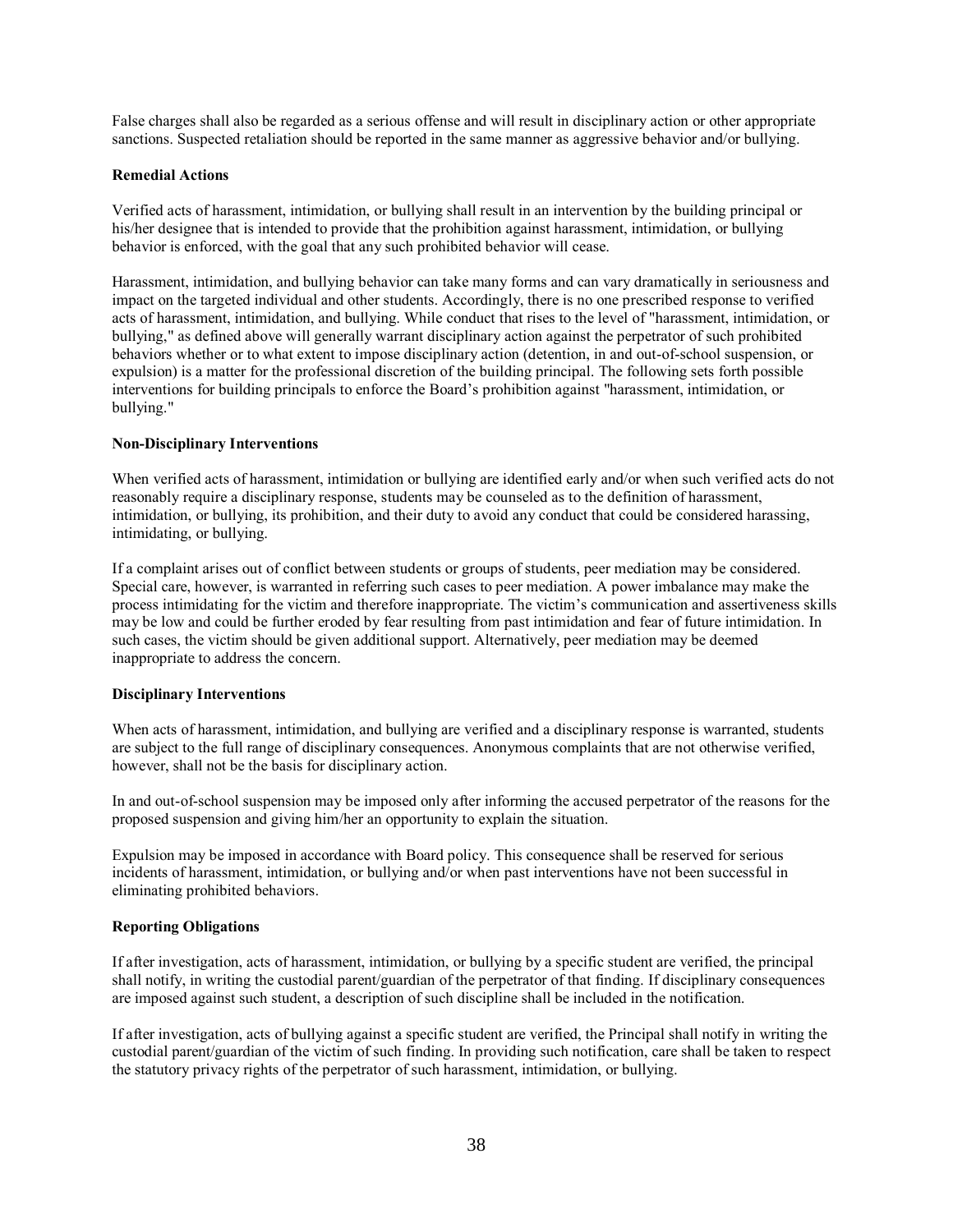False charges shall also be regarded as a serious offense and will result in disciplinary action or other appropriate sanctions. Suspected retaliation should be reported in the same manner as aggressive behavior and/or bullying.

**Remedial Actions**

Verified acts of harassment, intimidation, or bullying shall result in an intervention by the building principal or his/her designee that is intended to provide that the prohibition against harassment, intimidation, or bullying behavior is enforced, with the goal that any such prohibited behavior will cease.

Harassment, intimidation, and bullying behavior can take many forms and can vary dramatically in seriousness and impact on the targeted individual and other students. Accordingly, there is no one prescribed response to verified acts of harassment, intimidation, and bullying. While conduct that rises to the level of "harassment, intimidation, or bullying," as defined above will generally warrant disciplinary action against the perpetrator of such prohibited behaviors whether or to what extent to impose disciplinary action (detention, in and out-of-school suspension, or expulsion) is a matter for the professional discretion of the building principal. The following sets forth possible interventions for building principals to enforce the Board's prohibition against "harassment, intimidation, or bullying."

**Non-Disciplinary Interventions**

When verified acts of harassment, intimidation or bullying are identified early and/or when such verified acts do not reasonably require a disciplinary response, students may be counseled as to the definition of harassment, intimidation, or bullying, its prohibition, and their duty to avoid any conduct that could be considered harassing, intimidating, or bullying.

If a complaint arises out of conflict between students or groups of students, peer mediation may be considered. Special care, however, is warranted in referring such cases to peer mediation. A power imbalance may make the process intimidating for the victim and therefore inappropriate. The victim's communication and assertiveness skills may be low and could be further eroded by fear resulting from past intimidation and fear of future intimidation. In such cases, the victim should be given additional support. Alternatively, peer mediation may be deemed inappropriate to address the concern.

**Disciplinary Interventions**

When acts of harassment, intimidation, and bullying are verified and a disciplinary response is warranted, students are subject to the full range of disciplinary consequences. Anonymous complaints that are not otherwise verified, however, shall not be the basis for disciplinary action.

In and out-of-school suspension may be imposed only after informing the accused perpetrator of the reasons for the proposed suspension and giving him/her an opportunity to explain the situation.

Expulsion may be imposed in accordance with Board policy. This consequence shall be reserved for serious incidents of harassment, intimidation, or bullying and/or when past interventions have not been successful in eliminating prohibited behaviors.

**Reporting Obligations**

If after investigation, acts of harassment, intimidation, or bullying by a specific student are verified, the principal shall notify, in writing the custodial parent/guardian of the perpetrator of that finding. If disciplinary consequences are imposed against such student, a description of such discipline shall be included in the notification.

If after investigation, acts of bullying against a specific student are verified, the Principal shall notify in writing the custodial parent/guardian of the victim of such finding. In providing such notification, care shall be taken to respect the statutory privacy rights of the perpetrator of such harassment, intimidation, or bullying.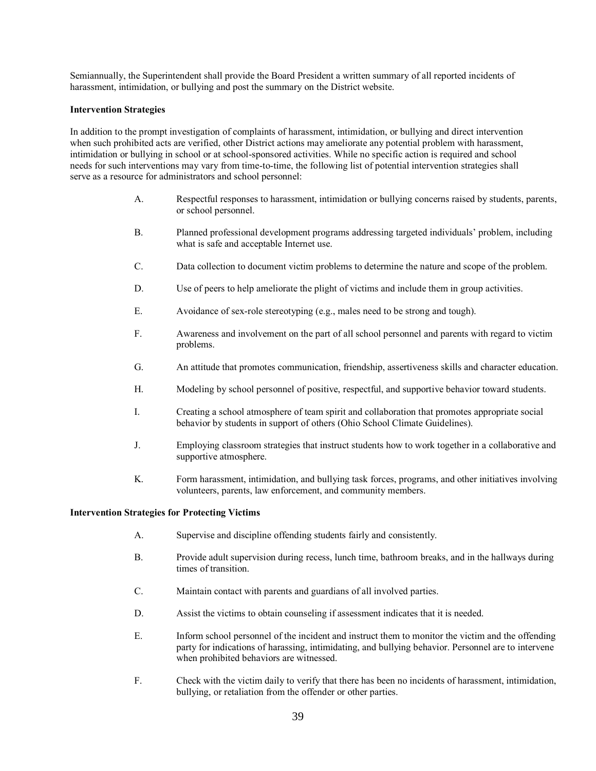Semiannually, the Superintendent shall provide the Board President a written summary of all reported incidents of harassment, intimidation, or bullying and post the summary on the District website.

**Intervention Strategies**

In addition to the prompt investigation of complaints of harassment, intimidation, or bullying and direct intervention when such prohibited acts are verified, other District actions may ameliorate any potential problem with harassment, intimidation or bullying in school or at school-sponsored activities. While no specific action is required and school needs for such interventions may vary from time-to-time, the following list of potential intervention strategies shall serve as a resource for administrators and school personnel:

A. Respectful responses to harassment, intimidation or bullying concerns raised by students, parents, or school personnel.

B. Planned professional development programs addressing targeted individuals' problem, including what is safe and acceptable Internet use.

C. Data collection to document victim problems to determine the nature and scope of the problem.

D. Use of peers to help ameliorate the plight of victims and include them in group activities.

E. Avoidance of sex-role stereotyping (e.g., males need to be strong and tough).

F. Awareness and involvement on the part of all school personnel and parents with regard to victim problems.

G. An attitude that promotes communication, friendship, assertiveness skills and character education.

H. Modeling by school personnel of positive, respectful, and supportive behavior toward students.

I. Creating a school atmosphere of team spirit and collaboration that promotes appropriate social behavior by students in support of others (Ohio School Climate Guidelines).

J. Employing classroom strategies that instruct students how to work together in a collaborative and supportive atmosphere.

K. Form harassment, intimidation, and bullying task forces, programs, and other initiatives involving volunteers, parents, law enforcement, and community members.

**Intervention Strategies for Protecting Victims**

A. Supervise and discipline offending students fairly and consistently.

B. Provide adult supervision during recess, lunch time, bathroom breaks, and in the hallways during times of transition.

C. Maintain contact with parents and guardians of all involved parties.

D. Assist the victims to obtain counseling if assessment indicates that it is needed.

E. Inform school personnel of the incident and instruct them to monitor the victim and the offending party for indications of harassing, intimidating, and bullying behavior. Personnel are to intervene when prohibited behaviors are witnessed.

F. Check with the victim daily to verify that there has been no incidents of harassment, intimidation, bullying, or retaliation from the offender or other parties.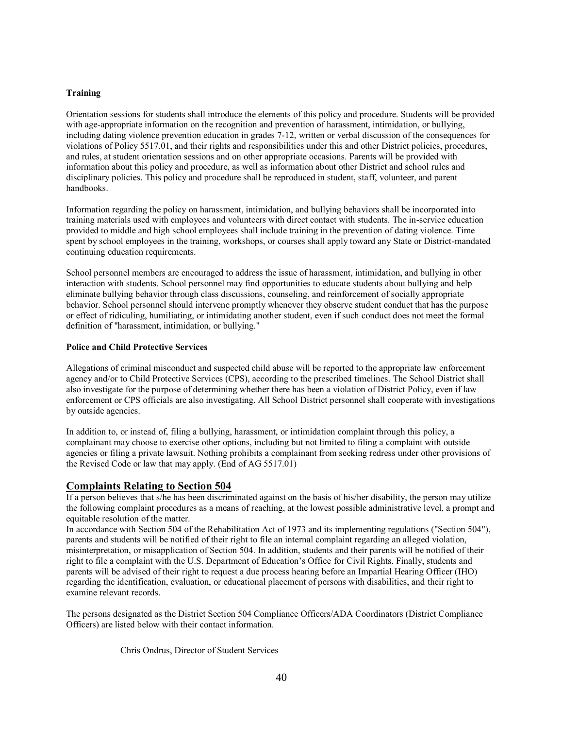**Training**

Orientation sessions for students shall introduce the elements of this policy and procedure. Students will be provided with age-appropriate information on the recognition and prevention of harassment, intimidation, or bullying, including dating violence prevention education in grades 7-12, written or verbal discussion of the consequences for violations of Policy 5517.01, and their rights and responsibilities under this and other District policies, procedures, and rules, at student orientation sessions and on other appropriate occasions. Parents will be provided with information about this policy and procedure, as well as information about other District and school rules and disciplinary policies. This policy and procedure shall be reproduced in student, staff, volunteer, and parent handbooks.

Information regarding the policy on harassment, intimidation, and bullying behaviors shall be incorporated into training materials used with employees and volunteers with direct contact with students. The in-service education provided to middle and high school employees shall include training in the prevention of dating violence. Time spent by school employees in the training, workshops, or courses shall apply toward any State or District-mandated continuing education requirements.

School personnel members are encouraged to address the issue of harassment, intimidation, and bullying in other interaction with students. School personnel may find opportunities to educate students about bullying and help eliminate bullying behavior through class discussions, counseling, and reinforcement of socially appropriate behavior. School personnel should intervene promptly whenever they observe student conduct that has the purpose or effect of ridiculing, humiliating, or intimidating another student, even if such conduct does not meet the formal definition of "harassment, intimidation, or bullying."

**Police and Child Protective Services**

Allegations of criminal misconduct and suspected child abuse will be reported to the appropriate law enforcement agency and/or to Child Protective Services (CPS), according to the prescribed timelines. The School District shall also investigate for the purpose of determining whether there has been a violation of District Policy, even if law enforcement or CPS officials are also investigating. All School District personnel shall cooperate with investigations by outside agencies.

In addition to, or instead of, filing a bullying, harassment, or intimidation complaint through this policy, a complainant may choose to exercise other options, including but not limited to filing a complaint with outside agencies or filing a private lawsuit. Nothing prohibits a complainant from seeking redress under other provisions of the Revised Code or law that may apply. (End of AG 5517.01)

## Complaints Relating to Section 504

If a person believes that s/he has been discriminated against on the basis of his/her disability, the person may utilize the following complaint procedures as a means of reaching, at the lowest possible administrative level, a prompt and equitable resolution of the matter.

In accordance with Section 504 of the Rehabilitation Act of 1973 and its implementing regulations ("Section 504"), parents and students will be notified of their right to file an internal complaint regarding an alleged violation, misinterpretation, or misapplication of Section 504. In addition, students and their parents will be notified of their right to file a complaint with the U.S. Department of Education's Office for Civil Rights. Finally, students and parents will be advised of their right to request a due process hearing before an Impartial Hearing Officer (IHO) regarding the identification, evaluation, or educational placement of persons with disabilities, and their right to examine relevant records.

The persons designated as the District Section 504 Compliance Officers/ADA Coordinators (District Compliance Officers) are listed below with their contact information.

Chris Ondrus, Director of Student Services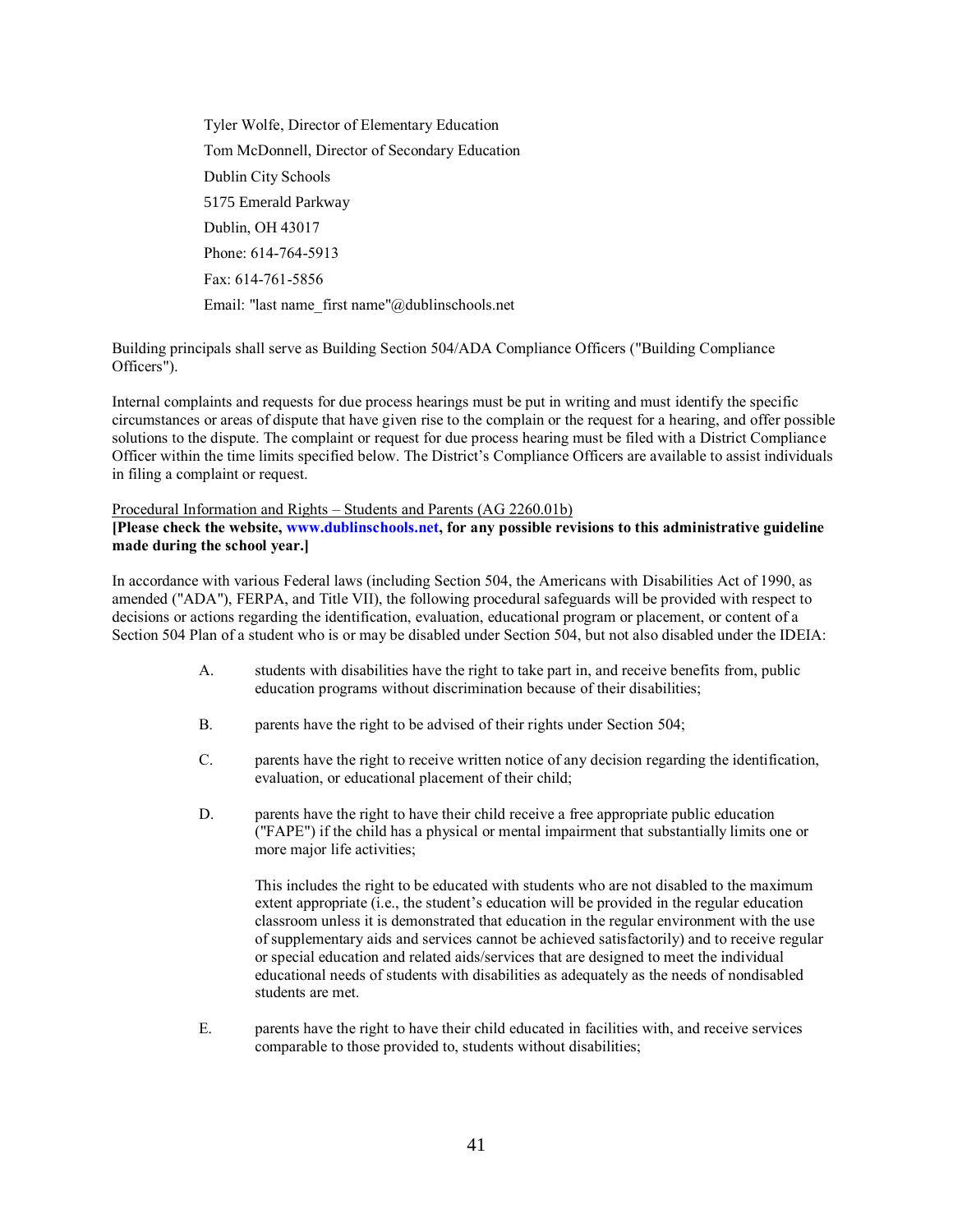Tyler Wolfe, Director of Elementary Education

Tom McDonnell, Director of Secondary Education

Dublin City Schools

5175 Emerald Parkway

Dublin, OH 43017

Phone: 614-764-5913

Fax: 614-761-5856

Email: "last name_first name"@dublinschools.net

Building principals shall serve as Building Section 504/ADA Compliance Officers ("Building Compliance Officers").

Internal complaints and requests for due process hearings must be put in writing and must identify the specific circumstances or areas of dispute that have given rise to the complain or the request for a hearing, and offer possible solutions to the dispute. The complaint or request for due process hearing must be filed with a District Compliance Officer within the time limits specified below. The District's Compliance Officers are available to assist individuals in filing a complaint or request.

<u>Procedural Information and Rights – Students and Parents (AG 2260.01b)</u>

**[Please check the website, www.dublinschools.net, for any possible revisions to this administrative guideline made during the school year.]**

In accordance with various Federal laws (including Section 504, the Americans with Disabilities Act of 1990, as amended ("ADA"), FERPA, and Title VII), the following procedural safeguards will be provided with respect to decisions or actions regarding the identification, evaluation, educational program or placement, or content of a Section 504 Plan of a student who is or may be disabled under Section 504, but not also disabled under the IDEIA:

A. students with disabilities have the right to take part in, and receive benefits from, public education programs without discrimination because of their disabilities;

B. parents have the right to be advised of their rights under Section 504;

C. parents have the right to receive written notice of any decision regarding the identification, evaluation, or educational placement of their child;

D. parents have the right to have their child receive a free appropriate public education ("FAPE") if the child has a physical or mental impairment that substantially limits one or more major life activities;

   This includes the right to be educated with students who are not disabled to the maximum extent appropriate (i.e., the student's education will be provided in the regular education classroom unless it is demonstrated that education in the regular environment with the use of supplementary aids and services cannot be achieved satisfactorily) and to receive regular or special education and related aids/services that are designed to meet the individual educational needs of students with disabilities as adequately as the needs of nondisabled students are met.

E. parents have the right to have their child educated in facilities with, and receive services comparable to those provided to, students without disabilities;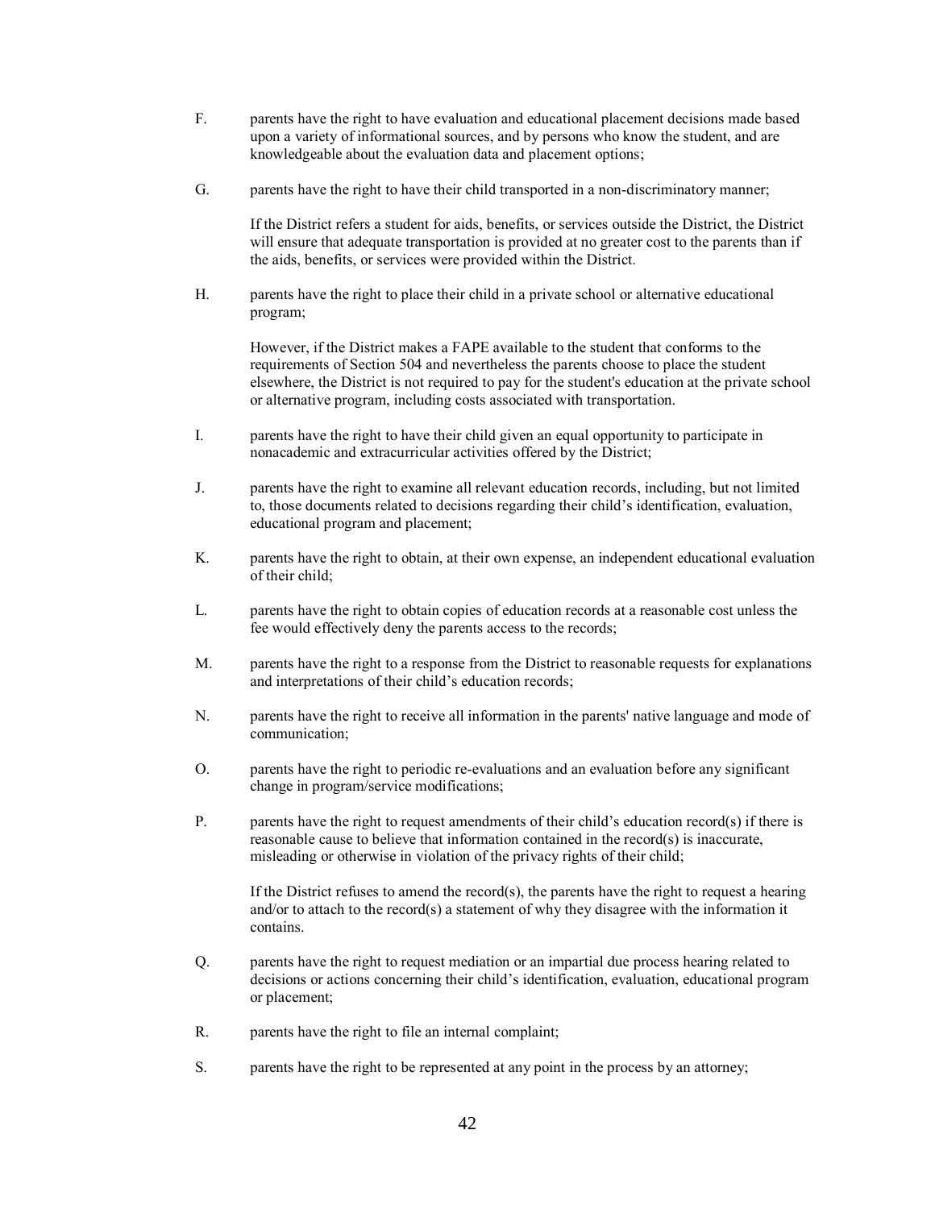F. parents have the right to have evaluation and educational placement decisions made based upon a variety of informational sources, and by persons who know the student, and are knowledgeable about the evaluation data and placement options;

G. parents have the right to have their child transported in a non-discriminatory manner;

   If the District refers a student for aids, benefits, or services outside the District, the District will ensure that adequate transportation is provided at no greater cost to the parents than if the aids, benefits, or services were provided within the District.

H. parents have the right to place their child in a private school or alternative educational program;

   However, if the District makes a FAPE available to the student that conforms to the requirements of Section 504 and nevertheless the parents choose to place the student elsewhere, the District is not required to pay for the student's education at the private school or alternative program, including costs associated with transportation.

I. parents have the right to have their child given an equal opportunity to participate in nonacademic and extracurricular activities offered by the District;

J. parents have the right to examine all relevant education records, including, but not limited to, those documents related to decisions regarding their child's identification, evaluation, educational program and placement;

K. parents have the right to obtain, at their own expense, an independent educational evaluation of their child;

L. parents have the right to obtain copies of education records at a reasonable cost unless the fee would effectively deny the parents access to the records;

M. parents have the right to a response from the District to reasonable requests for explanations and interpretations of their child's education records;

N. parents have the right to receive all information in the parents' native language and mode of communication;

O. parents have the right to periodic re-evaluations and an evaluation before any significant change in program/service modifications;

P. parents have the right to request amendments of their child's education record(s) if there is reasonable cause to believe that information contained in the record(s) is inaccurate, misleading or otherwise in violation of the privacy rights of their child;

   If the District refuses to amend the record(s), the parents have the right to request a hearing and/or to attach to the record(s) a statement of why they disagree with the information it contains.

Q. parents have the right to request mediation or an impartial due process hearing related to decisions or actions concerning their child's identification, evaluation, educational program or placement;

R. parents have the right to file an internal complaint;

S. parents have the right to be represented at any point in the process by an attorney;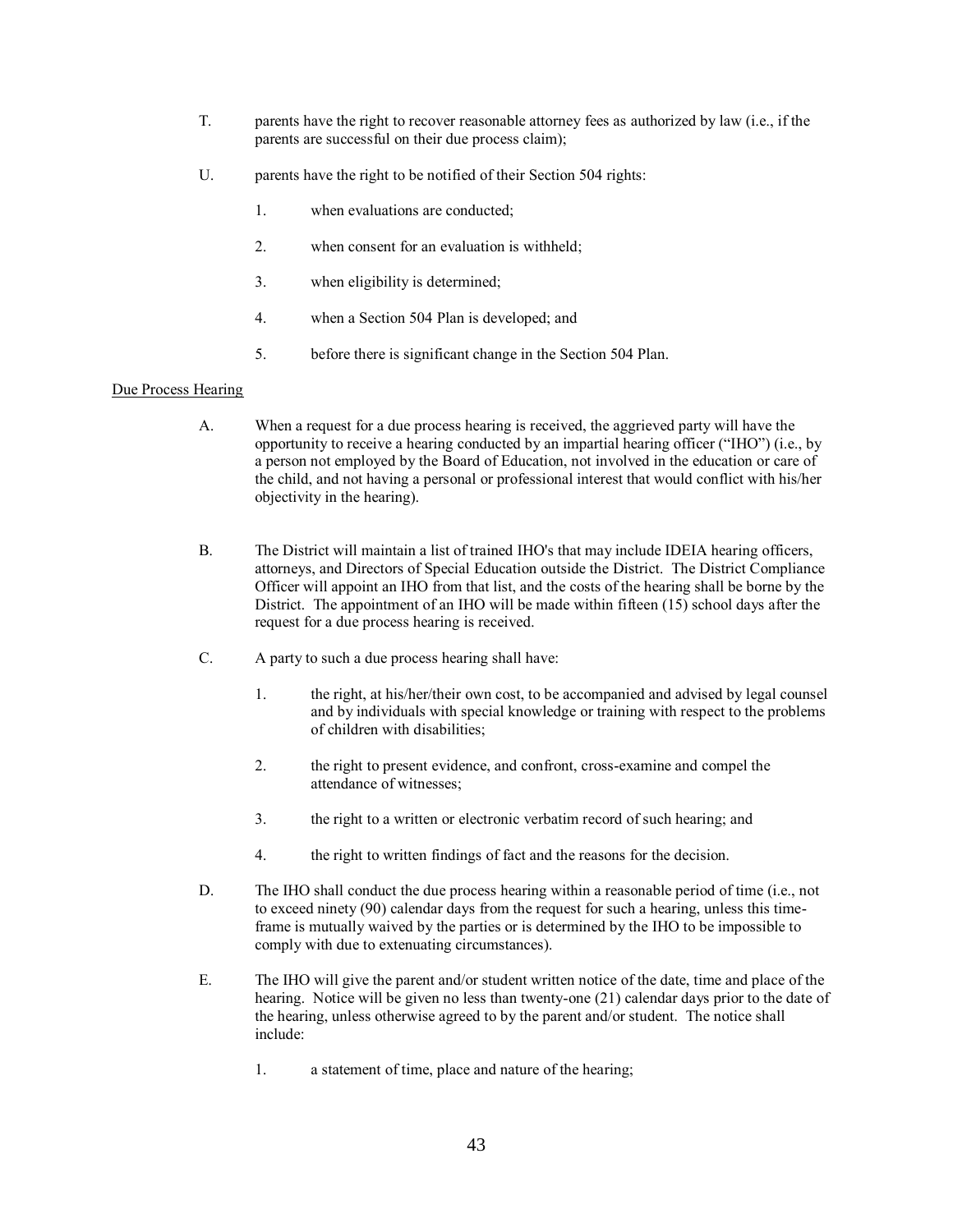T. parents have the right to recover reasonable attorney fees as authorized by law (i.e., if the parents are successful on their due process claim);

U. parents have the right to be notified of their Section 504 rights:

1. when evaluations are conducted;

2. when consent for an evaluation is withheld;

3. when eligibility is determined;

4. when a Section 504 Plan is developed; and

5. before there is significant change in the Section 504 Plan.

<u>Due Process Hearing</u>

A. When a request for a due process hearing is received, the aggrieved party will have the opportunity to receive a hearing conducted by an impartial hearing officer ("IHO") (i.e., by a person not employed by the Board of Education, not involved in the education or care of the child, and not having a personal or professional interest that would conflict with his/her objectivity in the hearing).

B. The District will maintain a list of trained IHO's that may include IDEIA hearing officers, attorneys, and Directors of Special Education outside the District. The District Compliance Officer will appoint an IHO from that list, and the costs of the hearing shall be borne by the District. The appointment of an IHO will be made within fifteen (15) school days after the request for a due process hearing is received.

C. A party to such a due process hearing shall have:

1. the right, at his/her/their own cost, to be accompanied and advised by legal counsel and by individuals with special knowledge or training with respect to the problems of children with disabilities;

2. the right to present evidence, and confront, cross-examine and compel the attendance of witnesses;

3. the right to a written or electronic verbatim record of such hearing; and

4. the right to written findings of fact and the reasons for the decision.

D. The IHO shall conduct the due process hearing within a reasonable period of time (i.e., not to exceed ninety (90) calendar days from the request for such a hearing, unless this time-frame is mutually waived by the parties or is determined by the IHO to be impossible to comply with due to extenuating circumstances).

E. The IHO will give the parent and/or student written notice of the date, time and place of the hearing. Notice will be given no less than twenty-one (21) calendar days prior to the date of the hearing, unless otherwise agreed to by the parent and/or student. The notice shall include:

1. a statement of time, place and nature of the hearing;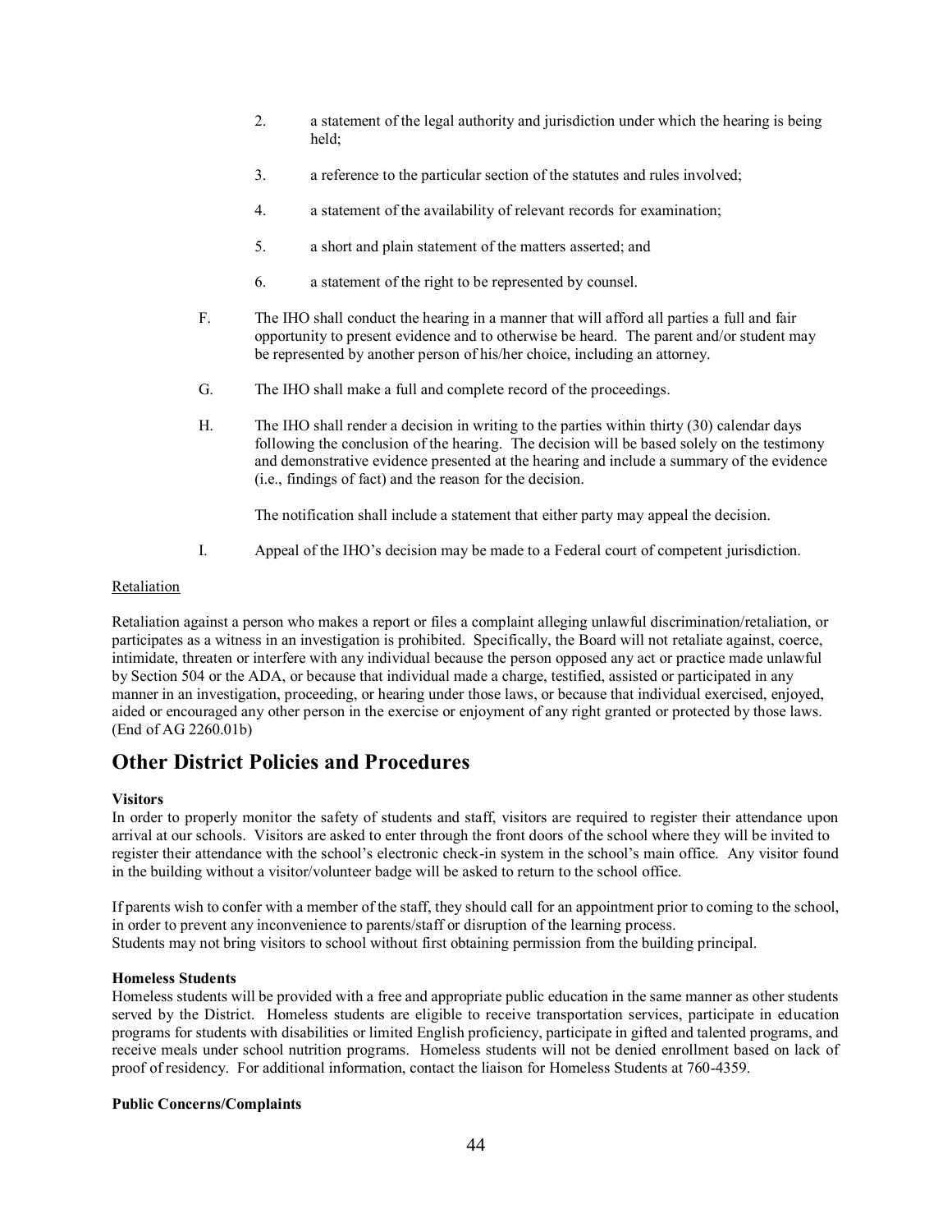2. a statement of the legal authority and jurisdiction under which the hearing is being held;

3. a reference to the particular section of the statutes and rules involved;

4. a statement of the availability of relevant records for examination;

5. a short and plain statement of the matters asserted; and

6. a statement of the right to be represented by counsel.

F. The IHO shall conduct the hearing in a manner that will afford all parties a full and fair opportunity to present evidence and to otherwise be heard. The parent and/or student may be represented by another person of his/her choice, including an attorney.

G. The IHO shall make a full and complete record of the proceedings.

H. The IHO shall render a decision in writing to the parties within thirty (30) calendar days following the conclusion of the hearing. The decision will be based solely on the testimony and demonstrative evidence presented at the hearing and include a summary of the evidence (i.e., findings of fact) and the reason for the decision.

The notification shall include a statement that either party may appeal the decision.

I. Appeal of the IHO's decision may be made to a Federal court of competent jurisdiction.

Retaliation

Retaliation against a person who makes a report or files a complaint alleging unlawful discrimination/retaliation, or participates as a witness in an investigation is prohibited. Specifically, the Board will not retaliate against, coerce, intimidate, threaten or interfere with any individual because the person opposed any act or practice made unlawful by Section 504 or the ADA, or because that individual made a charge, testified, assisted or participated in any manner in an investigation, proceeding, or hearing under those laws, or because that individual exercised, enjoyed, aided or encouraged any other person in the exercise or enjoyment of any right granted or protected by those laws. (End of AG 2260.01b)

## Other District Policies and Procedures

**Visitors**

In order to properly monitor the safety of students and staff, visitors are required to register their attendance upon arrival at our schools. Visitors are asked to enter through the front doors of the school where they will be invited to register their attendance with the school's electronic check-in system in the school's main office. Any visitor found in the building without a visitor/volunteer badge will be asked to return to the school office.

If parents wish to confer with a member of the staff, they should call for an appointment prior to coming to the school, in order to prevent any inconvenience to parents/staff or disruption of the learning process.
Students may not bring visitors to school without first obtaining permission from the building principal.

**Homeless Students**

Homeless students will be provided with a free and appropriate public education in the same manner as other students served by the District. Homeless students are eligible to receive transportation services, participate in education programs for students with disabilities or limited English proficiency, participate in gifted and talented programs, and receive meals under school nutrition programs. Homeless students will not be denied enrollment based on lack of proof of residency. For additional information, contact the liaison for Homeless Students at 760-4359.

**Public Concerns/Complaints**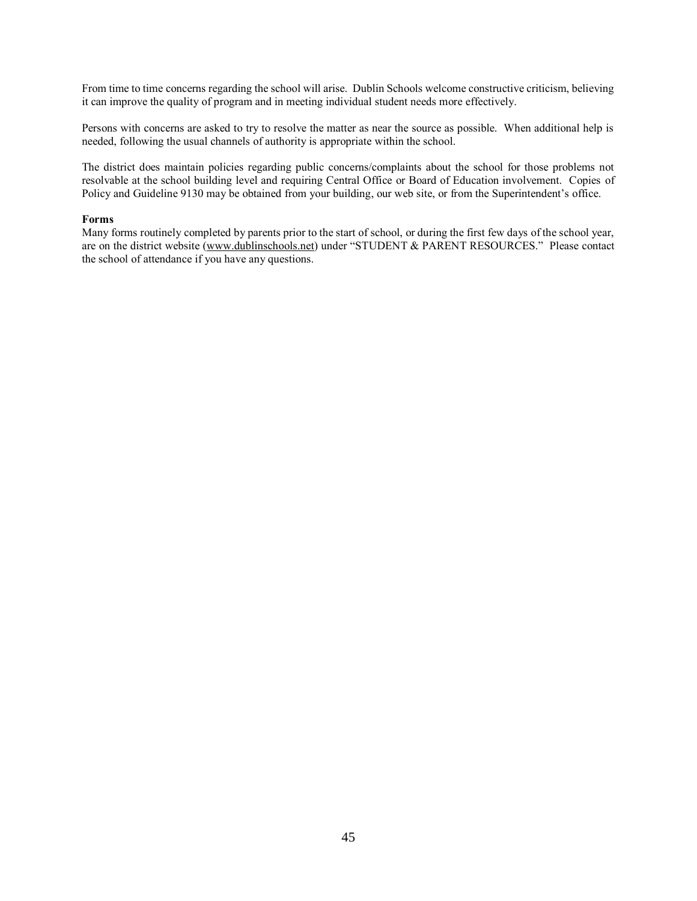From time to time concerns regarding the school will arise. Dublin Schools welcome constructive criticism, believing it can improve the quality of program and in meeting individual student needs more effectively.

Persons with concerns are asked to try to resolve the matter as near the source as possible. When additional help is needed, following the usual channels of authority is appropriate within the school.

The district does maintain policies regarding public concerns/complaints about the school for those problems not resolvable at the school building level and requiring Central Office or Board of Education involvement. Copies of Policy and Guideline 9130 may be obtained from your building, our web site, or from the Superintendent's office.

**Forms**

Many forms routinely completed by parents prior to the start of school, or during the first few days of the school year, are on the district website (www.dublinschools.net) under "STUDENT & PARENT RESOURCES." Please contact the school of attendance if you have any questions.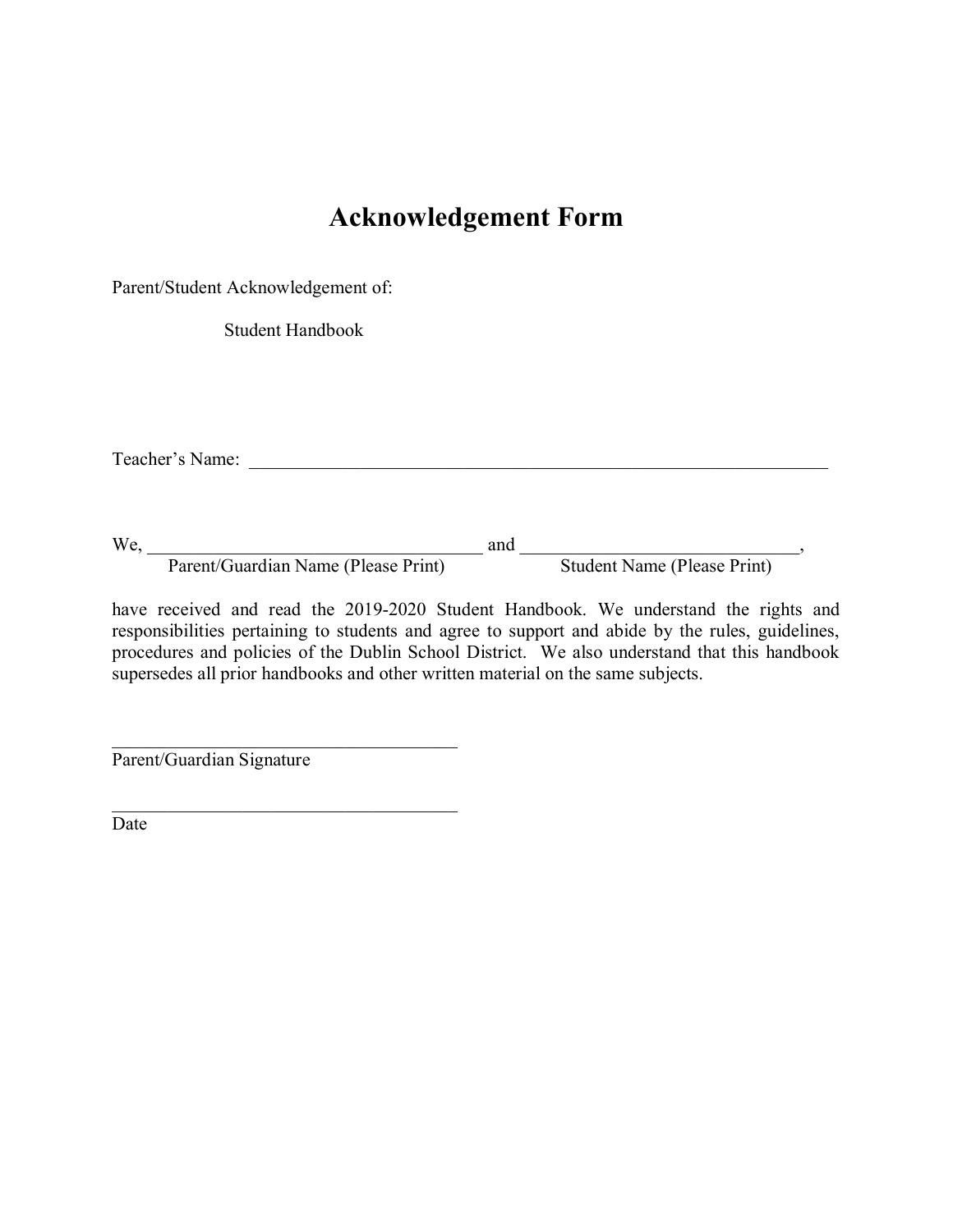# Acknowledgement Form

Parent/Student Acknowledgement of:

Student Handbook

Teacher's Name: ________________________________________________________________

We, ____________________________________ and ______________________________,
Parent/Guardian Name (Please Print) Student Name (Please Print)

have received and read the 2019-2020 Student Handbook. We understand the rights and responsibilities pertaining to students and agree to support and abide by the rules, guidelines, procedures and policies of the Dublin School District. We also understand that this handbook supersedes all prior handbooks and other written material on the same subjects.

______________________________________
Parent/Guardian Signature

______________________________________
Date